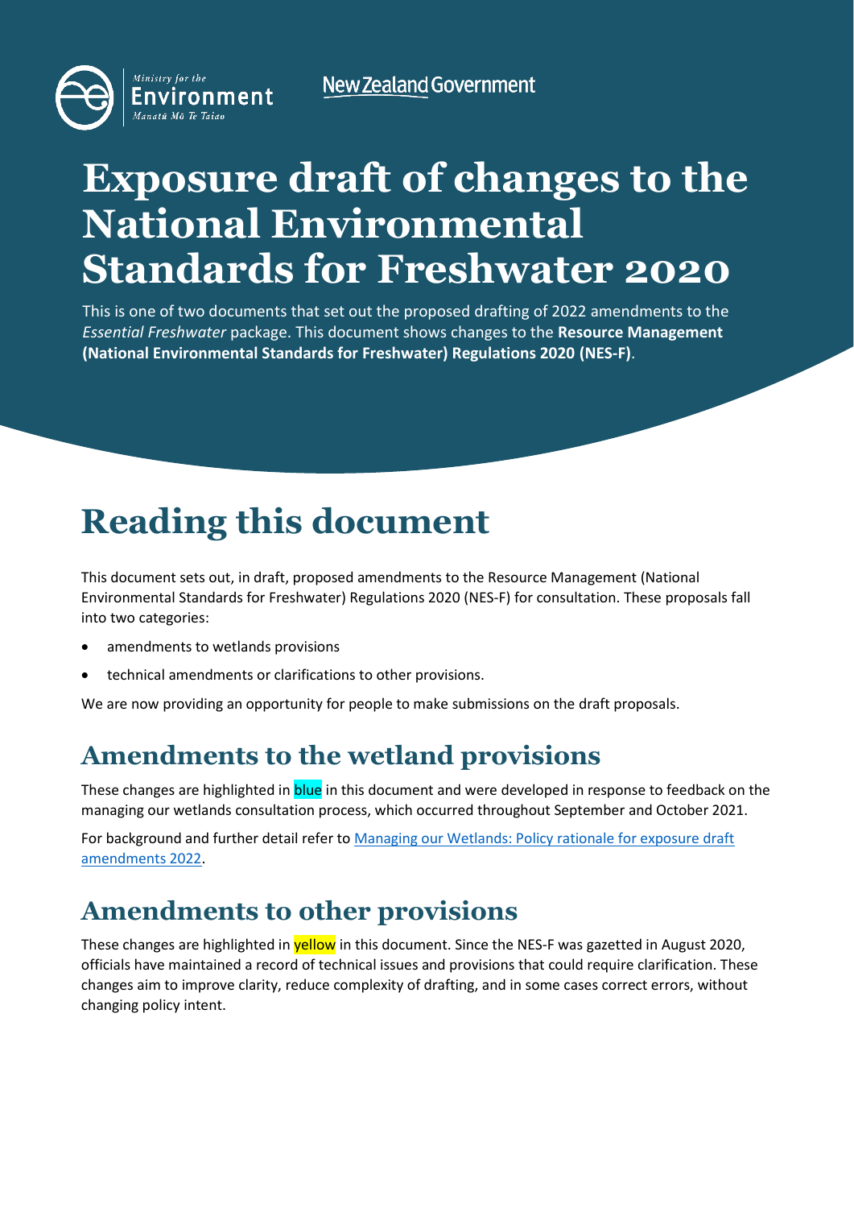Ministry for the Environment
Manatū Mō Te Taiao

New Zealand Government

# Exposure draft of changes to the National Environmental Standards for Freshwater 2020

This is one of two documents that set out the proposed drafting of 2022 amendments to the *Essential Freshwater* package. This document shows changes to the **Resource Management (National Environmental Standards for Freshwater) Regulations 2020 (NES-F)**.

# Reading this document

This document sets out, in draft, proposed amendments to the Resource Management (National Environmental Standards for Freshwater) Regulations 2020 (NES-F) for consultation. These proposals fall into two categories:

- amendments to wetlands provisions
- technical amendments or clarifications to other provisions.

We are now providing an opportunity for people to make submissions on the draft proposals.

## Amendments to the wetland provisions

These changes are highlighted in blue in this document and were developed in response to feedback on the managing our wetlands consultation process, which occurred throughout September and October 2021.

For background and further detail refer to Managing our Wetlands: Policy rationale for exposure draft amendments 2022.

## Amendments to other provisions

These changes are highlighted in yellow in this document. Since the NES-F was gazetted in August 2020, officials have maintained a record of technical issues and provisions that could require clarification. These changes aim to improve clarity, reduce complexity of drafting, and in some cases correct errors, without changing policy intent.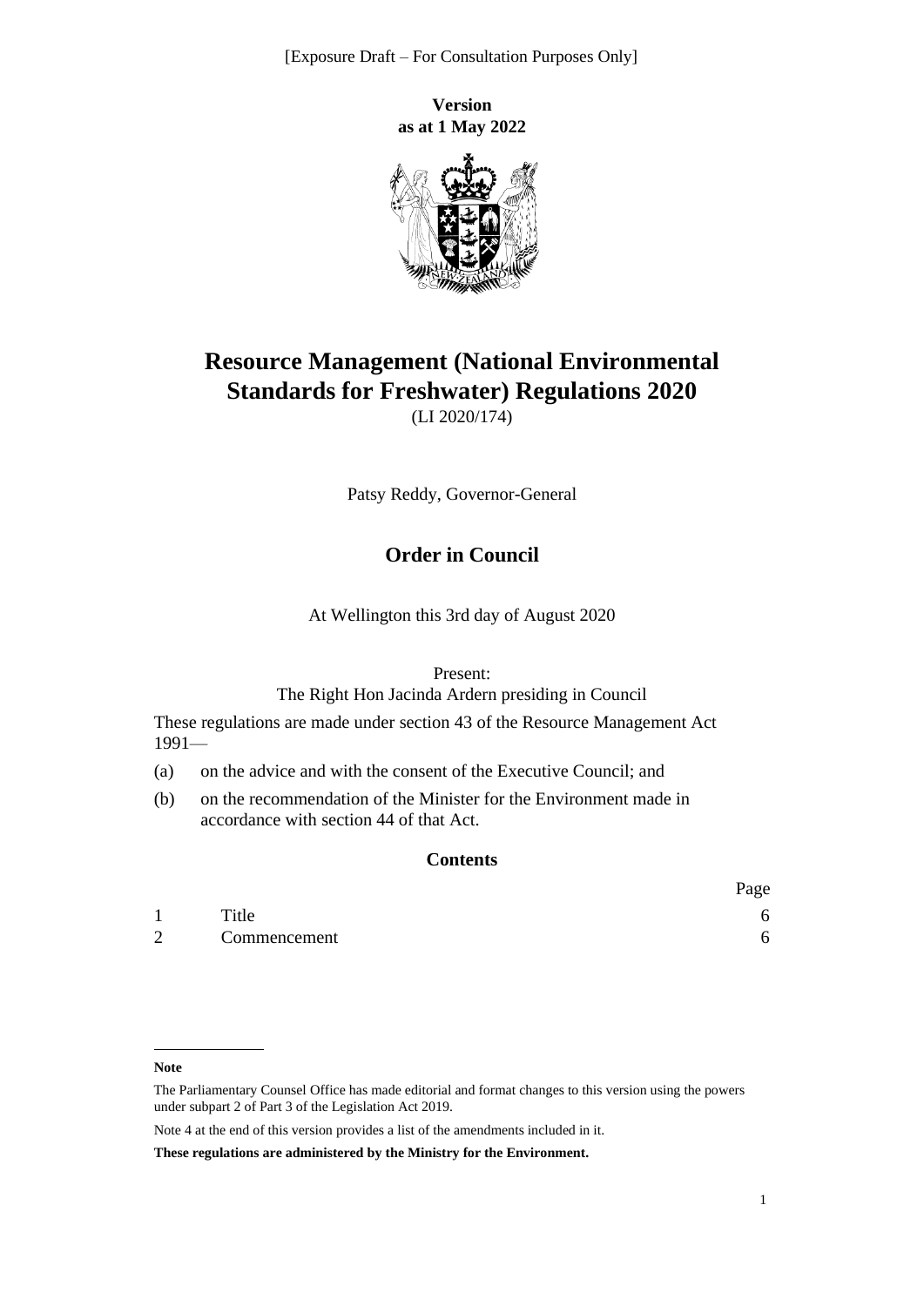[Exposure Draft – For Consultation Purposes Only]

**Version as at 1 May 2022**

# Resource Management (National Environmental Standards for Freshwater) Regulations 2020

(LI 2020/174)

Patsy Reddy, Governor-General

## Order in Council

At Wellington this 3rd day of August 2020

Present:
The Right Hon Jacinda Ardern presiding in Council

These regulations are made under section 43 of the Resource Management Act 1991—

(a) on the advice and with the consent of the Executive Council; and

(b) on the recommendation of the Minister for the Environment made in accordance with section 44 of that Act.

### Contents

| | | Page |
|---|---|---|
| 1 | Title | 6 |
| 2 | Commencement | 6 |

**Note**

The Parliamentary Counsel Office has made editorial and format changes to this version using the powers under subpart 2 of Part 3 of the Legislation Act 2019.

Note 4 at the end of this version provides a list of the amendments included in it.

**These regulations are administered by the Ministry for the Environment.**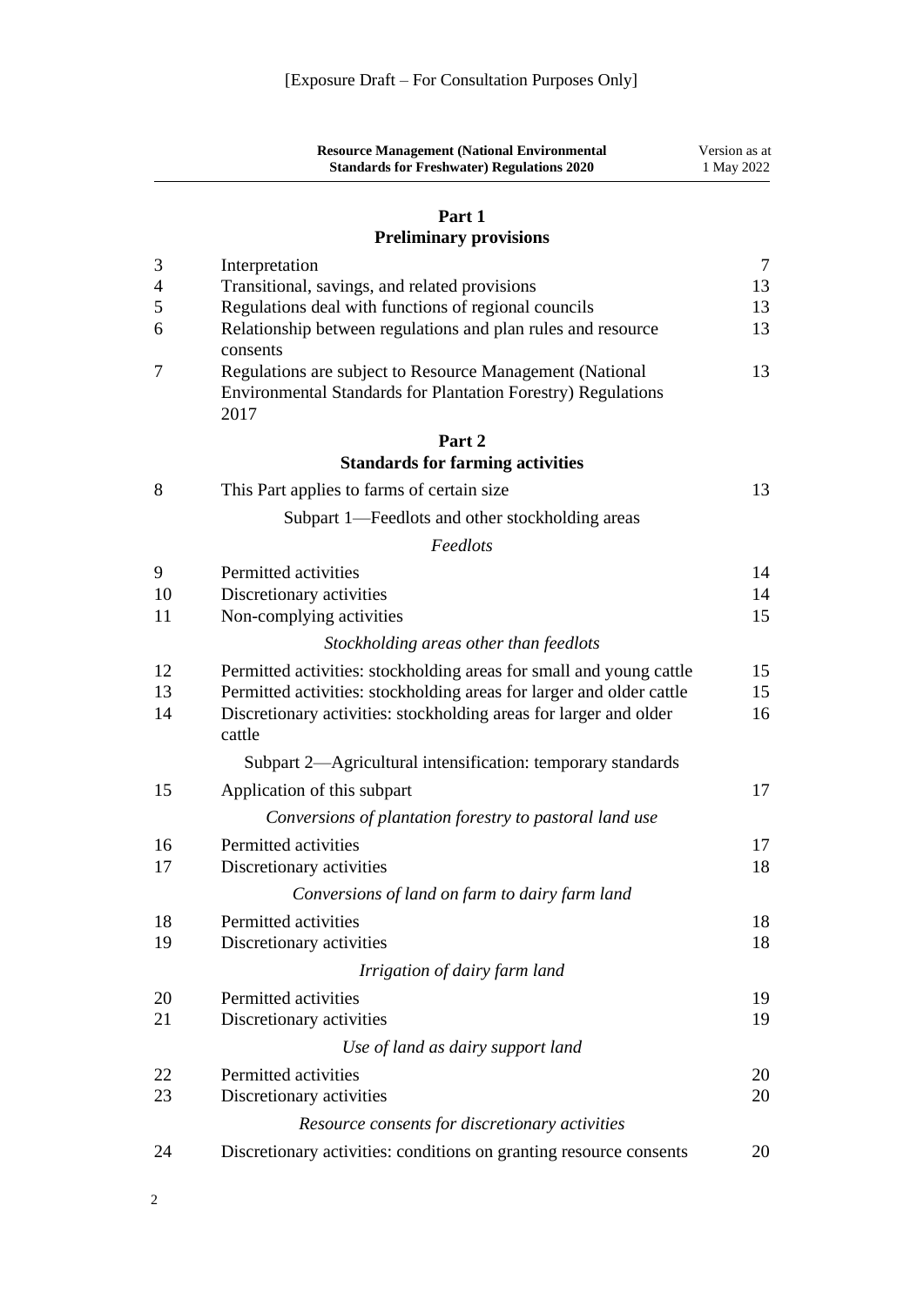[Exposure Draft – For Consultation Purposes Only]

## Part 1
## Preliminary provisions

| | | |
|---|---|---|
| 3 | Interpretation | 7 |
| 4 | Transitional, savings, and related provisions | 13 |
| 5 | Regulations deal with functions of regional councils | 13 |
| 6 | Relationship between regulations and plan rules and resource consents | 13 |
| 7 | Regulations are subject to Resource Management (National Environmental Standards for Plantation Forestry) Regulations 2017 | 13 |

## Part 2
## Standards for farming activities

| | | |
|---|---|---|
| 8 | This Part applies to farms of certain size | 13 |

Subpart 1—Feedlots and other stockholding areas

*Feedlots*

| | | |
|---|---|---|
| 9 | Permitted activities | 14 |
| 10 | Discretionary activities | 14 |
| 11 | Non-complying activities | 15 |

*Stockholding areas other than feedlots*

| | | |
|---|---|---|
| 12 | Permitted activities: stockholding areas for small and young cattle | 15 |
| 13 | Permitted activities: stockholding areas for larger and older cattle | 15 |
| 14 | Discretionary activities: stockholding areas for larger and older cattle | 16 |

Subpart 2—Agricultural intensification: temporary standards

| | | |
|---|---|---|
| 15 | Application of this subpart | 17 |

*Conversions of plantation forestry to pastoral land use*

| | | |
|---|---|---|
| 16 | Permitted activities | 17 |
| 17 | Discretionary activities | 18 |

*Conversions of land on farm to dairy farm land*

| | | |
|---|---|---|
| 18 | Permitted activities | 18 |
| 19 | Discretionary activities | 18 |

*Irrigation of dairy farm land*

| | | |
|---|---|---|
| 20 | Permitted activities | 19 |
| 21 | Discretionary activities | 19 |

*Use of land as dairy support land*

| | | |
|---|---|---|
| 22 | Permitted activities | 20 |
| 23 | Discretionary activities | 20 |

*Resource consents for discretionary activities*

| | | |
|---|---|---|
| 24 | Discretionary activities: conditions on granting resource consents | 20 |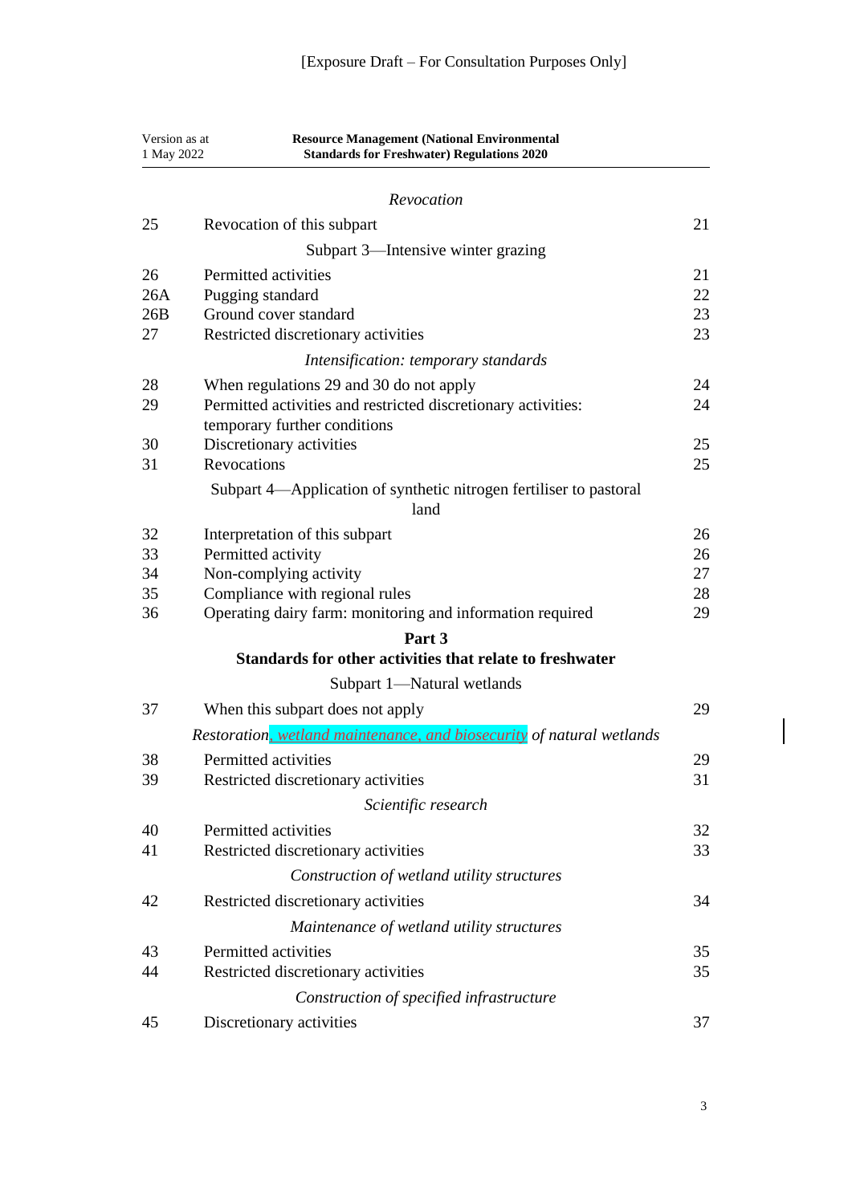[Exposure Draft – For Consultation Purposes Only]

*Revocation*

| | | |
|---|---|---|
| 25 | Revocation of this subpart | 21 |

Subpart 3—Intensive winter grazing

| | | |
|---|---|---|
| 26 | Permitted activities | 21 |
| 26A | Pugging standard | 22 |
| 26B | Ground cover standard | 23 |
| 27 | Restricted discretionary activities | 23 |

*Intensification: temporary standards*

| | | |
|---|---|---|
| 28 | When regulations 29 and 30 do not apply | 24 |
| 29 | Permitted activities and restricted discretionary activities: temporary further conditions | 24 |
| 30 | Discretionary activities | 25 |
| 31 | Revocations | 25 |

Subpart 4—Application of synthetic nitrogen fertiliser to pastoral land

| | | |
|---|---|---|
| 32 | Interpretation of this subpart | 26 |
| 33 | Permitted activity | 26 |
| 34 | Non-complying activity | 27 |
| 35 | Compliance with regional rules | 28 |
| 36 | Operating dairy farm: monitoring and information required | 29 |

**Part 3**
**Standards for other activities that relate to freshwater**

Subpart 1—Natural wetlands

| | | |
|---|---|---|
| 37 | When this subpart does not apply | 29 |

*Restoration, wetland maintenance, and biosecurity of natural wetlands*

| | | |
|---|---|---|
| 38 | Permitted activities | 29 |
| 39 | Restricted discretionary activities | 31 |

*Scientific research*

| | | |
|---|---|---|
| 40 | Permitted activities | 32 |
| 41 | Restricted discretionary activities | 33 |

*Construction of wetland utility structures*

| | | |
|---|---|---|
| 42 | Restricted discretionary activities | 34 |

*Maintenance of wetland utility structures*

| | | |
|---|---|---|
| 43 | Permitted activities | 35 |
| 44 | Restricted discretionary activities | 35 |

*Construction of specified infrastructure*

| | | |
|---|---|---|
| 45 | Discretionary activities | 37 |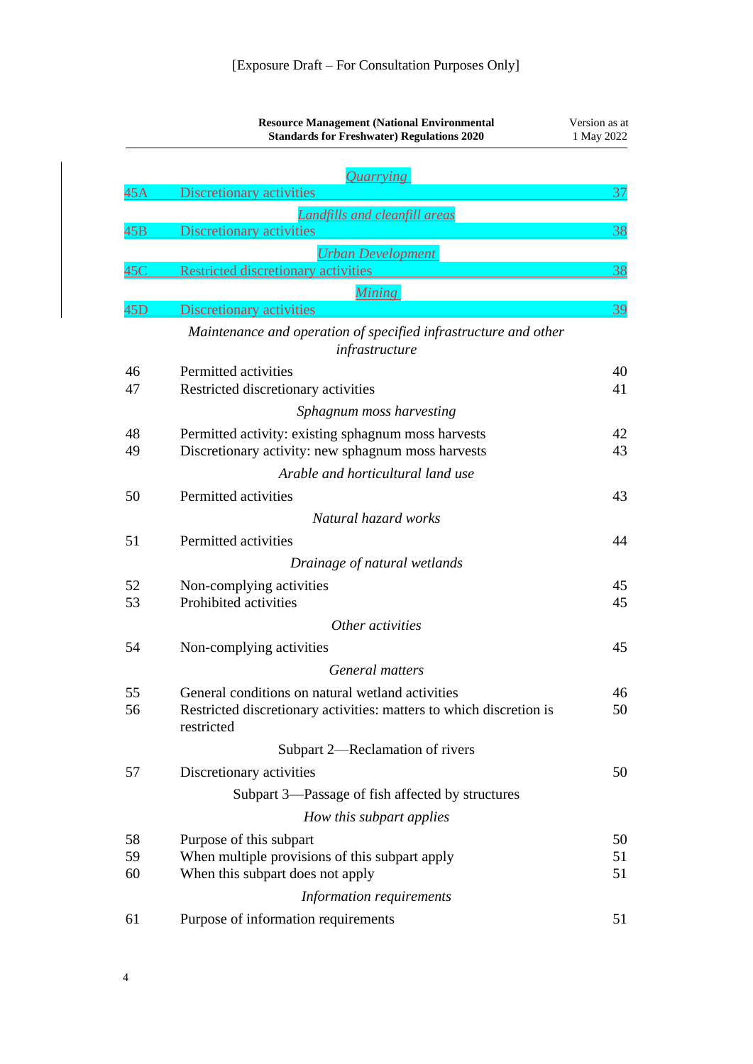[Exposure Draft – For Consultation Purposes Only]

| | *Quarrying* | |
|---|---|---|
| 45A | Discretionary activities | 37 |
| | *Landfills and cleanfill areas* | |
| 45B | Discretionary activities | 38 |
| | *Urban Development* | |
| 45C | Restricted discretionary activities | 38 |
| | *Mining* | |
| 45D | Discretionary activities | 39 |
| | *Maintenance and operation of specified infrastructure and other infrastructure* | |
| 46 | Permitted activities | 40 |
| 47 | Restricted discretionary activities | 41 |
| | *Sphagnum moss harvesting* | |
| 48 | Permitted activity: existing sphagnum moss harvests | 42 |
| 49 | Discretionary activity: new sphagnum moss harvests | 43 |
| | *Arable and horticultural land use* | |
| 50 | Permitted activities | 43 |
| | *Natural hazard works* | |
| 51 | Permitted activities | 44 |
| | *Drainage of natural wetlands* | |
| 52 | Non-complying activities | 45 |
| 53 | Prohibited activities | 45 |
| | *Other activities* | |
| 54 | Non-complying activities | 45 |
| | *General matters* | |
| 55 | General conditions on natural wetland activities | 46 |
| 56 | Restricted discretionary activities: matters to which discretion is restricted | 50 |
| | Subpart 2—Reclamation of rivers | |
| 57 | Discretionary activities | 50 |
| | Subpart 3—Passage of fish affected by structures | |
| | *How this subpart applies* | |
| 58 | Purpose of this subpart | 50 |
| 59 | When multiple provisions of this subpart apply | 51 |
| 60 | When this subpart does not apply | 51 |
| | *Information requirements* | |
| 61 | Purpose of information requirements | 51 |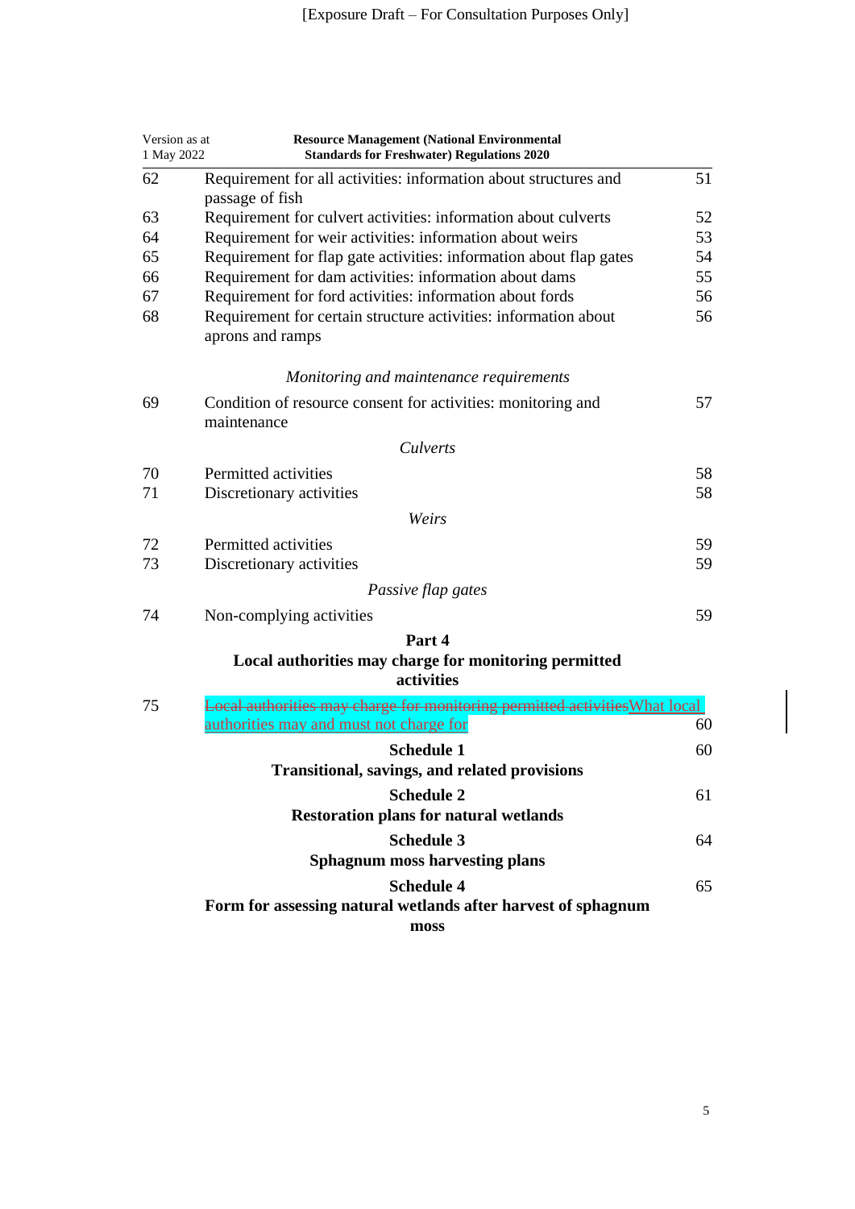[Exposure Draft – For Consultation Purposes Only]

| | | |
|---|---|---|
| 62 | Requirement for all activities: information about structures and passage of fish | 51 |
| 63 | Requirement for culvert activities: information about culverts | 52 |
| 64 | Requirement for weir activities: information about weirs | 53 |
| 65 | Requirement for flap gate activities: information about flap gates | 54 |
| 66 | Requirement for dam activities: information about dams | 55 |
| 67 | Requirement for ford activities: information about fords | 56 |
| 68 | Requirement for certain structure activities: information about aprons and ramps | 56 |
| | *Monitoring and maintenance requirements* | |
| 69 | Condition of resource consent for activities: monitoring and maintenance | 57 |
| | *Culverts* | |
| 70 | Permitted activities | 58 |
| 71 | Discretionary activities | 58 |
| | *Weirs* | |
| 72 | Permitted activities | 59 |
| 73 | Discretionary activities | 59 |
| | *Passive flap gates* | |
| 74 | Non-complying activities | 59 |
| | **Part 4** **Local authorities may charge for monitoring permitted activities** | |
| 75 | ~~Local authorities may charge for monitoring permitted activities~~What local authorities may and must not charge for | 60 |
| | **Schedule 1** **Transitional, savings, and related provisions** | 60 |
| | **Schedule 2** **Restoration plans for natural wetlands** | 61 |
| | **Schedule 3** **Sphagnum moss harvesting plans** | 64 |
| | **Schedule 4** **Form for assessing natural wetlands after harvest of sphagnum moss** | 65 |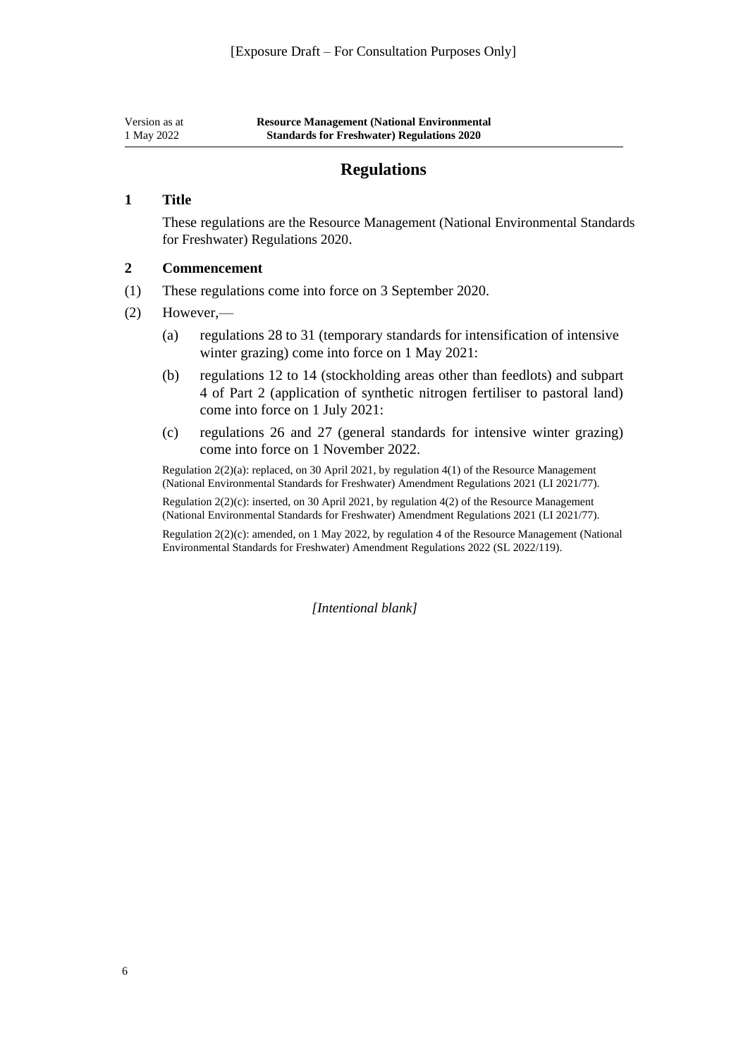# Regulations

## 1 Title

These regulations are the Resource Management (National Environmental Standards for Freshwater) Regulations 2020.

## 2 Commencement

(1) These regulations come into force on 3 September 2020.

(2) However,—

(a) regulations 28 to 31 (temporary standards for intensification of intensive winter grazing) come into force on 1 May 2021:

(b) regulations 12 to 14 (stockholding areas other than feedlots) and subpart 4 of Part 2 (application of synthetic nitrogen fertiliser to pastoral land) come into force on 1 July 2021:

(c) regulations 26 and 27 (general standards for intensive winter grazing) come into force on 1 November 2022.

Regulation 2(2)(a): replaced, on 30 April 2021, by regulation 4(1) of the Resource Management (National Environmental Standards for Freshwater) Amendment Regulations 2021 (LI 2021/77).

Regulation 2(2)(c): inserted, on 30 April 2021, by regulation 4(2) of the Resource Management (National Environmental Standards for Freshwater) Amendment Regulations 2021 (LI 2021/77).

Regulation 2(2)(c): amended, on 1 May 2022, by regulation 4 of the Resource Management (National Environmental Standards for Freshwater) Amendment Regulations 2022 (SL 2022/119).

*[Intentional blank]*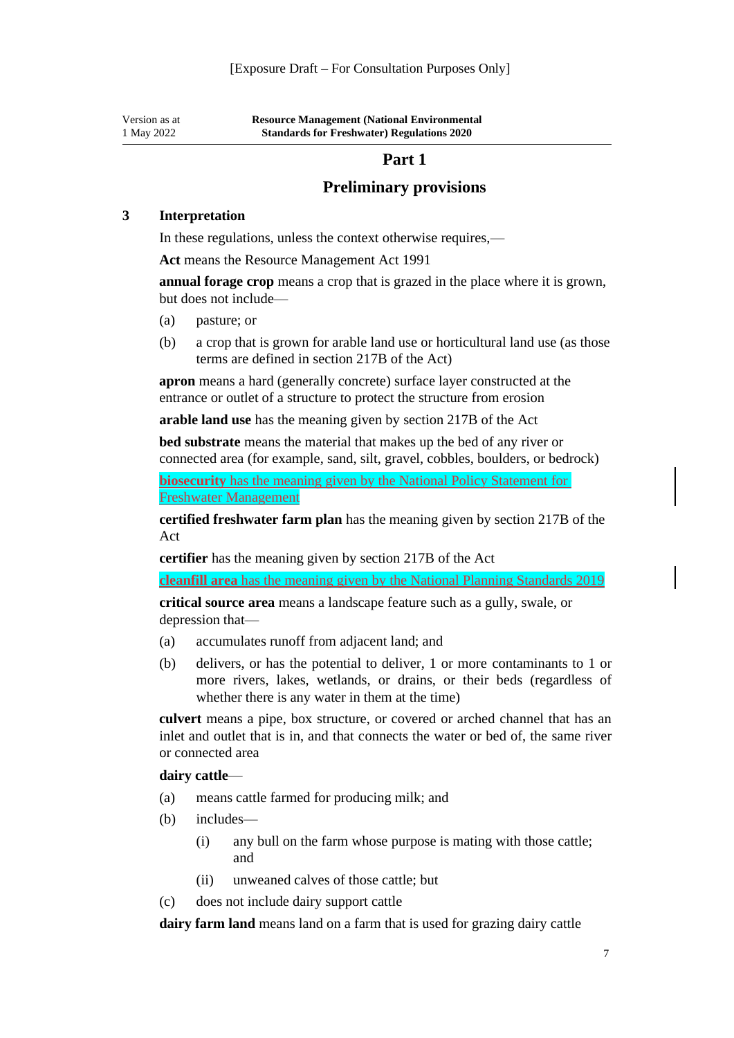# Part 1

## Preliminary provisions

### 3 Interpretation

In these regulations, unless the context otherwise requires,—

**Act** means the Resource Management Act 1991

**annual forage crop** means a crop that is grazed in the place where it is grown, but does not include—

(a) pasture; or

(b) a crop that is grown for arable land use or horticultural land use (as those terms are defined in section 217B of the Act)

**apron** means a hard (generally concrete) surface layer constructed at the entrance or outlet of a structure to protect the structure from erosion

**arable land use** has the meaning given by section 217B of the Act

**bed substrate** means the material that makes up the bed of any river or connected area (for example, sand, silt, gravel, cobbles, boulders, or bedrock)

**biosecurity** has the meaning given by the National Policy Statement for Freshwater Management

**certified freshwater farm plan** has the meaning given by section 217B of the Act

**certifier** has the meaning given by section 217B of the Act

**cleanfill area** has the meaning given by the National Planning Standards 2019

**critical source area** means a landscape feature such as a gully, swale, or depression that—

(a) accumulates runoff from adjacent land; and

(b) delivers, or has the potential to deliver, 1 or more contaminants to 1 or more rivers, lakes, wetlands, or drains, or their beds (regardless of whether there is any water in them at the time)

**culvert** means a pipe, box structure, or covered or arched channel that has an inlet and outlet that is in, and that connects the water or bed of, the same river or connected area

**dairy cattle**—

(a) means cattle farmed for producing milk; and

(b) includes—

  (i) any bull on the farm whose purpose is mating with those cattle; and

  (ii) unweaned calves of those cattle; but

(c) does not include dairy support cattle

**dairy farm land** means land on a farm that is used for grazing dairy cattle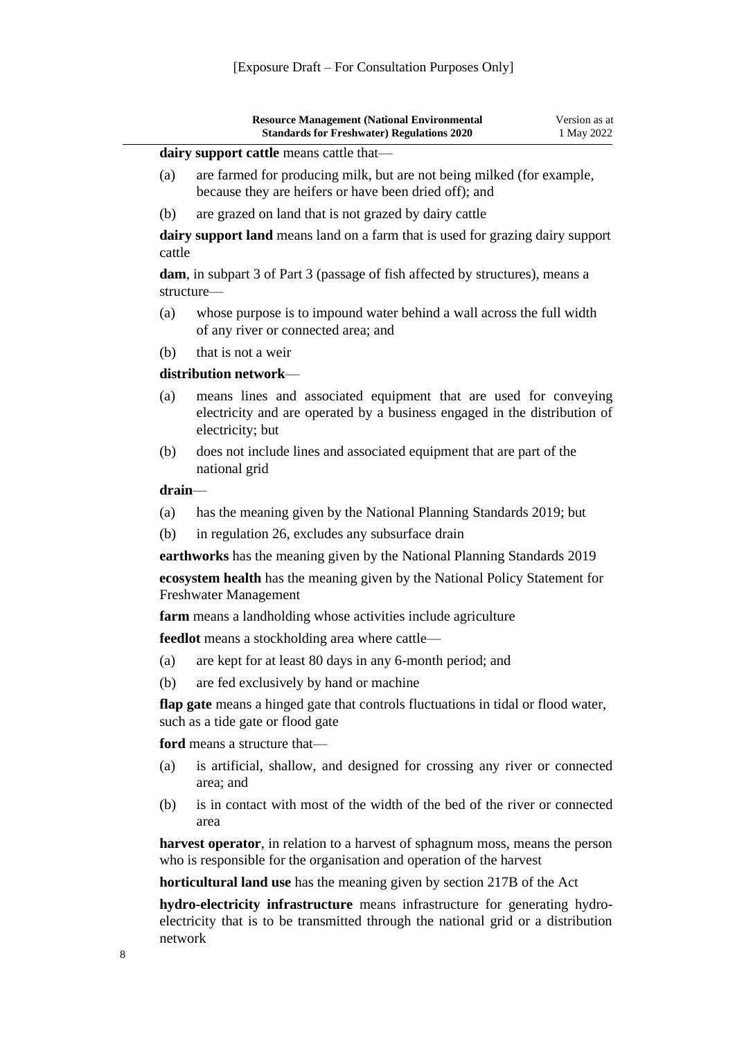**dairy support cattle** means cattle that—

(a) are farmed for producing milk, but are not being milked (for example, because they are heifers or have been dried off); and

(b) are grazed on land that is not grazed by dairy cattle

**dairy support land** means land on a farm that is used for grazing dairy support cattle

**dam**, in subpart 3 of Part 3 (passage of fish affected by structures), means a structure—

(a) whose purpose is to impound water behind a wall across the full width of any river or connected area; and

(b) that is not a weir

**distribution network**—

(a) means lines and associated equipment that are used for conveying electricity and are operated by a business engaged in the distribution of electricity; but

(b) does not include lines and associated equipment that are part of the national grid

**drain**—

(a) has the meaning given by the National Planning Standards 2019; but

(b) in regulation 26, excludes any subsurface drain

**earthworks** has the meaning given by the National Planning Standards 2019

**ecosystem health** has the meaning given by the National Policy Statement for Freshwater Management

**farm** means a landholding whose activities include agriculture

**feedlot** means a stockholding area where cattle—

(a) are kept for at least 80 days in any 6-month period; and

(b) are fed exclusively by hand or machine

**flap gate** means a hinged gate that controls fluctuations in tidal or flood water, such as a tide gate or flood gate

**ford** means a structure that—

(a) is artificial, shallow, and designed for crossing any river or connected area; and

(b) is in contact with most of the width of the bed of the river or connected area

**harvest operator**, in relation to a harvest of sphagnum moss, means the person who is responsible for the organisation and operation of the harvest

**horticultural land use** has the meaning given by section 217B of the Act

**hydro-electricity infrastructure** means infrastructure for generating hydro-electricity that is to be transmitted through the national grid or a distribution network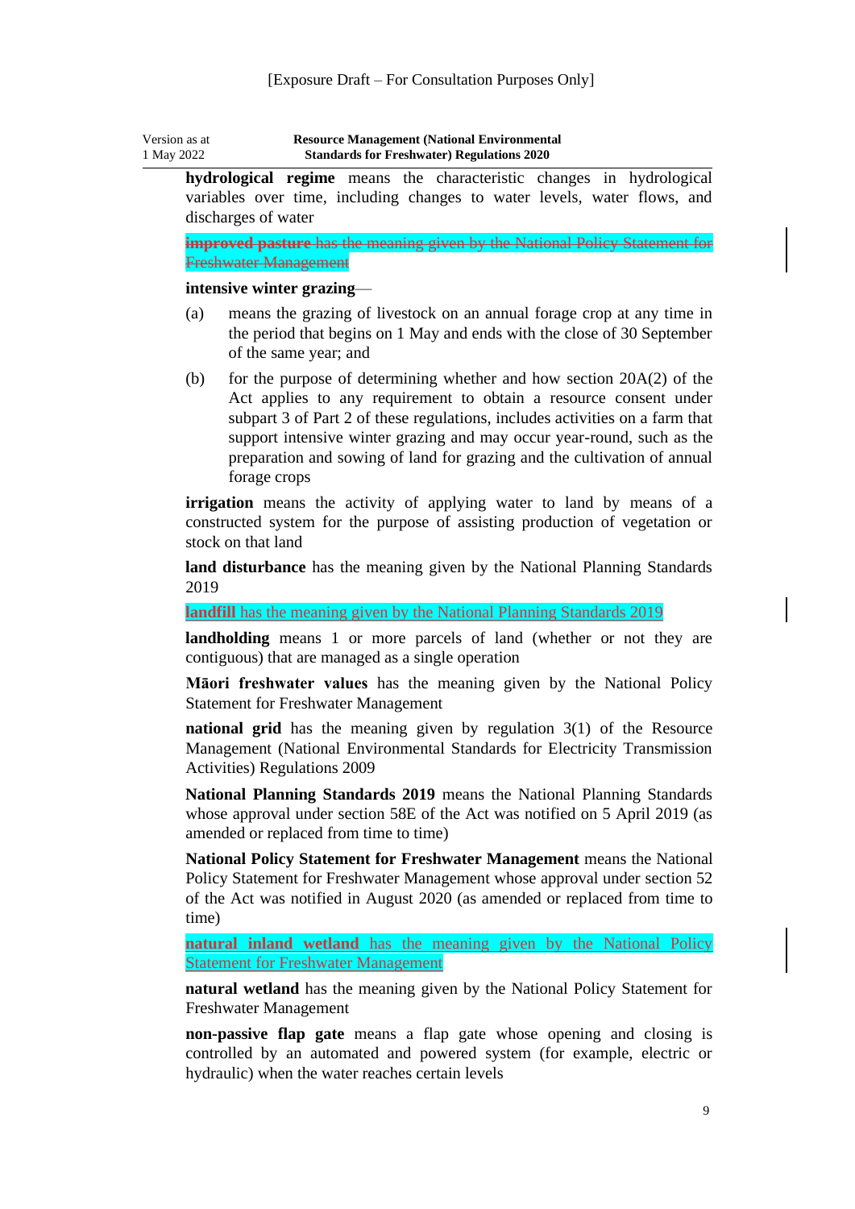**hydrological regime** means the characteristic changes in hydrological variables over time, including changes to water levels, water flows, and discharges of water

~~**improved pasture** has the meaning given by the National Policy Statement for Freshwater Management~~

**intensive winter grazing**—

(a) means the grazing of livestock on an annual forage crop at any time in the period that begins on 1 May and ends with the close of 30 September of the same year; and

(b) for the purpose of determining whether and how section 20A(2) of the Act applies to any requirement to obtain a resource consent under subpart 3 of Part 2 of these regulations, includes activities on a farm that support intensive winter grazing and may occur year-round, such as the preparation and sowing of land for grazing and the cultivation of annual forage crops

**irrigation** means the activity of applying water to land by means of a constructed system for the purpose of assisting production of vegetation or stock on that land

**land disturbance** has the meaning given by the National Planning Standards 2019

**landfill** has the meaning given by the National Planning Standards 2019

**landholding** means 1 or more parcels of land (whether or not they are contiguous) that are managed as a single operation

**Māori freshwater values** has the meaning given by the National Policy Statement for Freshwater Management

**national grid** has the meaning given by regulation 3(1) of the Resource Management (National Environmental Standards for Electricity Transmission Activities) Regulations 2009

**National Planning Standards 2019** means the National Planning Standards whose approval under section 58E of the Act was notified on 5 April 2019 (as amended or replaced from time to time)

**National Policy Statement for Freshwater Management** means the National Policy Statement for Freshwater Management whose approval under section 52 of the Act was notified in August 2020 (as amended or replaced from time to time)

**natural inland wetland** has the meaning given by the National Policy Statement for Freshwater Management

**natural wetland** has the meaning given by the National Policy Statement for Freshwater Management

**non-passive flap gate** means a flap gate whose opening and closing is controlled by an automated and powered system (for example, electric or hydraulic) when the water reaches certain levels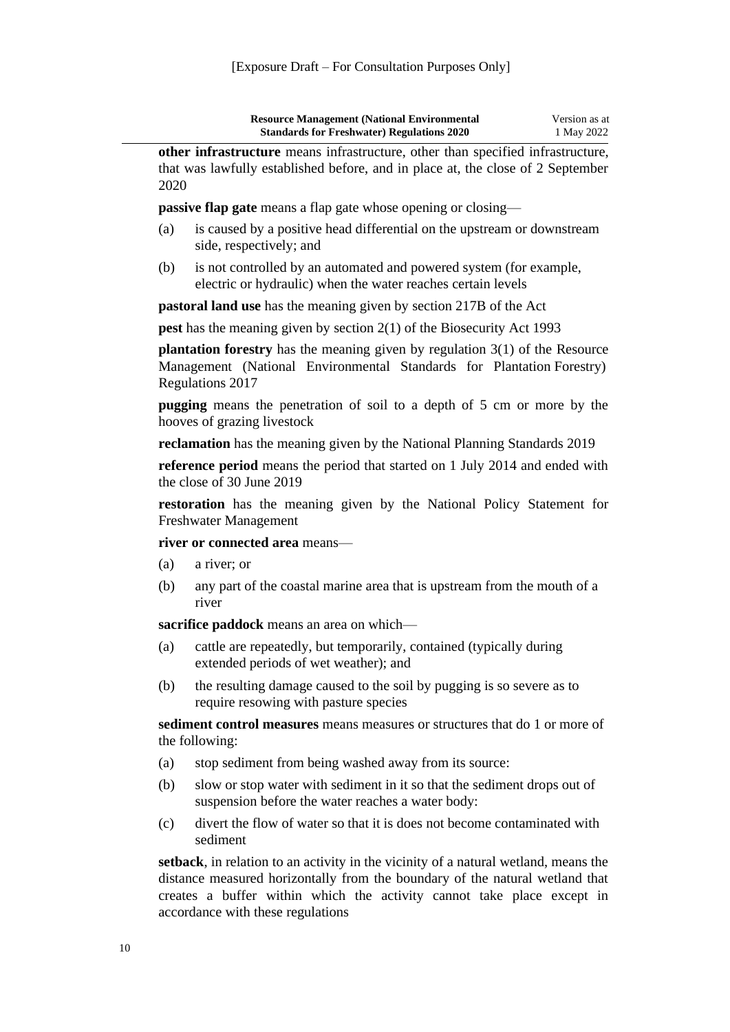**other infrastructure** means infrastructure, other than specified infrastructure, that was lawfully established before, and in place at, the close of 2 September 2020

**passive flap gate** means a flap gate whose opening or closing—

(a) is caused by a positive head differential on the upstream or downstream side, respectively; and

(b) is not controlled by an automated and powered system (for example, electric or hydraulic) when the water reaches certain levels

**pastoral land use** has the meaning given by section 217B of the Act

**pest** has the meaning given by section 2(1) of the Biosecurity Act 1993

**plantation forestry** has the meaning given by regulation 3(1) of the Resource Management (National Environmental Standards for Plantation Forestry) Regulations 2017

**pugging** means the penetration of soil to a depth of 5 cm or more by the hooves of grazing livestock

**reclamation** has the meaning given by the National Planning Standards 2019

**reference period** means the period that started on 1 July 2014 and ended with the close of 30 June 2019

**restoration** has the meaning given by the National Policy Statement for Freshwater Management

**river or connected area** means—

(a) a river; or

(b) any part of the coastal marine area that is upstream from the mouth of a river

**sacrifice paddock** means an area on which—

(a) cattle are repeatedly, but temporarily, contained (typically during extended periods of wet weather); and

(b) the resulting damage caused to the soil by pugging is so severe as to require resowing with pasture species

**sediment control measures** means measures or structures that do 1 or more of the following:

(a) stop sediment from being washed away from its source:

(b) slow or stop water with sediment in it so that the sediment drops out of suspension before the water reaches a water body:

(c) divert the flow of water so that it is does not become contaminated with sediment

**setback**, in relation to an activity in the vicinity of a natural wetland, means the distance measured horizontally from the boundary of the natural wetland that creates a buffer within which the activity cannot take place except in accordance with these regulations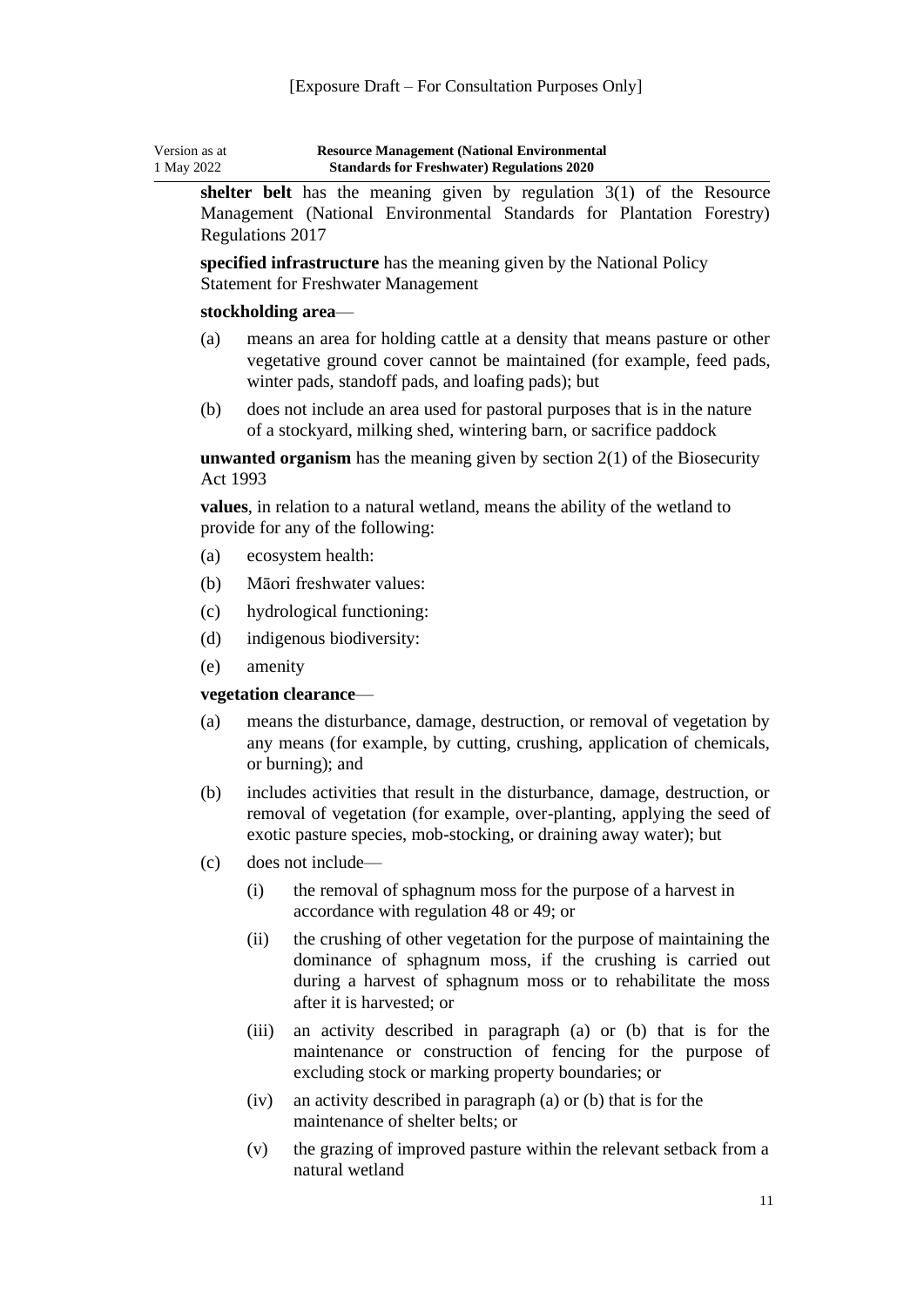**shelter belt** has the meaning given by regulation 3(1) of the Resource Management (National Environmental Standards for Plantation Forestry) Regulations 2017

**specified infrastructure** has the meaning given by the National Policy Statement for Freshwater Management

**stockholding area**—

(a) means an area for holding cattle at a density that means pasture or other vegetative ground cover cannot be maintained (for example, feed pads, winter pads, standoff pads, and loafing pads); but

(b) does not include an area used for pastoral purposes that is in the nature of a stockyard, milking shed, wintering barn, or sacrifice paddock

**unwanted organism** has the meaning given by section 2(1) of the Biosecurity Act 1993

**values**, in relation to a natural wetland, means the ability of the wetland to provide for any of the following:

(a) ecosystem health:

(b) Māori freshwater values:

(c) hydrological functioning:

(d) indigenous biodiversity:

(e) amenity

**vegetation clearance**—

(a) means the disturbance, damage, destruction, or removal of vegetation by any means (for example, by cutting, crushing, application of chemicals, or burning); and

(b) includes activities that result in the disturbance, damage, destruction, or removal of vegetation (for example, over-planting, applying the seed of exotic pasture species, mob-stocking, or draining away water); but

(c) does not include—

  (i) the removal of sphagnum moss for the purpose of a harvest in accordance with regulation 48 or 49; or

  (ii) the crushing of other vegetation for the purpose of maintaining the dominance of sphagnum moss, if the crushing is carried out during a harvest of sphagnum moss or to rehabilitate the moss after it is harvested; or

  (iii) an activity described in paragraph (a) or (b) that is for the maintenance or construction of fencing for the purpose of excluding stock or marking property boundaries; or

  (iv) an activity described in paragraph (a) or (b) that is for the maintenance of shelter belts; or

  (v) the grazing of improved pasture within the relevant setback from a natural wetland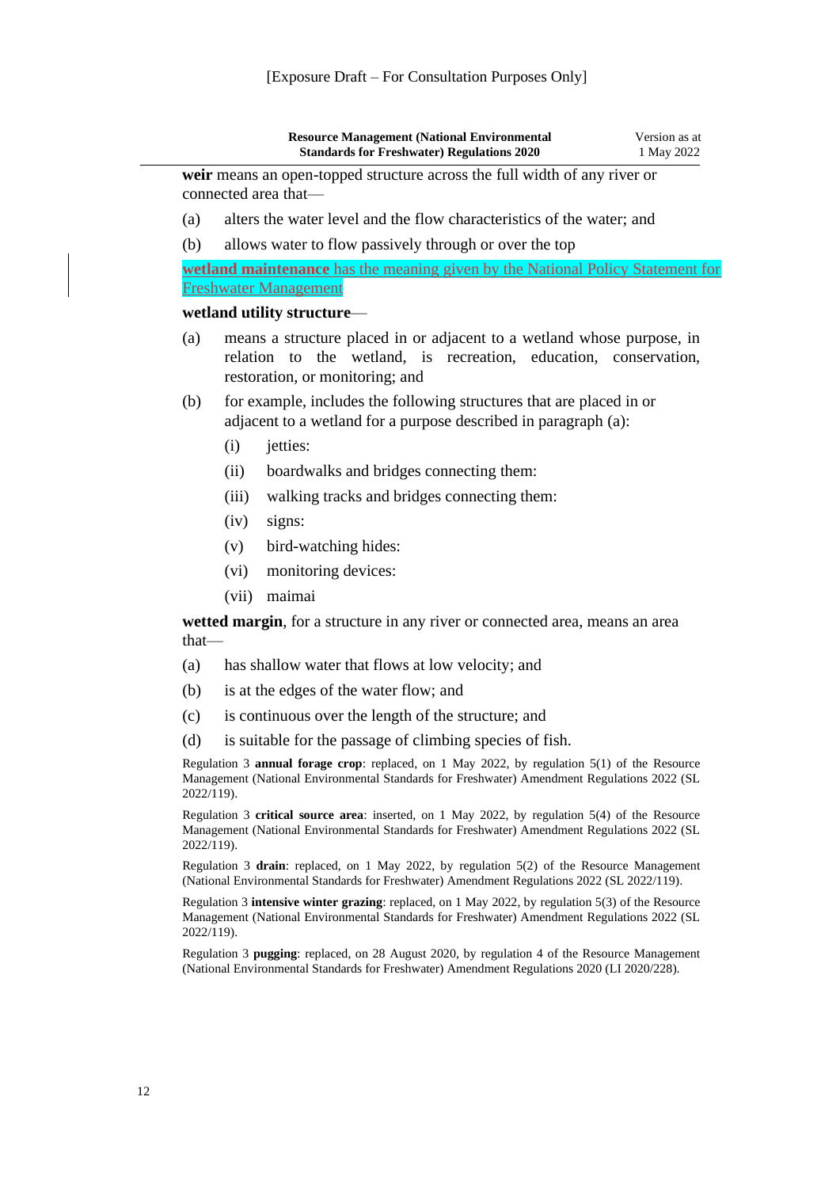**weir** means an open-topped structure across the full width of any river or connected area that—

(a) alters the water level and the flow characteristics of the water; and

(b) allows water to flow passively through or over the top

**wetland maintenance** has the meaning given by the National Policy Statement for Freshwater Management

**wetland utility structure**—

(a) means a structure placed in or adjacent to a wetland whose purpose, in relation to the wetland, is recreation, education, conservation, restoration, or monitoring; and

(b) for example, includes the following structures that are placed in or adjacent to a wetland for a purpose described in paragraph (a):

  (i) jetties:

  (ii) boardwalks and bridges connecting them:

  (iii) walking tracks and bridges connecting them:

  (iv) signs:

  (v) bird-watching hides:

  (vi) monitoring devices:

  (vii) maimai

**wetted margin**, for a structure in any river or connected area, means an area that—

(a) has shallow water that flows at low velocity; and

(b) is at the edges of the water flow; and

(c) is continuous over the length of the structure; and

(d) is suitable for the passage of climbing species of fish.

Regulation 3 **annual forage crop**: replaced, on 1 May 2022, by regulation 5(1) of the Resource Management (National Environmental Standards for Freshwater) Amendment Regulations 2022 (SL 2022/119).

Regulation 3 **critical source area**: inserted, on 1 May 2022, by regulation 5(4) of the Resource Management (National Environmental Standards for Freshwater) Amendment Regulations 2022 (SL 2022/119).

Regulation 3 **drain**: replaced, on 1 May 2022, by regulation 5(2) of the Resource Management (National Environmental Standards for Freshwater) Amendment Regulations 2022 (SL 2022/119).

Regulation 3 **intensive winter grazing**: replaced, on 1 May 2022, by regulation 5(3) of the Resource Management (National Environmental Standards for Freshwater) Amendment Regulations 2022 (SL 2022/119).

Regulation 3 **pugging**: replaced, on 28 August 2020, by regulation 4 of the Resource Management (National Environmental Standards for Freshwater) Amendment Regulations 2020 (LI 2020/228).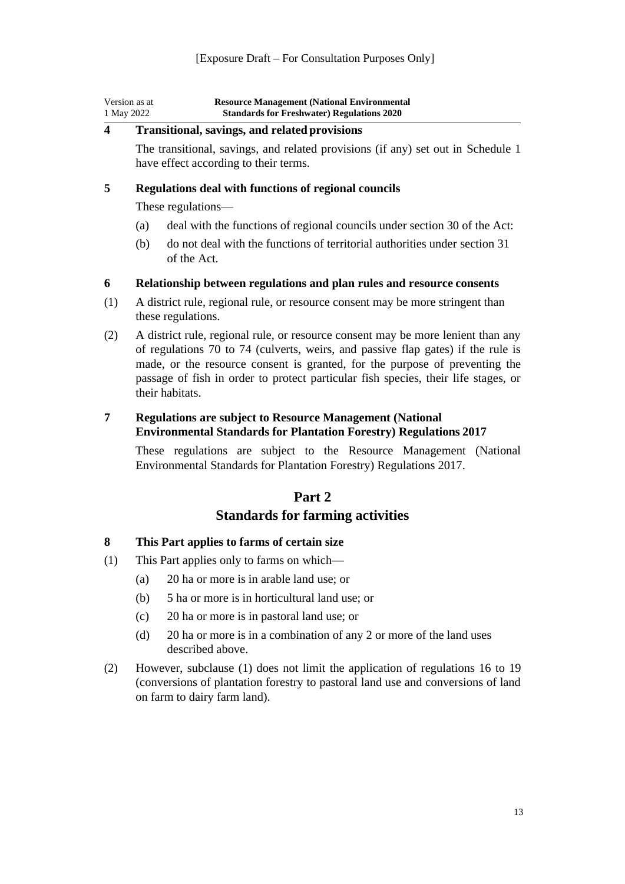**4 Transitional, savings, and related provisions**

The transitional, savings, and related provisions (if any) set out in Schedule 1 have effect according to their terms.

**5 Regulations deal with functions of regional councils**

These regulations—

- (a) deal with the functions of regional councils under section 30 of the Act:
- (b) do not deal with the functions of territorial authorities under section 31 of the Act.

**6 Relationship between regulations and plan rules and resource consents**

(1) A district rule, regional rule, or resource consent may be more stringent than these regulations.

(2) A district rule, regional rule, or resource consent may be more lenient than any of regulations 70 to 74 (culverts, weirs, and passive flap gates) if the rule is made, or the resource consent is granted, for the purpose of preventing the passage of fish in order to protect particular fish species, their life stages, or their habitats.

**7 Regulations are subject to Resource Management (National Environmental Standards for Plantation Forestry) Regulations 2017**

These regulations are subject to the Resource Management (National Environmental Standards for Plantation Forestry) Regulations 2017.

## Part 2
## Standards for farming activities

**8 This Part applies to farms of certain size**

(1) This Part applies only to farms on which—

- (a) 20 ha or more is in arable land use; or
- (b) 5 ha or more is in horticultural land use; or
- (c) 20 ha or more is in pastoral land use; or
- (d) 20 ha or more is in a combination of any 2 or more of the land uses described above.

(2) However, subclause (1) does not limit the application of regulations 16 to 19 (conversions of plantation forestry to pastoral land use and conversions of land on farm to dairy farm land).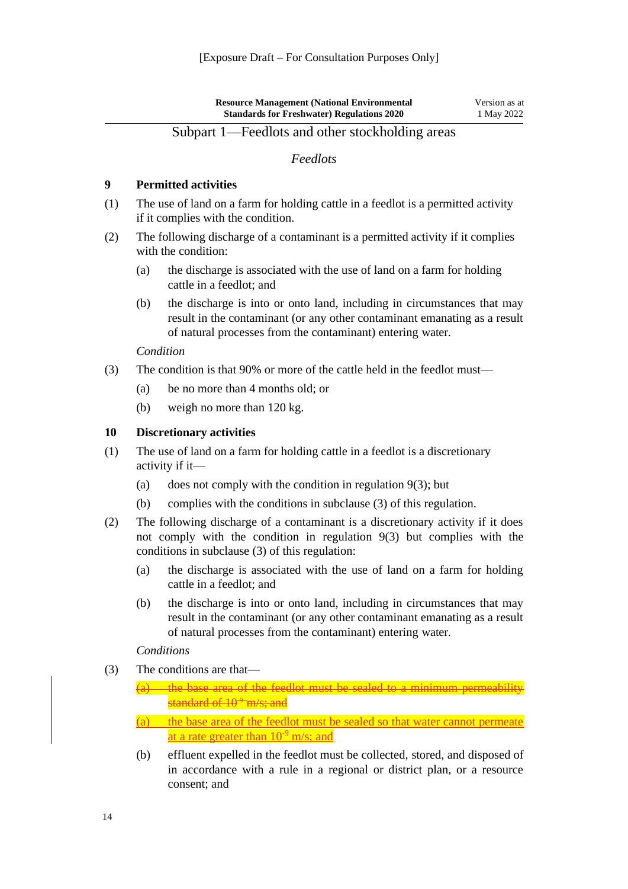[Exposure Draft – For Consultation Purposes Only]

## Subpart 1—Feedlots and other stockholding areas

### *Feedlots*

**9 Permitted activities**

(1) The use of land on a farm for holding cattle in a feedlot is a permitted activity if it complies with the condition.

(2) The following discharge of a contaminant is a permitted activity if it complies with the condition:

(a) the discharge is associated with the use of land on a farm for holding cattle in a feedlot; and

(b) the discharge is into or onto land, including in circumstances that may result in the contaminant (or any other contaminant emanating as a result of natural processes from the contaminant) entering water.

*Condition*

(3) The condition is that 90% or more of the cattle held in the feedlot must—

(a) be no more than 4 months old; or

(b) weigh no more than 120 kg.

**10 Discretionary activities**

(1) The use of land on a farm for holding cattle in a feedlot is a discretionary activity if it—

(a) does not comply with the condition in regulation 9(3); but

(b) complies with the conditions in subclause (3) of this regulation.

(2) The following discharge of a contaminant is a discretionary activity if it does not comply with the condition in regulation 9(3) but complies with the conditions in subclause (3) of this regulation:

(a) the discharge is associated with the use of land on a farm for holding cattle in a feedlot; and

(b) the discharge is into or onto land, including in circumstances that may result in the contaminant (or any other contaminant emanating as a result of natural processes from the contaminant) entering water.

*Conditions*

(3) The conditions are that—

~~(a) the base area of the feedlot must be sealed to a minimum permeability standard of $10^{-9}$ m/s; and~~

(a) the base area of the feedlot must be sealed so that water cannot permeate at a rate greater than $10^{-9}$ m/s; and

(b) effluent expelled in the feedlot must be collected, stored, and disposed of in accordance with a rule in a regional or district plan, or a resource consent; and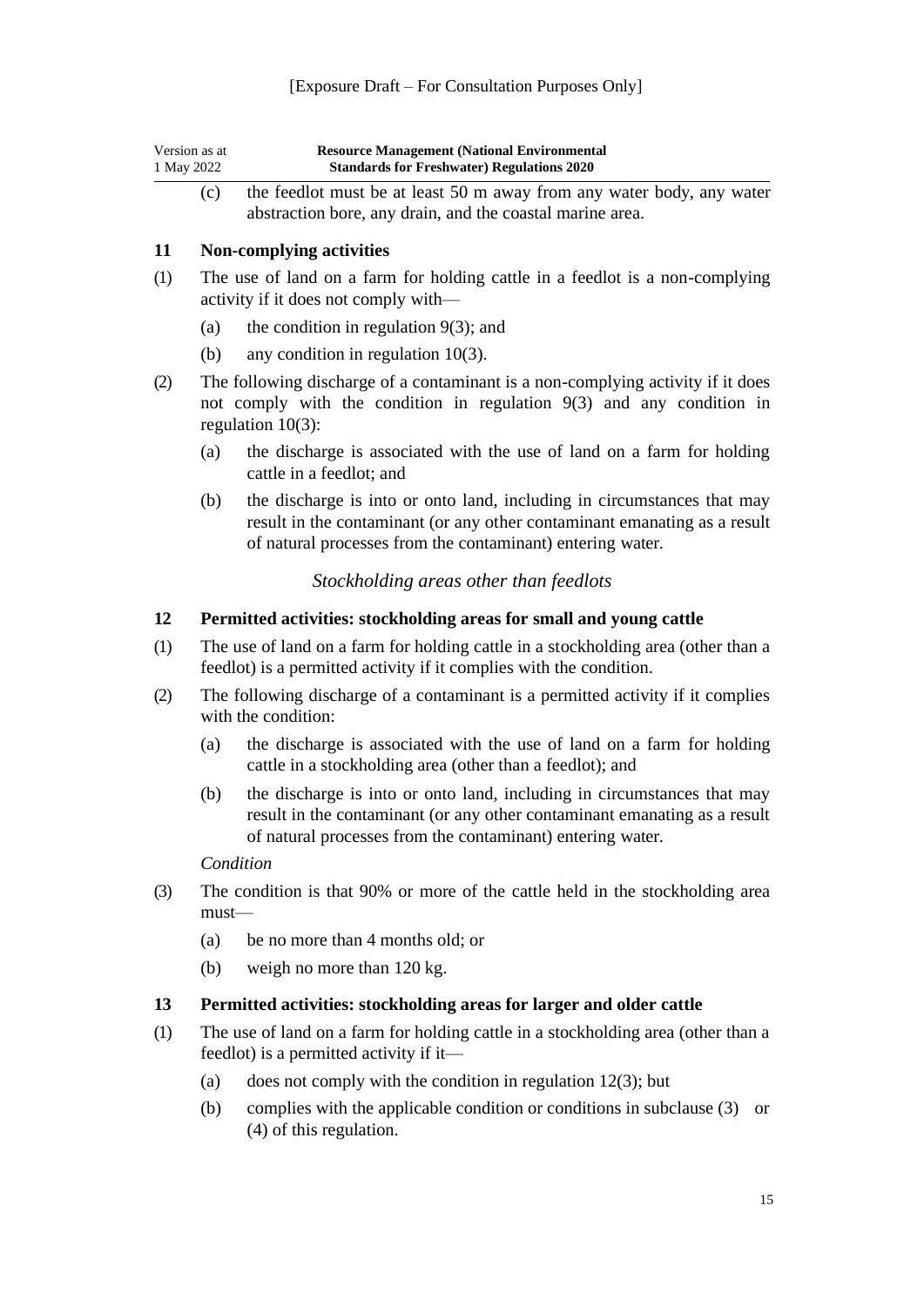(c) the feedlot must be at least 50 m away from any water body, any water abstraction bore, any drain, and the coastal marine area.

### 11 Non-complying activities

(1) The use of land on a farm for holding cattle in a feedlot is a non-complying activity if it does not comply with—

(a) the condition in regulation 9(3); and

(b) any condition in regulation 10(3).

(2) The following discharge of a contaminant is a non-complying activity if it does not comply with the condition in regulation 9(3) and any condition in regulation 10(3):

(a) the discharge is associated with the use of land on a farm for holding cattle in a feedlot; and

(b) the discharge is into or onto land, including in circumstances that may result in the contaminant (or any other contaminant emanating as a result of natural processes from the contaminant) entering water.

*Stockholding areas other than feedlots*

### 12 Permitted activities: stockholding areas for small and young cattle

(1) The use of land on a farm for holding cattle in a stockholding area (other than a feedlot) is a permitted activity if it complies with the condition.

(2) The following discharge of a contaminant is a permitted activity if it complies with the condition:

(a) the discharge is associated with the use of land on a farm for holding cattle in a stockholding area (other than a feedlot); and

(b) the discharge is into or onto land, including in circumstances that may result in the contaminant (or any other contaminant emanating as a result of natural processes from the contaminant) entering water.

*Condition*

(3) The condition is that 90% or more of the cattle held in the stockholding area must—

(a) be no more than 4 months old; or

(b) weigh no more than 120 kg.

### 13 Permitted activities: stockholding areas for larger and older cattle

(1) The use of land on a farm for holding cattle in a stockholding area (other than a feedlot) is a permitted activity if it—

(a) does not comply with the condition in regulation 12(3); but

(b) complies with the applicable condition or conditions in subclause (3) or (4) of this regulation.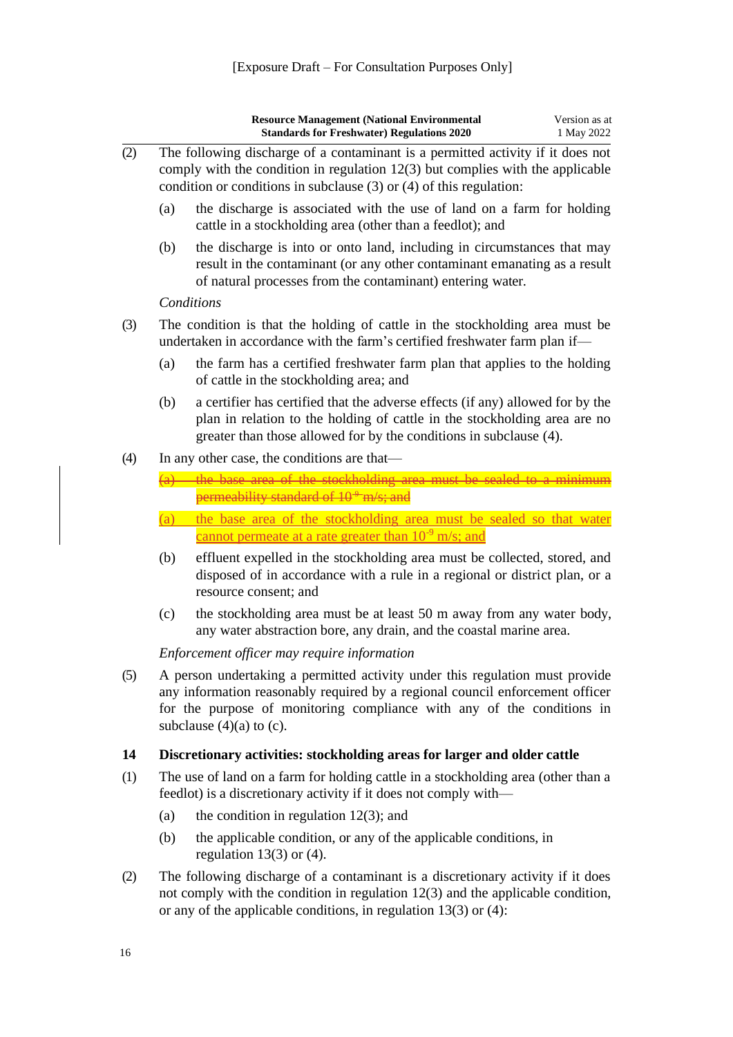(2) The following discharge of a contaminant is a permitted activity if it does not comply with the condition in regulation 12(3) but complies with the applicable condition or conditions in subclause (3) or (4) of this regulation:

  (a) the discharge is associated with the use of land on a farm for holding cattle in a stockholding area (other than a feedlot); and

  (b) the discharge is into or onto land, including in circumstances that may result in the contaminant (or any other contaminant emanating as a result of natural processes from the contaminant) entering water.

*Conditions*

(3) The condition is that the holding of cattle in the stockholding area must be undertaken in accordance with the farm's certified freshwater farm plan if—

  (a) the farm has a certified freshwater farm plan that applies to the holding of cattle in the stockholding area; and

  (b) a certifier has certified that the adverse effects (if any) allowed for by the plan in relation to the holding of cattle in the stockholding area are no greater than those allowed for by the conditions in subclause (4).

(4) In any other case, the conditions are that—

  ~~(a) the base area of the stockholding area must be sealed to a minimum permeability standard of $10^{-9}$ m/s; and~~

  (a) the base area of the stockholding area must be sealed so that water cannot permeate at a rate greater than $10^{-9}$ m/s; and

  (b) effluent expelled in the stockholding area must be collected, stored, and disposed of in accordance with a rule in a regional or district plan, or a resource consent; and

  (c) the stockholding area must be at least 50 m away from any water body, any water abstraction bore, any drain, and the coastal marine area.

*Enforcement officer may require information*

(5) A person undertaking a permitted activity under this regulation must provide any information reasonably required by a regional council enforcement officer for the purpose of monitoring compliance with any of the conditions in subclause (4)(a) to (c).

### 14 Discretionary activities: stockholding areas for larger and older cattle

(1) The use of land on a farm for holding cattle in a stockholding area (other than a feedlot) is a discretionary activity if it does not comply with—

  (a) the condition in regulation 12(3); and

  (b) the applicable condition, or any of the applicable conditions, in regulation 13(3) or (4).

(2) The following discharge of a contaminant is a discretionary activity if it does not comply with the condition in regulation 12(3) and the applicable condition, or any of the applicable conditions, in regulation 13(3) or (4):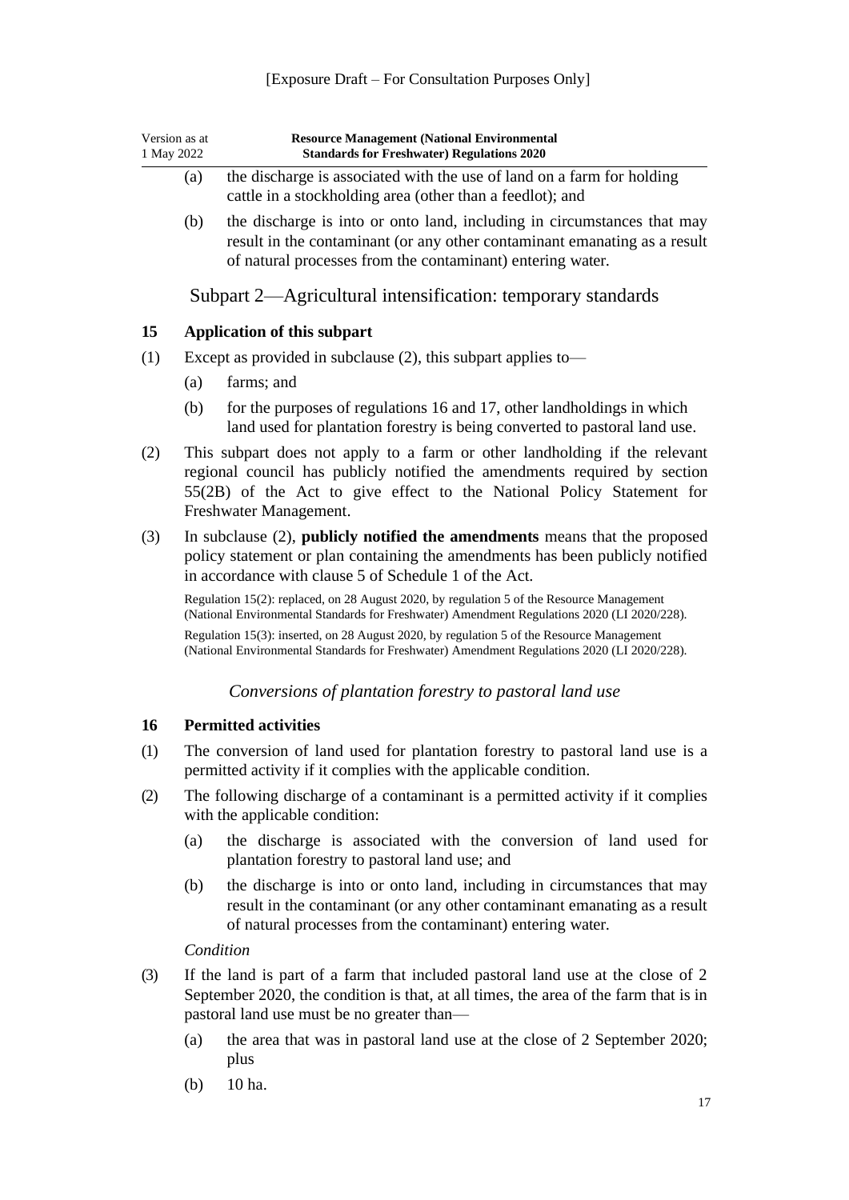[Exposure Draft – For Consultation Purposes Only]

(a) the discharge is associated with the use of land on a farm for holding cattle in a stockholding area (other than a feedlot); and

(b) the discharge is into or onto land, including in circumstances that may result in the contaminant (or any other contaminant emanating as a result of natural processes from the contaminant) entering water.

## Subpart 2—Agricultural intensification: temporary standards

### 15 Application of this subpart

(1) Except as provided in subclause (2), this subpart applies to—

(a) farms; and

(b) for the purposes of regulations 16 and 17, other landholdings in which land used for plantation forestry is being converted to pastoral land use.

(2) This subpart does not apply to a farm or other landholding if the relevant regional council has publicly notified the amendments required by section 55(2B) of the Act to give effect to the National Policy Statement for Freshwater Management.

(3) In subclause (2), **publicly notified the amendments** means that the proposed policy statement or plan containing the amendments has been publicly notified in accordance with clause 5 of Schedule 1 of the Act.

Regulation 15(2): replaced, on 28 August 2020, by regulation 5 of the Resource Management (National Environmental Standards for Freshwater) Amendment Regulations 2020 (LI 2020/228).

Regulation 15(3): inserted, on 28 August 2020, by regulation 5 of the Resource Management (National Environmental Standards for Freshwater) Amendment Regulations 2020 (LI 2020/228).

*Conversions of plantation forestry to pastoral land use*

### 16 Permitted activities

(1) The conversion of land used for plantation forestry to pastoral land use is a permitted activity if it complies with the applicable condition.

(2) The following discharge of a contaminant is a permitted activity if it complies with the applicable condition:

(a) the discharge is associated with the conversion of land used for plantation forestry to pastoral land use; and

(b) the discharge is into or onto land, including in circumstances that may result in the contaminant (or any other contaminant emanating as a result of natural processes from the contaminant) entering water.

*Condition*

(3) If the land is part of a farm that included pastoral land use at the close of 2 September 2020, the condition is that, at all times, the area of the farm that is in pastoral land use must be no greater than—

(a) the area that was in pastoral land use at the close of 2 September 2020; plus

(b) 10 ha.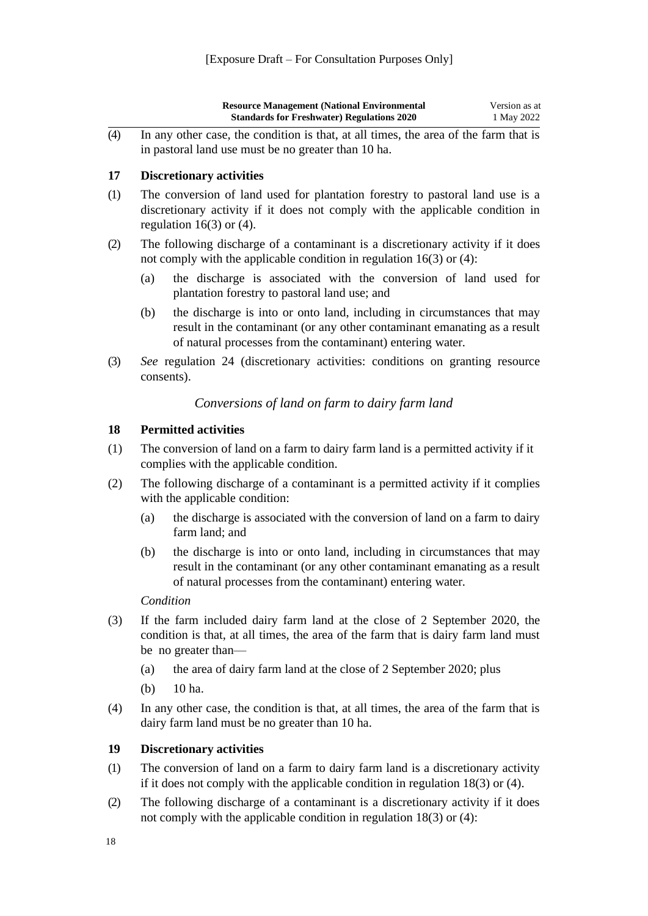[Exposure Draft – For Consultation Purposes Only]

(4) In any other case, the condition is that, at all times, the area of the farm that is in pastoral land use must be no greater than 10 ha.

### 17 Discretionary activities

(1) The conversion of land used for plantation forestry to pastoral land use is a discretionary activity if it does not comply with the applicable condition in regulation 16(3) or (4).

(2) The following discharge of a contaminant is a discretionary activity if it does not comply with the applicable condition in regulation 16(3) or (4):

- (a) the discharge is associated with the conversion of land used for plantation forestry to pastoral land use; and
- (b) the discharge is into or onto land, including in circumstances that may result in the contaminant (or any other contaminant emanating as a result of natural processes from the contaminant) entering water.

(3) *See* regulation 24 (discretionary activities: conditions on granting resource consents).

*Conversions of land on farm to dairy farm land*

### 18 Permitted activities

(1) The conversion of land on a farm to dairy farm land is a permitted activity if it complies with the applicable condition.

(2) The following discharge of a contaminant is a permitted activity if it complies with the applicable condition:

- (a) the discharge is associated with the conversion of land on a farm to dairy farm land; and
- (b) the discharge is into or onto land, including in circumstances that may result in the contaminant (or any other contaminant emanating as a result of natural processes from the contaminant) entering water.

*Condition*

(3) If the farm included dairy farm land at the close of 2 September 2020, the condition is that, at all times, the area of the farm that is dairy farm land must be no greater than—

- (a) the area of dairy farm land at the close of 2 September 2020; plus
- (b) 10 ha.

(4) In any other case, the condition is that, at all times, the area of the farm that is dairy farm land must be no greater than 10 ha.

### 19 Discretionary activities

(1) The conversion of land on a farm to dairy farm land is a discretionary activity if it does not comply with the applicable condition in regulation 18(3) or (4).

(2) The following discharge of a contaminant is a discretionary activity if it does not comply with the applicable condition in regulation 18(3) or (4):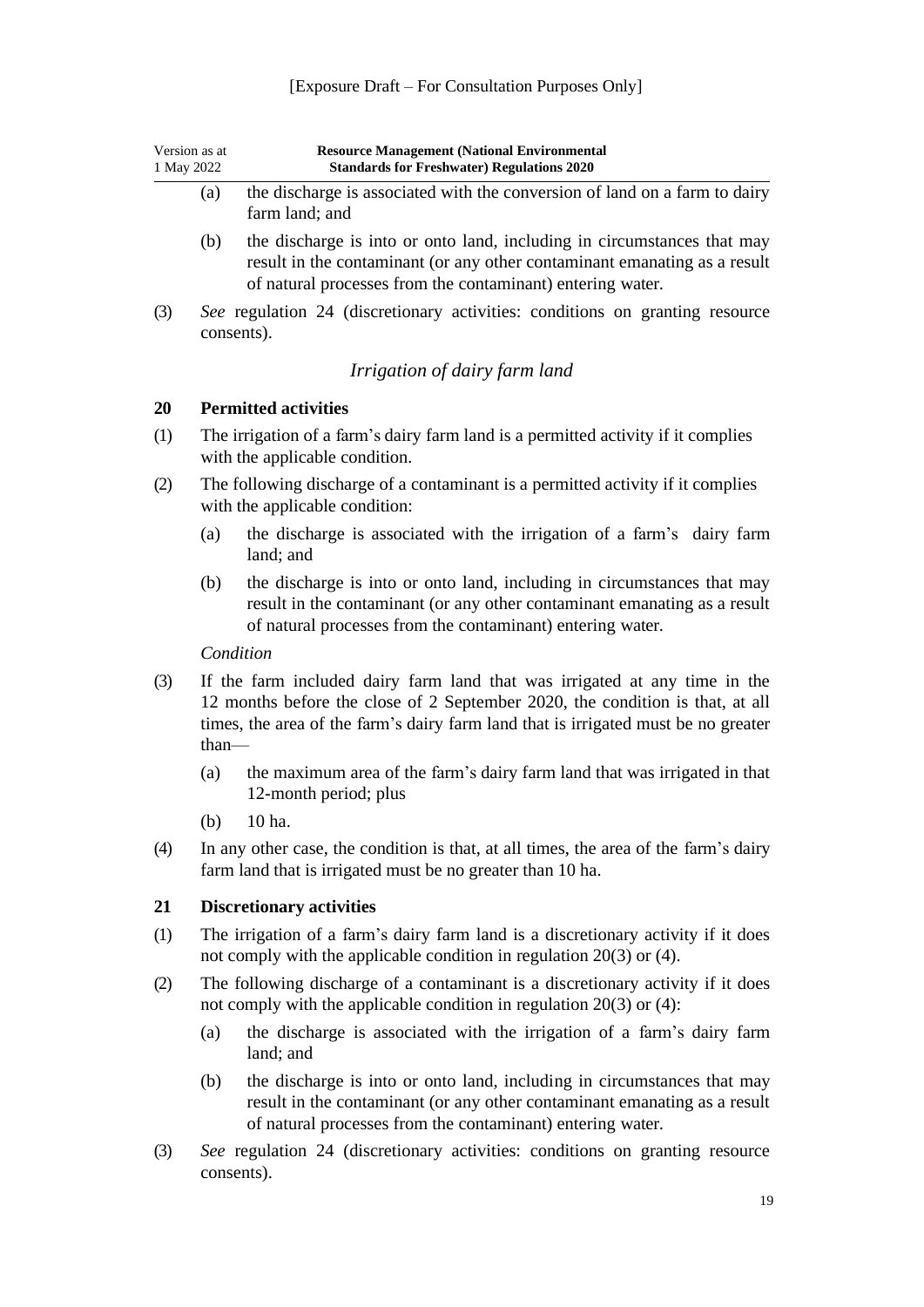[Exposure Draft – For Consultation Purposes Only]

(a) the discharge is associated with the conversion of land on a farm to dairy farm land; and

(b) the discharge is into or onto land, including in circumstances that may result in the contaminant (or any other contaminant emanating as a result of natural processes from the contaminant) entering water.

(3) *See* regulation 24 (discretionary activities: conditions on granting resource consents).

### *Irrigation of dairy farm land*

**20 Permitted activities**

(1) The irrigation of a farm's dairy farm land is a permitted activity if it complies with the applicable condition.

(2) The following discharge of a contaminant is a permitted activity if it complies with the applicable condition:

(a) the discharge is associated with the irrigation of a farm's dairy farm land; and

(b) the discharge is into or onto land, including in circumstances that may result in the contaminant (or any other contaminant emanating as a result of natural processes from the contaminant) entering water.

*Condition*

(3) If the farm included dairy farm land that was irrigated at any time in the 12 months before the close of 2 September 2020, the condition is that, at all times, the area of the farm's dairy farm land that is irrigated must be no greater than—

(a) the maximum area of the farm's dairy farm land that was irrigated in that 12-month period; plus

(b) 10 ha.

(4) In any other case, the condition is that, at all times, the area of the farm's dairy farm land that is irrigated must be no greater than 10 ha.

**21 Discretionary activities**

(1) The irrigation of a farm's dairy farm land is a discretionary activity if it does not comply with the applicable condition in regulation 20(3) or (4).

(2) The following discharge of a contaminant is a discretionary activity if it does not comply with the applicable condition in regulation 20(3) or (4):

(a) the discharge is associated with the irrigation of a farm's dairy farm land; and

(b) the discharge is into or onto land, including in circumstances that may result in the contaminant (or any other contaminant emanating as a result of natural processes from the contaminant) entering water.

(3) *See* regulation 24 (discretionary activities: conditions on granting resource consents).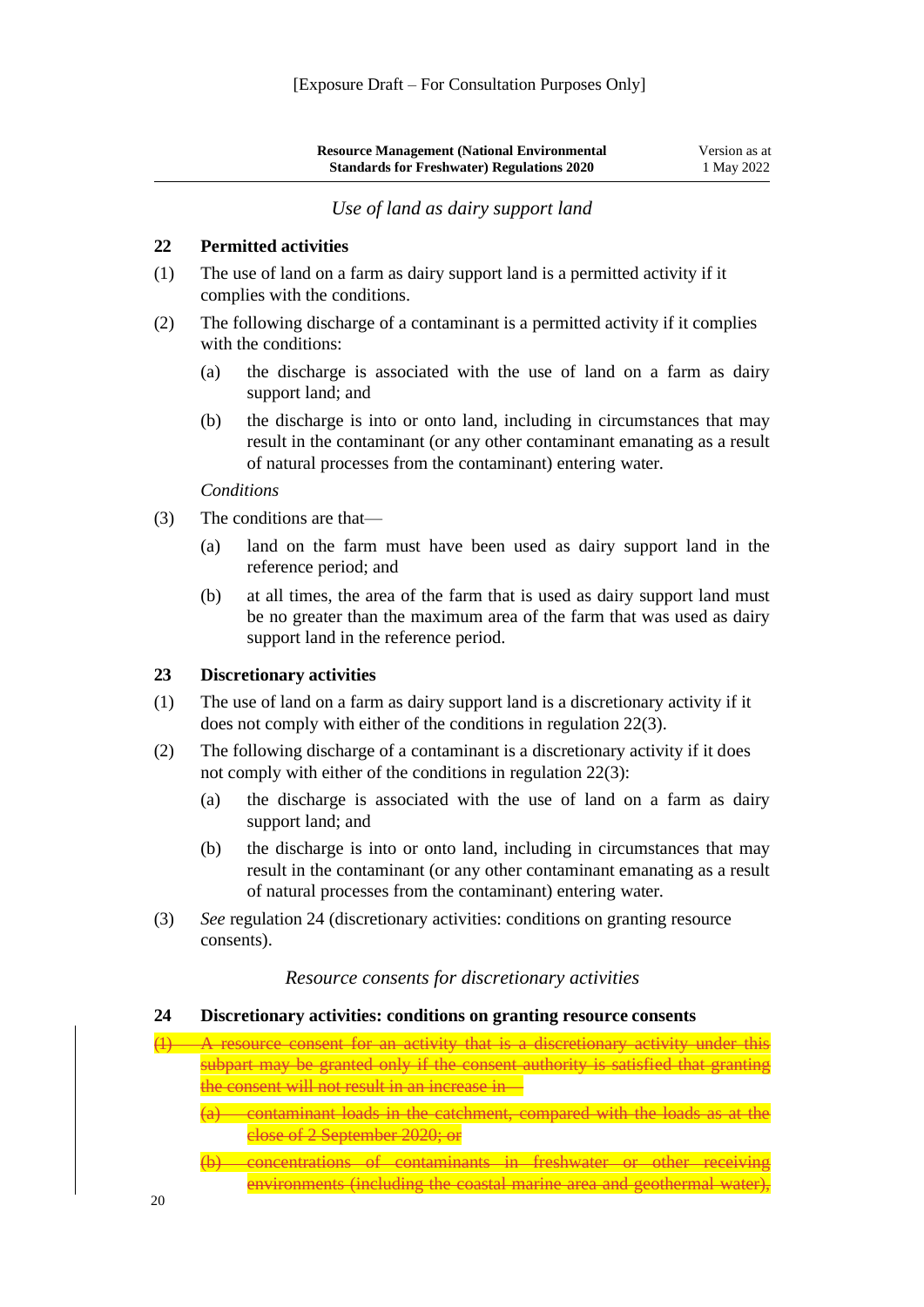[Exposure Draft – For Consultation Purposes Only]

### *Use of land as dairy support land*

### 22 Permitted activities

(1) The use of land on a farm as dairy support land is a permitted activity if it complies with the conditions.

(2) The following discharge of a contaminant is a permitted activity if it complies with the conditions:

- (a) the discharge is associated with the use of land on a farm as dairy support land; and
- (b) the discharge is into or onto land, including in circumstances that may result in the contaminant (or any other contaminant emanating as a result of natural processes from the contaminant) entering water.

*Conditions*

(3) The conditions are that—

- (a) land on the farm must have been used as dairy support land in the reference period; and
- (b) at all times, the area of the farm that is used as dairy support land must be no greater than the maximum area of the farm that was used as dairy support land in the reference period.

### 23 Discretionary activities

(1) The use of land on a farm as dairy support land is a discretionary activity if it does not comply with either of the conditions in regulation 22(3).

(2) The following discharge of a contaminant is a discretionary activity if it does not comply with either of the conditions in regulation 22(3):

- (a) the discharge is associated with the use of land on a farm as dairy support land; and
- (b) the discharge is into or onto land, including in circumstances that may result in the contaminant (or any other contaminant emanating as a result of natural processes from the contaminant) entering water.

(3) *See* regulation 24 (discretionary activities: conditions on granting resource consents).

### *Resource consents for discretionary activities*

### 24 Discretionary activities: conditions on granting resource consents

~~(1) A resource consent for an activity that is a discretionary activity under this subpart may be granted only if the consent authority is satisfied that granting the consent will not result in an increase in—~~

- ~~(a) contaminant loads in the catchment, compared with the loads as at the close of 2 September 2020; or~~
- ~~(b) concentrations of contaminants in freshwater or other receiving environments (including the coastal marine area and geothermal water),~~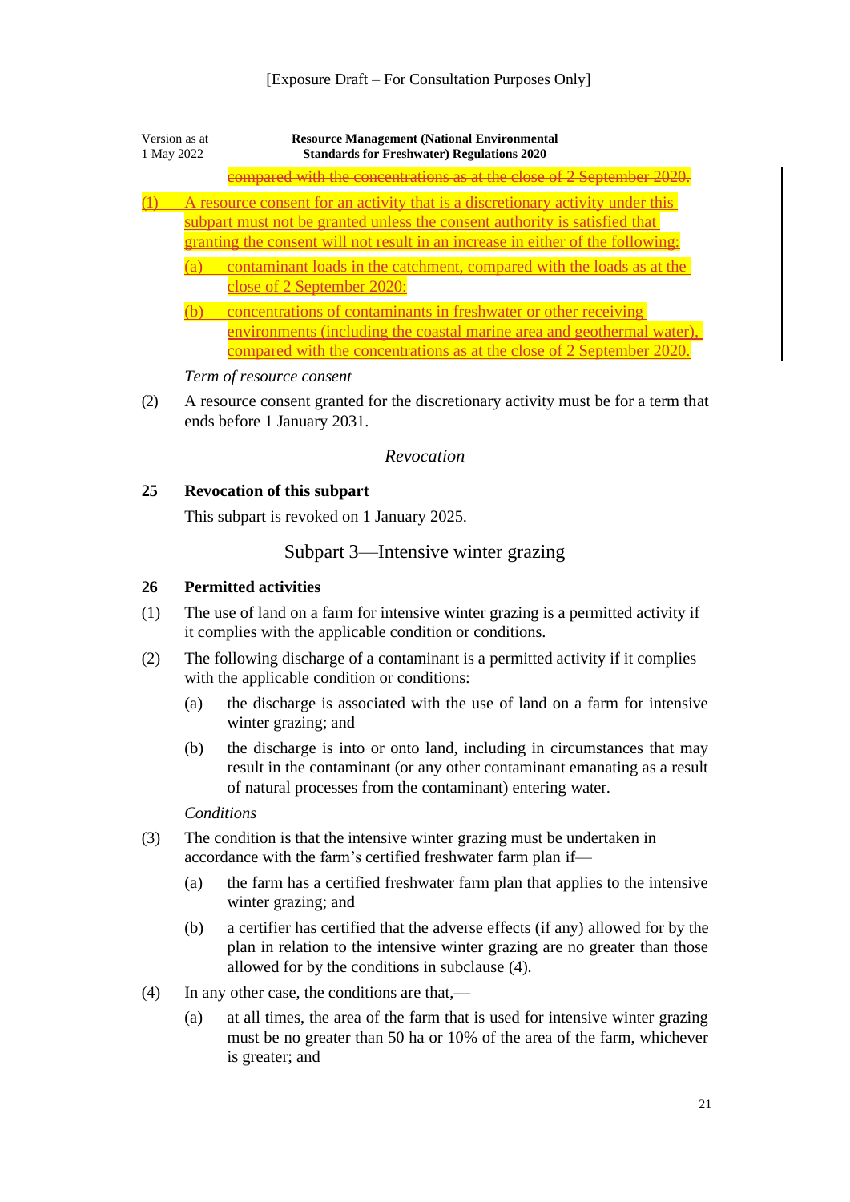[Exposure Draft – For Consultation Purposes Only]

~~compared with the concentrations as at the close of 2 September 2020.~~

(1) A resource consent for an activity that is a discretionary activity under this subpart must not be granted unless the consent authority is satisfied that granting the consent will not result in an increase in either of the following:

(a) contaminant loads in the catchment, compared with the loads as at the close of 2 September 2020:

(b) concentrations of contaminants in freshwater or other receiving environments (including the coastal marine area and geothermal water), compared with the concentrations as at the close of 2 September 2020.

*Term of resource consent*

(2) A resource consent granted for the discretionary activity must be for a term that ends before 1 January 2031.

*Revocation*

**25 Revocation of this subpart**

This subpart is revoked on 1 January 2025.

## Subpart 3—Intensive winter grazing

**26 Permitted activities**

(1) The use of land on a farm for intensive winter grazing is a permitted activity if it complies with the applicable condition or conditions.

(2) The following discharge of a contaminant is a permitted activity if it complies with the applicable condition or conditions:

(a) the discharge is associated with the use of land on a farm for intensive winter grazing; and

(b) the discharge is into or onto land, including in circumstances that may result in the contaminant (or any other contaminant emanating as a result of natural processes from the contaminant) entering water.

*Conditions*

(3) The condition is that the intensive winter grazing must be undertaken in accordance with the farm's certified freshwater farm plan if—

(a) the farm has a certified freshwater farm plan that applies to the intensive winter grazing; and

(b) a certifier has certified that the adverse effects (if any) allowed for by the plan in relation to the intensive winter grazing are no greater than those allowed for by the conditions in subclause (4).

(4) In any other case, the conditions are that,—

(a) at all times, the area of the farm that is used for intensive winter grazing must be no greater than 50 ha or 10% of the area of the farm, whichever is greater; and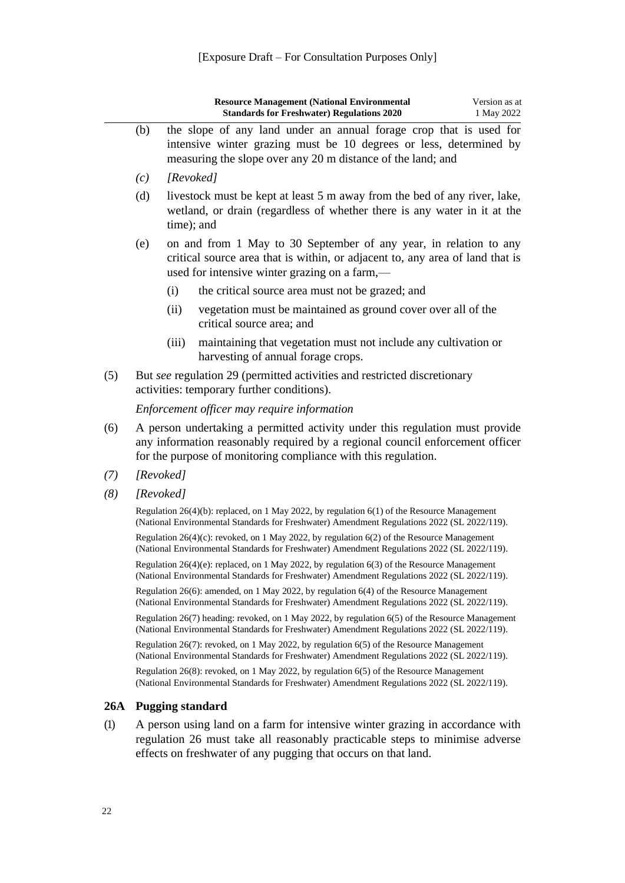(b) the slope of any land under an annual forage crop that is used for intensive winter grazing must be 10 degrees or less, determined by measuring the slope over any 20 m distance of the land; and

*(c)* *[Revoked]*

(d) livestock must be kept at least 5 m away from the bed of any river, lake, wetland, or drain (regardless of whether there is any water in it at the time); and

(e) on and from 1 May to 30 September of any year, in relation to any critical source area that is within, or adjacent to, any area of land that is used for intensive winter grazing on a farm,—

  (i) the critical source area must not be grazed; and

  (ii) vegetation must be maintained as ground cover over all of the critical source area; and

  (iii) maintaining that vegetation must not include any cultivation or harvesting of annual forage crops.

(5) But *see* regulation 29 (permitted activities and restricted discretionary activities: temporary further conditions).

*Enforcement officer may require information*

(6) A person undertaking a permitted activity under this regulation must provide any information reasonably required by a regional council enforcement officer for the purpose of monitoring compliance with this regulation.

*(7)* *[Revoked]*

*(8)* *[Revoked]*

Regulation 26(4)(b): replaced, on 1 May 2022, by regulation 6(1) of the Resource Management (National Environmental Standards for Freshwater) Amendment Regulations 2022 (SL 2022/119).

Regulation 26(4)(c): revoked, on 1 May 2022, by regulation 6(2) of the Resource Management (National Environmental Standards for Freshwater) Amendment Regulations 2022 (SL 2022/119).

Regulation 26(4)(e): replaced, on 1 May 2022, by regulation 6(3) of the Resource Management (National Environmental Standards for Freshwater) Amendment Regulations 2022 (SL 2022/119).

Regulation 26(6): amended, on 1 May 2022, by regulation 6(4) of the Resource Management (National Environmental Standards for Freshwater) Amendment Regulations 2022 (SL 2022/119).

Regulation 26(7) heading: revoked, on 1 May 2022, by regulation 6(5) of the Resource Management (National Environmental Standards for Freshwater) Amendment Regulations 2022 (SL 2022/119).

Regulation 26(7): revoked, on 1 May 2022, by regulation 6(5) of the Resource Management (National Environmental Standards for Freshwater) Amendment Regulations 2022 (SL 2022/119).

Regulation 26(8): revoked, on 1 May 2022, by regulation 6(5) of the Resource Management (National Environmental Standards for Freshwater) Amendment Regulations 2022 (SL 2022/119).

### 26A Pugging standard

(1) A person using land on a farm for intensive winter grazing in accordance with regulation 26 must take all reasonably practicable steps to minimise adverse effects on freshwater of any pugging that occurs on that land.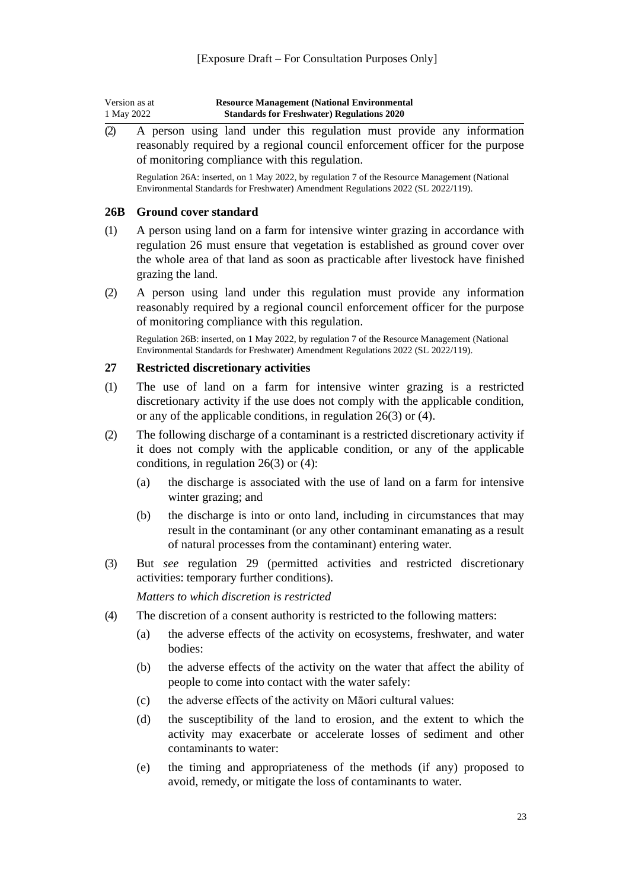[Exposure Draft – For Consultation Purposes Only]

(2) A person using land under this regulation must provide any information reasonably required by a regional council enforcement officer for the purpose of monitoring compliance with this regulation.

Regulation 26A: inserted, on 1 May 2022, by regulation 7 of the Resource Management (National Environmental Standards for Freshwater) Amendment Regulations 2022 (SL 2022/119).

### 26B Ground cover standard

(1) A person using land on a farm for intensive winter grazing in accordance with regulation 26 must ensure that vegetation is established as ground cover over the whole area of that land as soon as practicable after livestock have finished grazing the land.

(2) A person using land under this regulation must provide any information reasonably required by a regional council enforcement officer for the purpose of monitoring compliance with this regulation.

Regulation 26B: inserted, on 1 May 2022, by regulation 7 of the Resource Management (National Environmental Standards for Freshwater) Amendment Regulations 2022 (SL 2022/119).

### 27 Restricted discretionary activities

(1) The use of land on a farm for intensive winter grazing is a restricted discretionary activity if the use does not comply with the applicable condition, or any of the applicable conditions, in regulation 26(3) or (4).

(2) The following discharge of a contaminant is a restricted discretionary activity if it does not comply with the applicable condition, or any of the applicable conditions, in regulation 26(3) or (4):

- (a) the discharge is associated with the use of land on a farm for intensive winter grazing; and
- (b) the discharge is into or onto land, including in circumstances that may result in the contaminant (or any other contaminant emanating as a result of natural processes from the contaminant) entering water.

(3) But *see* regulation 29 (permitted activities and restricted discretionary activities: temporary further conditions).

*Matters to which discretion is restricted*

(4) The discretion of a consent authority is restricted to the following matters:

- (a) the adverse effects of the activity on ecosystems, freshwater, and water bodies:
- (b) the adverse effects of the activity on the water that affect the ability of people to come into contact with the water safely:
- (c) the adverse effects of the activity on Māori cultural values:
- (d) the susceptibility of the land to erosion, and the extent to which the activity may exacerbate or accelerate losses of sediment and other contaminants to water:
- (e) the timing and appropriateness of the methods (if any) proposed to avoid, remedy, or mitigate the loss of contaminants to water.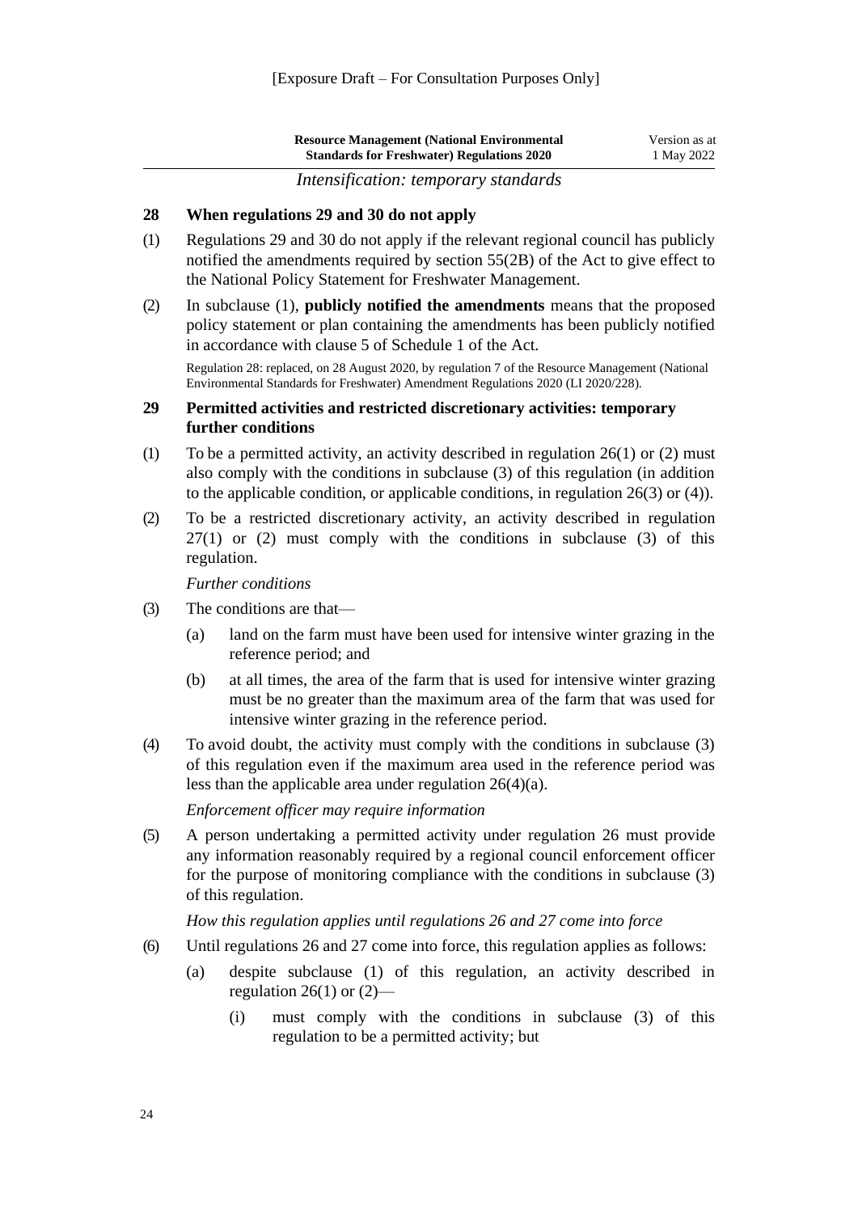*Intensification: temporary standards*

## 28 When regulations 29 and 30 do not apply

(1) Regulations 29 and 30 do not apply if the relevant regional council has publicly notified the amendments required by section 55(2B) of the Act to give effect to the National Policy Statement for Freshwater Management.

(2) In subclause (1), **publicly notified the amendments** means that the proposed policy statement or plan containing the amendments has been publicly notified in accordance with clause 5 of Schedule 1 of the Act.

Regulation 28: replaced, on 28 August 2020, by regulation 7 of the Resource Management (National Environmental Standards for Freshwater) Amendment Regulations 2020 (LI 2020/228).

## 29 Permitted activities and restricted discretionary activities: temporary further conditions

(1) To be a permitted activity, an activity described in regulation 26(1) or (2) must also comply with the conditions in subclause (3) of this regulation (in addition to the applicable condition, or applicable conditions, in regulation 26(3) or (4)).

(2) To be a restricted discretionary activity, an activity described in regulation 27(1) or (2) must comply with the conditions in subclause (3) of this regulation.

*Further conditions*

(3) The conditions are that—

- (a) land on the farm must have been used for intensive winter grazing in the reference period; and
- (b) at all times, the area of the farm that is used for intensive winter grazing must be no greater than the maximum area of the farm that was used for intensive winter grazing in the reference period.

(4) To avoid doubt, the activity must comply with the conditions in subclause (3) of this regulation even if the maximum area used in the reference period was less than the applicable area under regulation 26(4)(a).

*Enforcement officer may require information*

(5) A person undertaking a permitted activity under regulation 26 must provide any information reasonably required by a regional council enforcement officer for the purpose of monitoring compliance with the conditions in subclause (3) of this regulation.

*How this regulation applies until regulations 26 and 27 come into force*

(6) Until regulations 26 and 27 come into force, this regulation applies as follows:

- (a) despite subclause (1) of this regulation, an activity described in regulation 26(1) or (2)—
  - (i) must comply with the conditions in subclause (3) of this regulation to be a permitted activity; but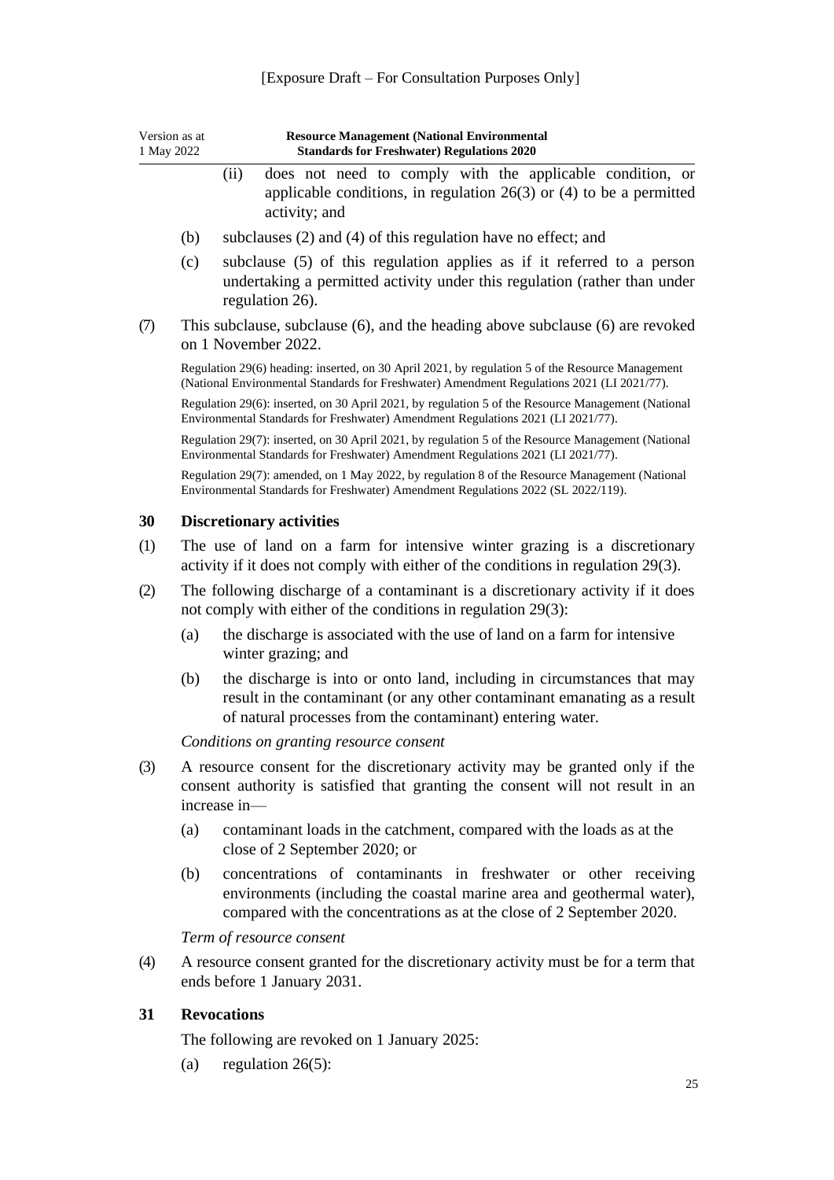[Exposure Draft – For Consultation Purposes Only]

(ii) does not need to comply with the applicable condition, or applicable conditions, in regulation 26(3) or (4) to be a permitted activity; and

(b) subclauses (2) and (4) of this regulation have no effect; and

(c) subclause (5) of this regulation applies as if it referred to a person undertaking a permitted activity under this regulation (rather than under regulation 26).

(7) This subclause, subclause (6), and the heading above subclause (6) are revoked on 1 November 2022.

Regulation 29(6) heading: inserted, on 30 April 2021, by regulation 5 of the Resource Management (National Environmental Standards for Freshwater) Amendment Regulations 2021 (LI 2021/77).

Regulation 29(6): inserted, on 30 April 2021, by regulation 5 of the Resource Management (National Environmental Standards for Freshwater) Amendment Regulations 2021 (LI 2021/77).

Regulation 29(7): inserted, on 30 April 2021, by regulation 5 of the Resource Management (National Environmental Standards for Freshwater) Amendment Regulations 2021 (LI 2021/77).

Regulation 29(7): amended, on 1 May 2022, by regulation 8 of the Resource Management (National Environmental Standards for Freshwater) Amendment Regulations 2022 (SL 2022/119).

## 30 Discretionary activities

(1) The use of land on a farm for intensive winter grazing is a discretionary activity if it does not comply with either of the conditions in regulation 29(3).

(2) The following discharge of a contaminant is a discretionary activity if it does not comply with either of the conditions in regulation 29(3):

(a) the discharge is associated with the use of land on a farm for intensive winter grazing; and

(b) the discharge is into or onto land, including in circumstances that may result in the contaminant (or any other contaminant emanating as a result of natural processes from the contaminant) entering water.

*Conditions on granting resource consent*

(3) A resource consent for the discretionary activity may be granted only if the consent authority is satisfied that granting the consent will not result in an increase in—

(a) contaminant loads in the catchment, compared with the loads as at the close of 2 September 2020; or

(b) concentrations of contaminants in freshwater or other receiving environments (including the coastal marine area and geothermal water), compared with the concentrations as at the close of 2 September 2020.

*Term of resource consent*

(4) A resource consent granted for the discretionary activity must be for a term that ends before 1 January 2031.

## 31 Revocations

The following are revoked on 1 January 2025:

(a) regulation 26(5):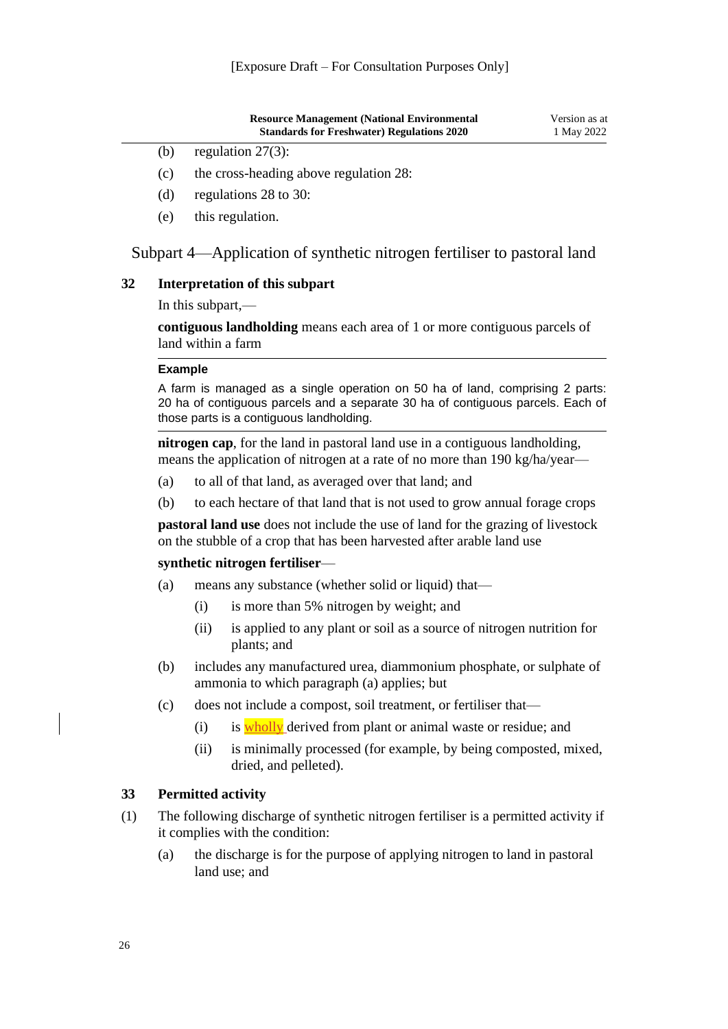(b) regulation 27(3):

(c) the cross-heading above regulation 28:

(d) regulations 28 to 30:

(e) this regulation.

## Subpart 4—Application of synthetic nitrogen fertiliser to pastoral land

### 32 Interpretation of this subpart

In this subpart,—

**contiguous landholding** means each area of 1 or more contiguous parcels of land within a farm

**Example**

A farm is managed as a single operation on 50 ha of land, comprising 2 parts: 20 ha of contiguous parcels and a separate 30 ha of contiguous parcels. Each of those parts is a contiguous landholding.

**nitrogen cap**, for the land in pastoral land use in a contiguous landholding, means the application of nitrogen at a rate of no more than 190 kg/ha/year—

(a) to all of that land, as averaged over that land; and

(b) to each hectare of that land that is not used to grow annual forage crops

**pastoral land use** does not include the use of land for the grazing of livestock on the stubble of a crop that has been harvested after arable land use

**synthetic nitrogen fertiliser**—

(a) means any substance (whether solid or liquid) that—

  (i) is more than 5% nitrogen by weight; and

  (ii) is applied to any plant or soil as a source of nitrogen nutrition for plants; and

(b) includes any manufactured urea, diammonium phosphate, or sulphate of ammonia to which paragraph (a) applies; but

(c) does not include a compost, soil treatment, or fertiliser that—

  (i) is wholly derived from plant or animal waste or residue; and

  (ii) is minimally processed (for example, by being composted, mixed, dried, and pelleted).

### 33 Permitted activity

(1) The following discharge of synthetic nitrogen fertiliser is a permitted activity if it complies with the condition:

  (a) the discharge is for the purpose of applying nitrogen to land in pastoral land use; and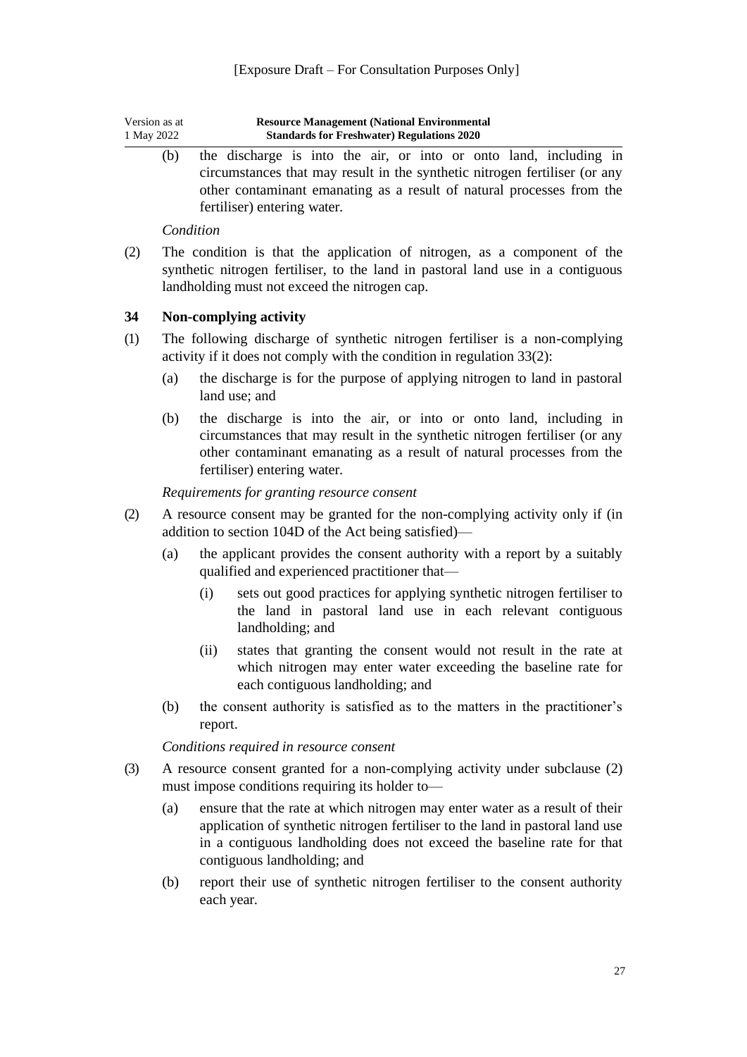(b) the discharge is into the air, or into or onto land, including in circumstances that may result in the synthetic nitrogen fertiliser (or any other contaminant emanating as a result of natural processes from the fertiliser) entering water.

*Condition*

(2) The condition is that the application of nitrogen, as a component of the synthetic nitrogen fertiliser, to the land in pastoral land use in a contiguous landholding must not exceed the nitrogen cap.

### 34 Non-complying activity

(1) The following discharge of synthetic nitrogen fertiliser is a non-complying activity if it does not comply with the condition in regulation 33(2):

(a) the discharge is for the purpose of applying nitrogen to land in pastoral land use; and

(b) the discharge is into the air, or into or onto land, including in circumstances that may result in the synthetic nitrogen fertiliser (or any other contaminant emanating as a result of natural processes from the fertiliser) entering water.

*Requirements for granting resource consent*

(2) A resource consent may be granted for the non-complying activity only if (in addition to section 104D of the Act being satisfied)—

(a) the applicant provides the consent authority with a report by a suitably qualified and experienced practitioner that—

(i) sets out good practices for applying synthetic nitrogen fertiliser to the land in pastoral land use in each relevant contiguous landholding; and

(ii) states that granting the consent would not result in the rate at which nitrogen may enter water exceeding the baseline rate for each contiguous landholding; and

(b) the consent authority is satisfied as to the matters in the practitioner's report.

*Conditions required in resource consent*

(3) A resource consent granted for a non-complying activity under subclause (2) must impose conditions requiring its holder to—

(a) ensure that the rate at which nitrogen may enter water as a result of their application of synthetic nitrogen fertiliser to the land in pastoral land use in a contiguous landholding does not exceed the baseline rate for that contiguous landholding; and

(b) report their use of synthetic nitrogen fertiliser to the consent authority each year.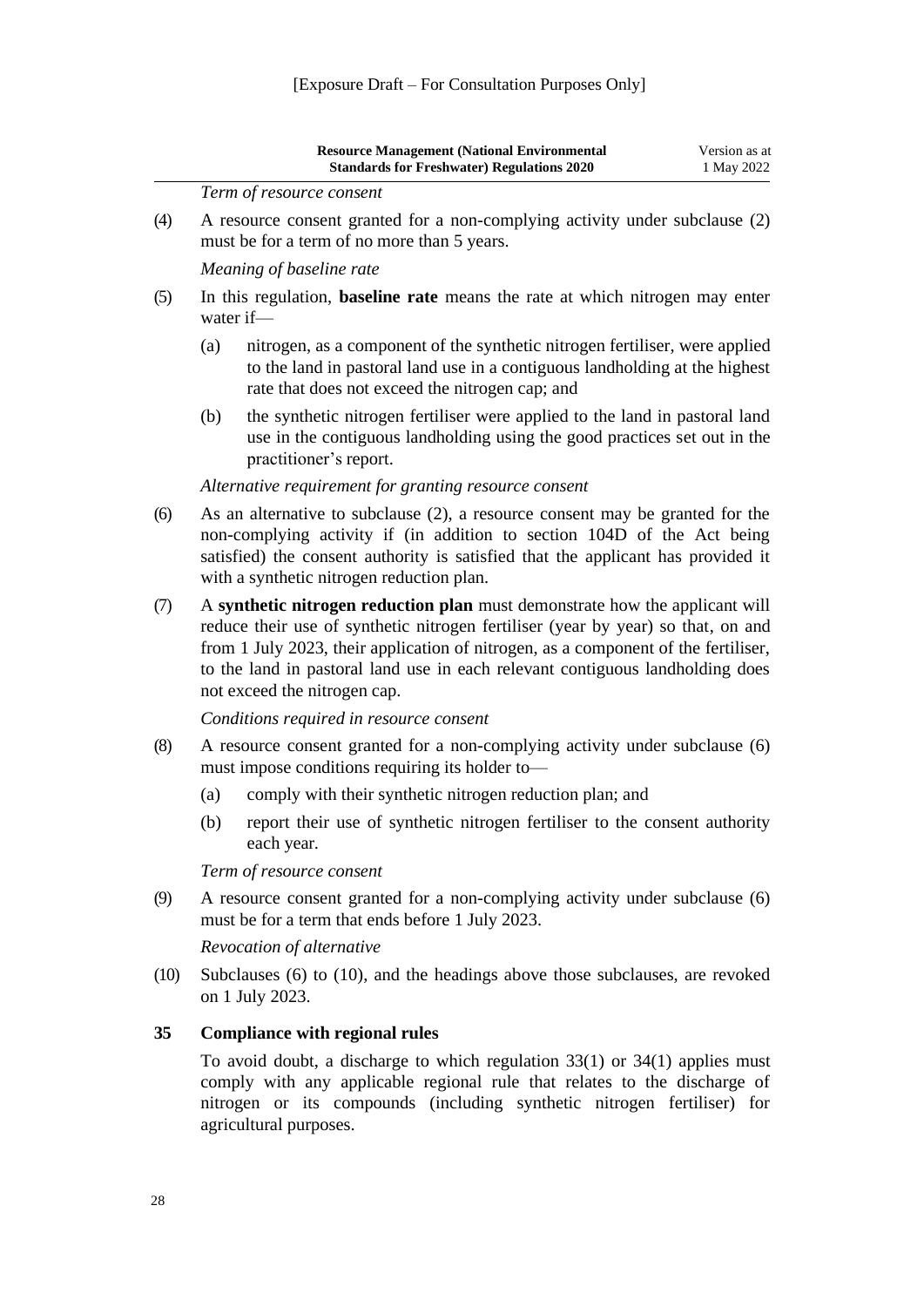*Term of resource consent*

(4) A resource consent granted for a non-complying activity under subclause (2) must be for a term of no more than 5 years.

*Meaning of baseline rate*

(5) In this regulation, **baseline rate** means the rate at which nitrogen may enter water if—

(a) nitrogen, as a component of the synthetic nitrogen fertiliser, were applied to the land in pastoral land use in a contiguous landholding at the highest rate that does not exceed the nitrogen cap; and

(b) the synthetic nitrogen fertiliser were applied to the land in pastoral land use in the contiguous landholding using the good practices set out in the practitioner's report.

*Alternative requirement for granting resource consent*

(6) As an alternative to subclause (2), a resource consent may be granted for the non-complying activity if (in addition to section 104D of the Act being satisfied) the consent authority is satisfied that the applicant has provided it with a synthetic nitrogen reduction plan.

(7) A **synthetic nitrogen reduction plan** must demonstrate how the applicant will reduce their use of synthetic nitrogen fertiliser (year by year) so that, on and from 1 July 2023, their application of nitrogen, as a component of the fertiliser, to the land in pastoral land use in each relevant contiguous landholding does not exceed the nitrogen cap.

*Conditions required in resource consent*

(8) A resource consent granted for a non-complying activity under subclause (6) must impose conditions requiring its holder to—

(a) comply with their synthetic nitrogen reduction plan; and

(b) report their use of synthetic nitrogen fertiliser to the consent authority each year.

*Term of resource consent*

(9) A resource consent granted for a non-complying activity under subclause (6) must be for a term that ends before 1 July 2023.

*Revocation of alternative*

(10) Subclauses (6) to (10), and the headings above those subclauses, are revoked on 1 July 2023.

### 35 Compliance with regional rules

To avoid doubt, a discharge to which regulation 33(1) or 34(1) applies must comply with any applicable regional rule that relates to the discharge of nitrogen or its compounds (including synthetic nitrogen fertiliser) for agricultural purposes.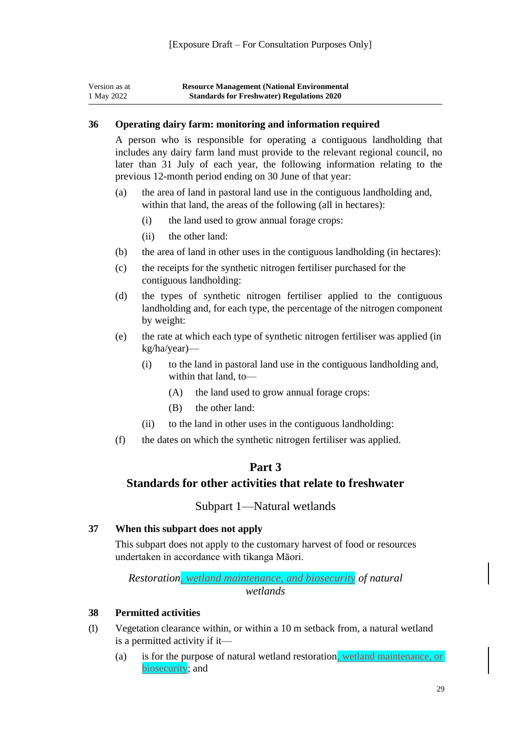[Exposure Draft – For Consultation Purposes Only]

### 36 Operating dairy farm: monitoring and information required

A person who is responsible for operating a contiguous landholding that includes any dairy farm land must provide to the relevant regional council, no later than 31 July of each year, the following information relating to the previous 12-month period ending on 30 June of that year:

(a) the area of land in pastoral land use in the contiguous landholding and, within that land, the areas of the following (all in hectares):

  (i) the land used to grow annual forage crops:

  (ii) the other land:

(b) the area of land in other uses in the contiguous landholding (in hectares):

(c) the receipts for the synthetic nitrogen fertiliser purchased for the contiguous landholding:

(d) the types of synthetic nitrogen fertiliser applied to the contiguous landholding and, for each type, the percentage of the nitrogen component by weight:

(e) the rate at which each type of synthetic nitrogen fertiliser was applied (in kg/ha/year)—

  (i) to the land in pastoral land use in the contiguous landholding and, within that land, to—

    (A) the land used to grow annual forage crops:

    (B) the other land:

  (ii) to the land in other uses in the contiguous landholding:

(f) the dates on which the synthetic nitrogen fertiliser was applied.

## Part 3
## Standards for other activities that relate to freshwater

### Subpart 1—Natural wetlands

### 37 When this subpart does not apply

This subpart does not apply to the customary harvest of food or resources undertaken in accordance with tikanga Māori.

*Restoration, wetland maintenance, and biosecurity of natural wetlands*

### 38 Permitted activities

(1) Vegetation clearance within, or within a 10 m setback from, a natural wetland is a permitted activity if it—

  (a) is for the purpose of natural wetland restoration, wetland maintenance, or biosecurity; and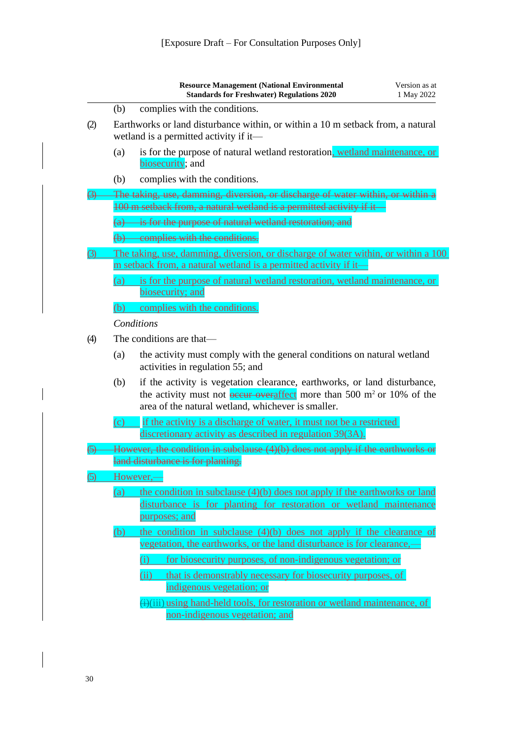[Exposure Draft – For Consultation Purposes Only]

(b) complies with the conditions.

(2) Earthworks or land disturbance within, or within a 10 m setback from, a natural wetland is a permitted activity if it—

(a) is for the purpose of natural wetland restoration, wetland maintenance, or biosecurity; and

(b) complies with the conditions.

~~(3) The taking, use, damming, diversion, or discharge of water within, or within a 100 m setback from, a natural wetland is a permitted activity if it—~~

~~(a) is for the purpose of natural wetland restoration; and~~

~~(b) complies with the conditions.~~

(3) The taking, use, damming, diversion, or discharge of water within, or within a 100 m setback from, a natural wetland is a permitted activity if it—

(a) is for the purpose of natural wetland restoration, wetland maintenance, or biosecurity; and

(b) complies with the conditions.

*Conditions*

(4) The conditions are that—

(a) the activity must comply with the general conditions on natural wetland activities in regulation 55; and

(b) if the activity is vegetation clearance, earthworks, or land disturbance, the activity must not ~~occur over~~affect more than 500 m$^2$ or 10% of the area of the natural wetland, whichever is smaller.

(c) if the activity is a discharge of water, it must not be a restricted discretionary activity as described in regulation 39(3A).

~~(5) However, the condition in subclause (4)(b) does not apply if the earthworks or land disturbance is for planting.~~

(5) However,—

(a) the condition in subclause (4)(b) does not apply if the earthworks or land disturbance is for planting for restoration or wetland maintenance purposes; and

(b) the condition in subclause (4)(b) does not apply if the clearance of vegetation, the earthworks, or the land disturbance is for clearance,—

(i) for biosecurity purposes, of non-indigenous vegetation; or

(ii) that is demonstrably necessary for biosecurity purposes, of indigenous vegetation; or

~~(i)~~(iii) using hand-held tools, for restoration or wetland maintenance, of non-indigenous vegetation; and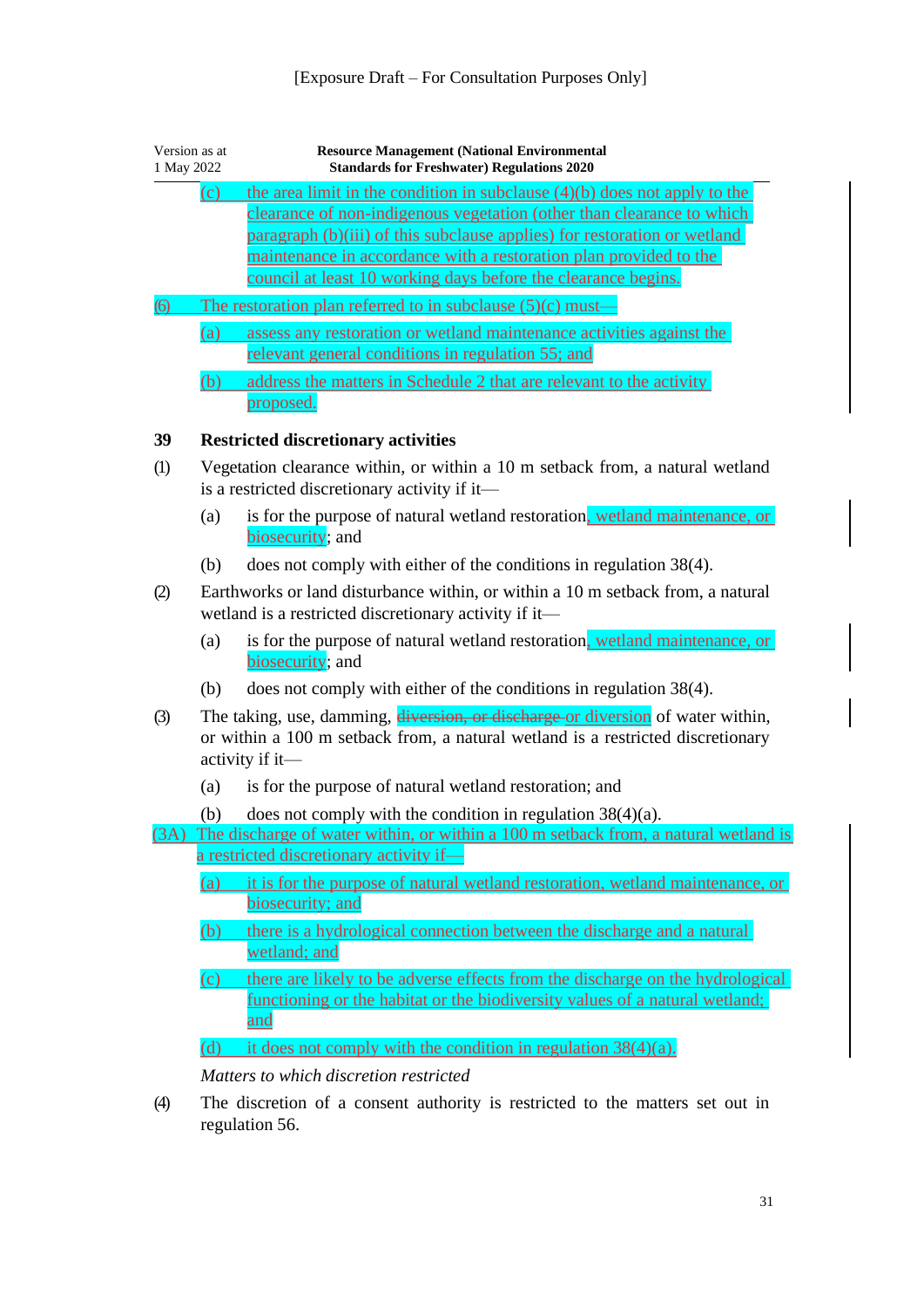(c) the area limit in the condition in subclause (4)(b) does not apply to the clearance of non-indigenous vegetation (other than clearance to which paragraph (b)(iii) of this subclause applies) for restoration or wetland maintenance in accordance with a restoration plan provided to the council at least 10 working days before the clearance begins.

(6) The restoration plan referred to in subclause (5)(c) must—

(a) assess any restoration or wetland maintenance activities against the relevant general conditions in regulation 55; and

(b) address the matters in Schedule 2 that are relevant to the activity proposed.

### 39 Restricted discretionary activities

(1) Vegetation clearance within, or within a 10 m setback from, a natural wetland is a restricted discretionary activity if it—

(a) is for the purpose of natural wetland restoration, wetland maintenance, or biosecurity; and

(b) does not comply with either of the conditions in regulation 38(4).

(2) Earthworks or land disturbance within, or within a 10 m setback from, a natural wetland is a restricted discretionary activity if it—

(a) is for the purpose of natural wetland restoration, wetland maintenance, or biosecurity; and

(b) does not comply with either of the conditions in regulation 38(4).

(3) The taking, use, damming, ~~diversion, or discharge~~ or diversion of water within, or within a 100 m setback from, a natural wetland is a restricted discretionary activity if it—

(a) is for the purpose of natural wetland restoration; and

(b) does not comply with the condition in regulation 38(4)(a).

(3A) The discharge of water within, or within a 100 m setback from, a natural wetland is a restricted discretionary activity if—

(a) it is for the purpose of natural wetland restoration, wetland maintenance, or biosecurity; and

(b) there is a hydrological connection between the discharge and a natural wetland; and

(c) there are likely to be adverse effects from the discharge on the hydrological functioning or the habitat or the biodiversity values of a natural wetland; and

(d) it does not comply with the condition in regulation 38(4)(a).

*Matters to which discretion restricted*

(4) The discretion of a consent authority is restricted to the matters set out in regulation 56.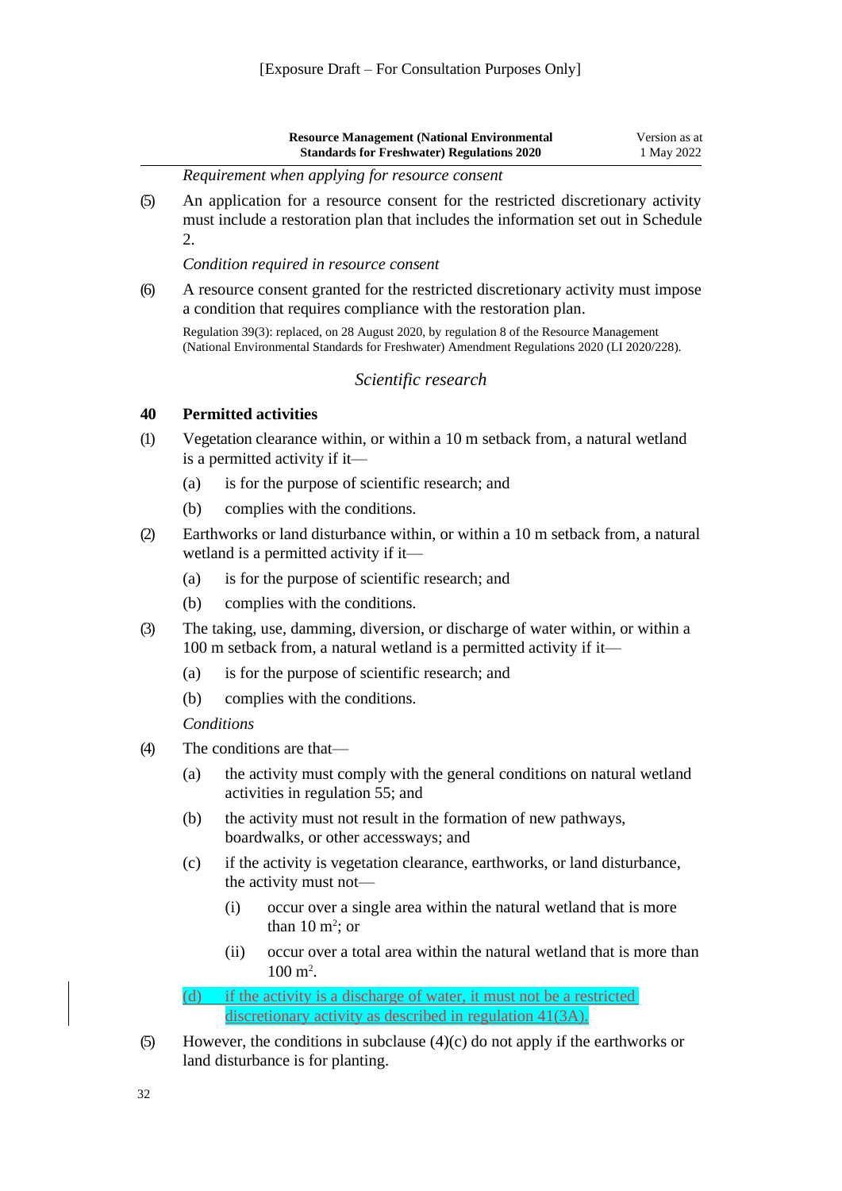*Requirement when applying for resource consent*

(5) An application for a resource consent for the restricted discretionary activity must include a restoration plan that includes the information set out in Schedule 2.

*Condition required in resource consent*

(6) A resource consent granted for the restricted discretionary activity must impose a condition that requires compliance with the restoration plan.

Regulation 39(3): replaced, on 28 August 2020, by regulation 8 of the Resource Management (National Environmental Standards for Freshwater) Amendment Regulations 2020 (LI 2020/228).

## *Scientific research*

### 40 Permitted activities

(1) Vegetation clearance within, or within a 10 m setback from, a natural wetland is a permitted activity if it—

- (a) is for the purpose of scientific research; and
- (b) complies with the conditions.

(2) Earthworks or land disturbance within, or within a 10 m setback from, a natural wetland is a permitted activity if it—

- (a) is for the purpose of scientific research; and
- (b) complies with the conditions.

(3) The taking, use, damming, diversion, or discharge of water within, or within a 100 m setback from, a natural wetland is a permitted activity if it—

- (a) is for the purpose of scientific research; and
- (b) complies with the conditions.

*Conditions*

(4) The conditions are that—

- (a) the activity must comply with the general conditions on natural wetland activities in regulation 55; and
- (b) the activity must not result in the formation of new pathways, boardwalks, or other accessways; and
- (c) if the activity is vegetation clearance, earthworks, or land disturbance, the activity must not—
  - (i) occur over a single area within the natural wetland that is more than 10 $m^2$; or
  - (ii) occur over a total area within the natural wetland that is more than 100 $m^2$.
- (d) if the activity is a discharge of water, it must not be a restricted discretionary activity as described in regulation 41(3A).

(5) However, the conditions in subclause (4)(c) do not apply if the earthworks or land disturbance is for planting.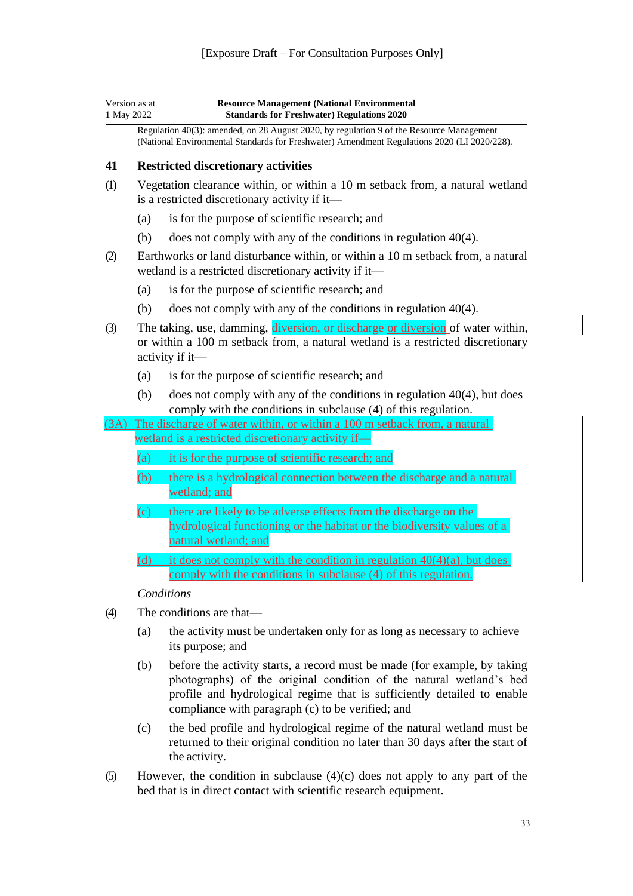[Exposure Draft – For Consultation Purposes Only]

Regulation 40(3): amended, on 28 August 2020, by regulation 9 of the Resource Management (National Environmental Standards for Freshwater) Amendment Regulations 2020 (LI 2020/228).

### 41 Restricted discretionary activities

(1) Vegetation clearance within, or within a 10 m setback from, a natural wetland is a restricted discretionary activity if it—

(a) is for the purpose of scientific research; and

(b) does not comply with any of the conditions in regulation 40(4).

(2) Earthworks or land disturbance within, or within a 10 m setback from, a natural wetland is a restricted discretionary activity if it—

(a) is for the purpose of scientific research; and

(b) does not comply with any of the conditions in regulation 40(4).

(3) The taking, use, damming, ~~diversion, or discharge~~ or diversion of water within, or within a 100 m setback from, a natural wetland is a restricted discretionary activity if it—

(a) is for the purpose of scientific research; and

(b) does not comply with any of the conditions in regulation 40(4), but does comply with the conditions in subclause (4) of this regulation.

(3A) The discharge of water within, or within a 100 m setback from, a natural wetland is a restricted discretionary activity if—

(a) it is for the purpose of scientific research; and

(b) there is a hydrological connection between the discharge and a natural wetland; and

(c) there are likely to be adverse effects from the discharge on the hydrological functioning or the habitat or the biodiversity values of a natural wetland; and

(d) it does not comply with the condition in regulation 40(4)(a), but does comply with the conditions in subclause (4) of this regulation.

*Conditions*

(4) The conditions are that—

(a) the activity must be undertaken only for as long as necessary to achieve its purpose; and

(b) before the activity starts, a record must be made (for example, by taking photographs) of the original condition of the natural wetland's bed profile and hydrological regime that is sufficiently detailed to enable compliance with paragraph (c) to be verified; and

(c) the bed profile and hydrological regime of the natural wetland must be returned to their original condition no later than 30 days after the start of the activity.

(5) However, the condition in subclause (4)(c) does not apply to any part of the bed that is in direct contact with scientific research equipment.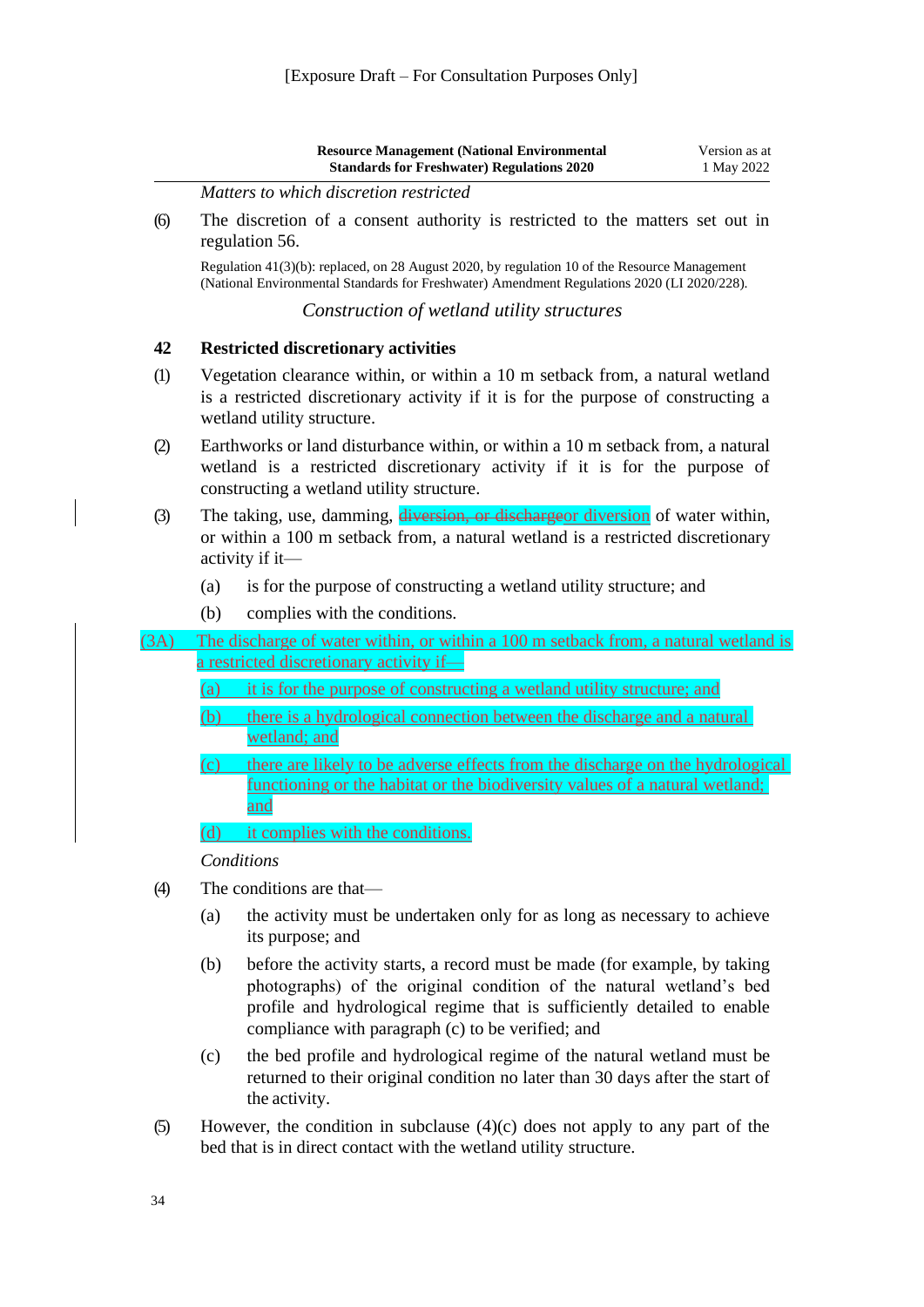*Matters to which discretion restricted*

(6) The discretion of a consent authority is restricted to the matters set out in regulation 56.

Regulation 41(3)(b): replaced, on 28 August 2020, by regulation 10 of the Resource Management (National Environmental Standards for Freshwater) Amendment Regulations 2020 (LI 2020/228).

*Construction of wetland utility structures*

### 42 Restricted discretionary activities

(1) Vegetation clearance within, or within a 10 m setback from, a natural wetland is a restricted discretionary activity if it is for the purpose of constructing a wetland utility structure.

(2) Earthworks or land disturbance within, or within a 10 m setback from, a natural wetland is a restricted discretionary activity if it is for the purpose of constructing a wetland utility structure.

(3) The taking, use, damming, ~~diversion, or discharge~~or diversion of water within, or within a 100 m setback from, a natural wetland is a restricted discretionary activity if it—

(a) is for the purpose of constructing a wetland utility structure; and

(b) complies with the conditions.

(3A) The discharge of water within, or within a 100 m setback from, a natural wetland is a restricted discretionary activity if—

(a) it is for the purpose of constructing a wetland utility structure; and

(b) there is a hydrological connection between the discharge and a natural wetland; and

(c) there are likely to be adverse effects from the discharge on the hydrological functioning or the habitat or the biodiversity values of a natural wetland; and

(d) it complies with the conditions.

*Conditions*

(4) The conditions are that—

(a) the activity must be undertaken only for as long as necessary to achieve its purpose; and

(b) before the activity starts, a record must be made (for example, by taking photographs) of the original condition of the natural wetland's bed profile and hydrological regime that is sufficiently detailed to enable compliance with paragraph (c) to be verified; and

(c) the bed profile and hydrological regime of the natural wetland must be returned to their original condition no later than 30 days after the start of the activity.

(5) However, the condition in subclause (4)(c) does not apply to any part of the bed that is in direct contact with the wetland utility structure.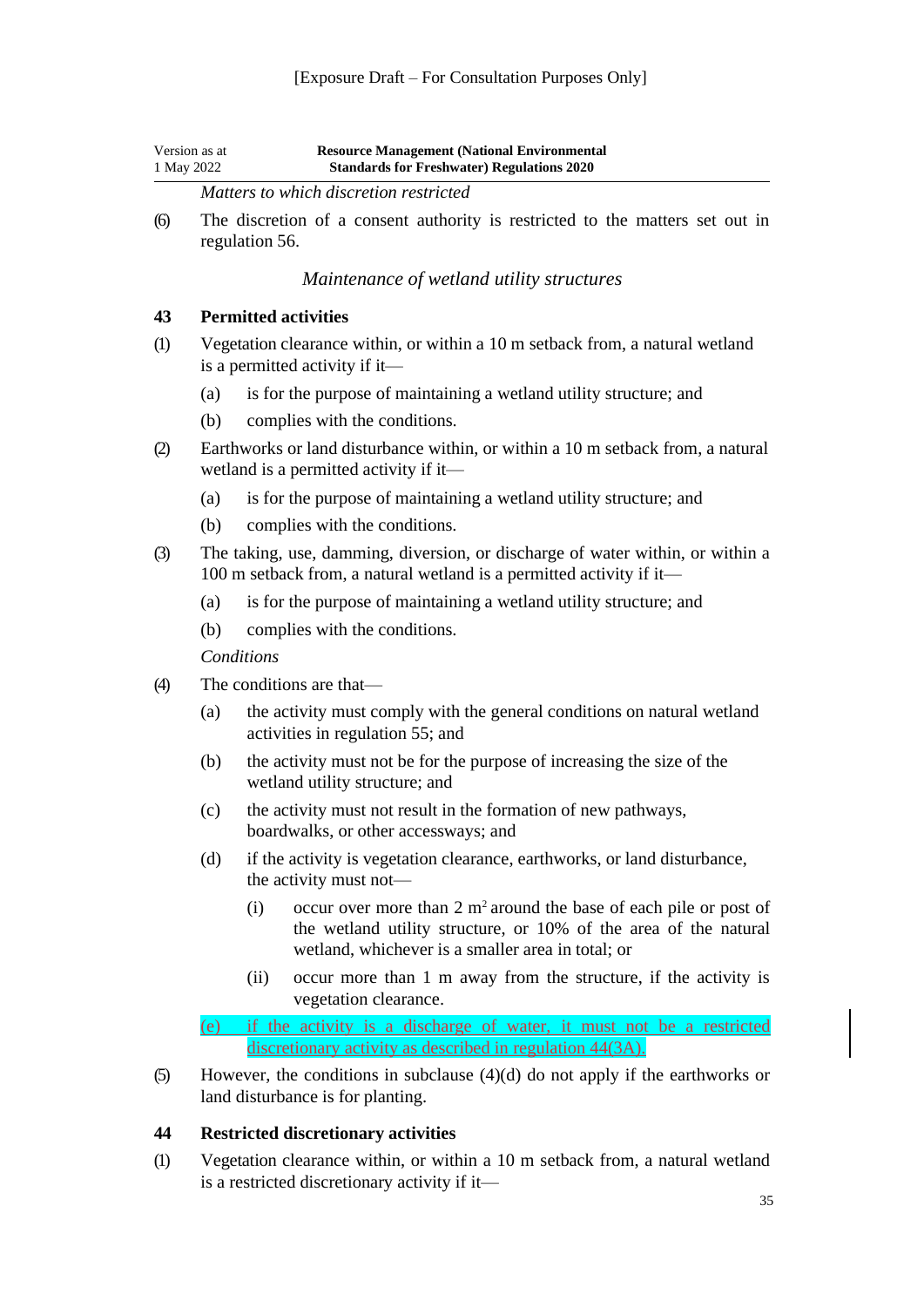*Matters to which discretion restricted*

(6) The discretion of a consent authority is restricted to the matters set out in regulation 56.

### *Maintenance of wetland utility structures*

### 43 Permitted activities

(1) Vegetation clearance within, or within a 10 m setback from, a natural wetland is a permitted activity if it—

   (a) is for the purpose of maintaining a wetland utility structure; and

   (b) complies with the conditions.

(2) Earthworks or land disturbance within, or within a 10 m setback from, a natural wetland is a permitted activity if it—

   (a) is for the purpose of maintaining a wetland utility structure; and

   (b) complies with the conditions.

(3) The taking, use, damming, diversion, or discharge of water within, or within a 100 m setback from, a natural wetland is a permitted activity if it—

   (a) is for the purpose of maintaining a wetland utility structure; and

   (b) complies with the conditions.

*Conditions*

(4) The conditions are that—

   (a) the activity must comply with the general conditions on natural wetland activities in regulation 55; and

   (b) the activity must not be for the purpose of increasing the size of the wetland utility structure; and

   (c) the activity must not result in the formation of new pathways, boardwalks, or other accessways; and

   (d) if the activity is vegetation clearance, earthworks, or land disturbance, the activity must not—

      (i) occur over more than 2 $m^2$ around the base of each pile or post of the wetland utility structure, or 10% of the area of the natural wetland, whichever is a smaller area in total; or

      (ii) occur more than 1 m away from the structure, if the activity is vegetation clearance.

   (e) if the activity is a discharge of water, it must not be a restricted discretionary activity as described in regulation 44(3A).

(5) However, the conditions in subclause (4)(d) do not apply if the earthworks or land disturbance is for planting.

### 44 Restricted discretionary activities

(1) Vegetation clearance within, or within a 10 m setback from, a natural wetland is a restricted discretionary activity if it—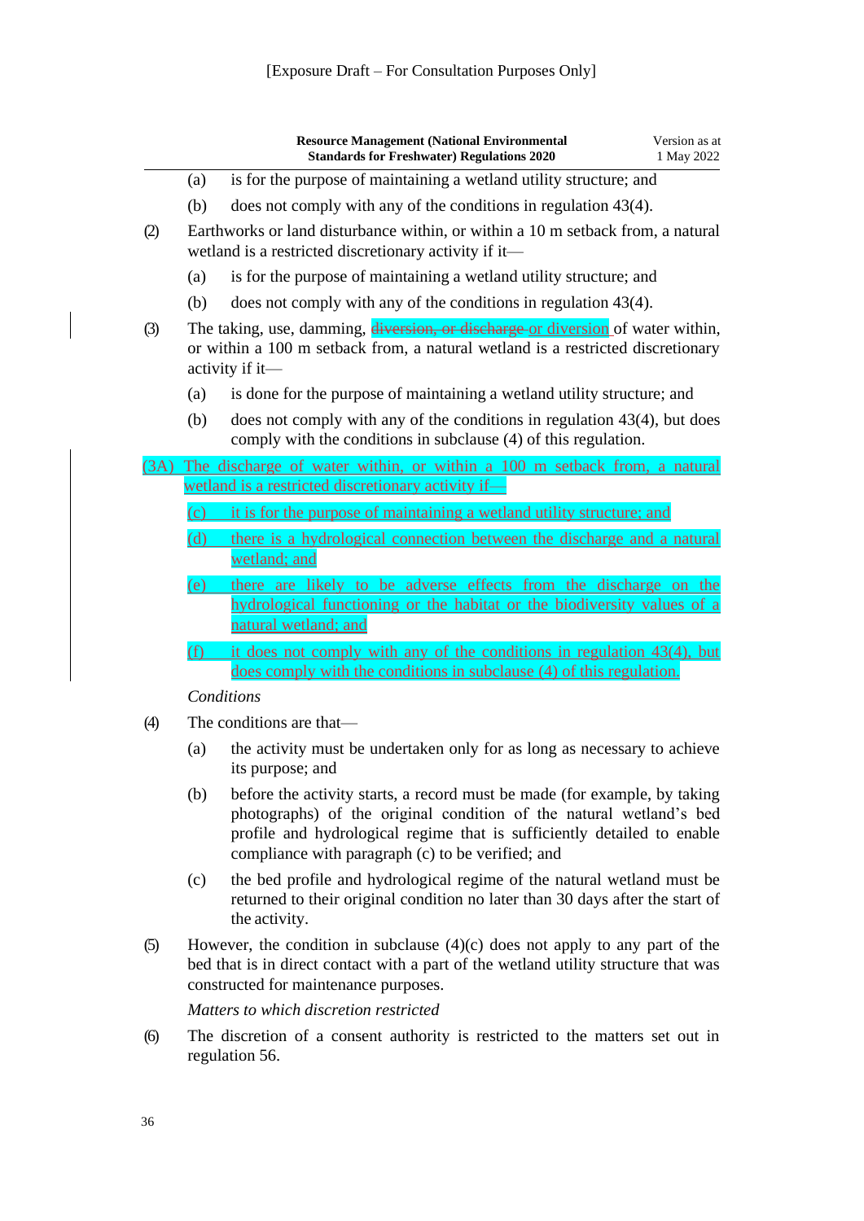[Exposure Draft – For Consultation Purposes Only]

(a) is for the purpose of maintaining a wetland utility structure; and

(b) does not comply with any of the conditions in regulation 43(4).

(2) Earthworks or land disturbance within, or within a 10 m setback from, a natural wetland is a restricted discretionary activity if it—

(a) is for the purpose of maintaining a wetland utility structure; and

(b) does not comply with any of the conditions in regulation 43(4).

(3) The taking, use, damming, ~~diversion, or discharge~~ or diversion of water within, or within a 100 m setback from, a natural wetland is a restricted discretionary activity if it—

(a) is done for the purpose of maintaining a wetland utility structure; and

(b) does not comply with any of the conditions in regulation 43(4), but does comply with the conditions in subclause (4) of this regulation.

(3A) The discharge of water within, or within a 100 m setback from, a natural wetland is a restricted discretionary activity if—

(c) it is for the purpose of maintaining a wetland utility structure; and

(d) there is a hydrological connection between the discharge and a natural wetland; and

(e) there are likely to be adverse effects from the discharge on the hydrological functioning or the habitat or the biodiversity values of a natural wetland; and

(f) it does not comply with any of the conditions in regulation 43(4), but does comply with the conditions in subclause (4) of this regulation.

*Conditions*

(4) The conditions are that—

(a) the activity must be undertaken only for as long as necessary to achieve its purpose; and

(b) before the activity starts, a record must be made (for example, by taking photographs) of the original condition of the natural wetland's bed profile and hydrological regime that is sufficiently detailed to enable compliance with paragraph (c) to be verified; and

(c) the bed profile and hydrological regime of the natural wetland must be returned to their original condition no later than 30 days after the start of the activity.

(5) However, the condition in subclause (4)(c) does not apply to any part of the bed that is in direct contact with a part of the wetland utility structure that was constructed for maintenance purposes.

*Matters to which discretion restricted*

(6) The discretion of a consent authority is restricted to the matters set out in regulation 56.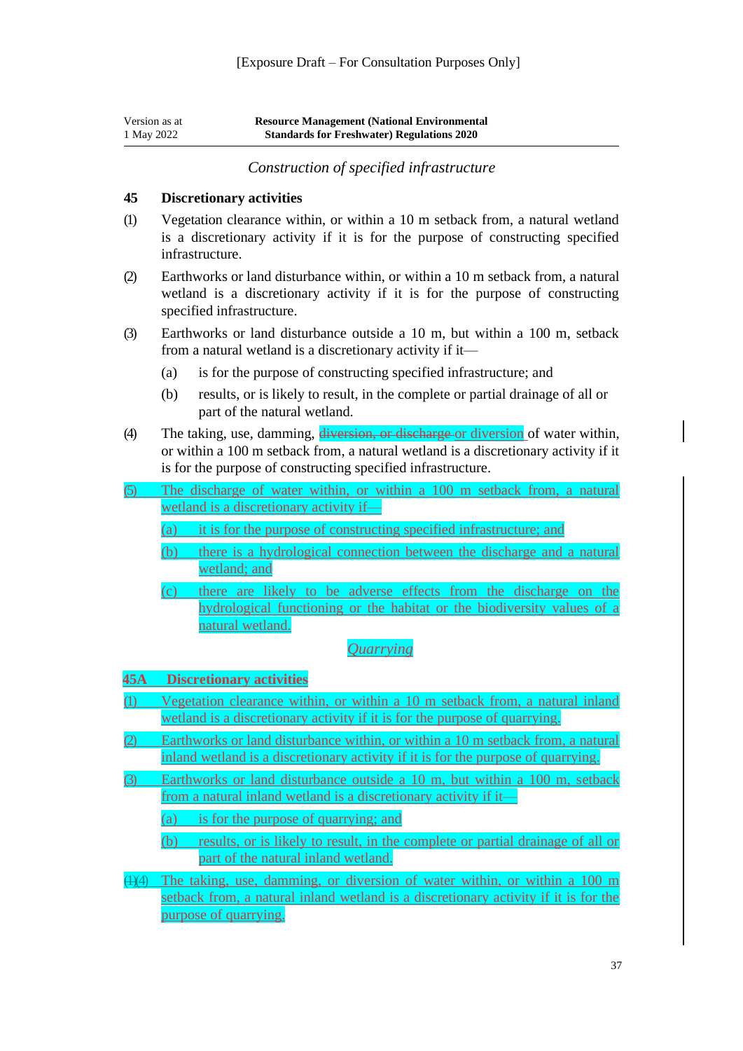[Exposure Draft – For Consultation Purposes Only]

*Construction of specified infrastructure*

### 45 Discretionary activities

(1) Vegetation clearance within, or within a 10 m setback from, a natural wetland is a discretionary activity if it is for the purpose of constructing specified infrastructure.

(2) Earthworks or land disturbance within, or within a 10 m setback from, a natural wetland is a discretionary activity if it is for the purpose of constructing specified infrastructure.

(3) Earthworks or land disturbance outside a 10 m, but within a 100 m, setback from a natural wetland is a discretionary activity if it—

(a) is for the purpose of constructing specified infrastructure; and

(b) results, or is likely to result, in the complete or partial drainage of all or part of the natural wetland.

(4) The taking, use, damming, ~~diversion, or discharge~~ or diversion of water within, or within a 100 m setback from, a natural wetland is a discretionary activity if it is for the purpose of constructing specified infrastructure.

(5) The discharge of water within, or within a 100 m setback from, a natural wetland is a discretionary activity if—

(a) it is for the purpose of constructing specified infrastructure; and

(b) there is a hydrological connection between the discharge and a natural wetland; and

(c) there are likely to be adverse effects from the discharge on the hydrological functioning or the habitat or the biodiversity values of a natural wetland.

*Quarrying*

### 45A Discretionary activities

(1) Vegetation clearance within, or within a 10 m setback from, a natural inland wetland is a discretionary activity if it is for the purpose of quarrying.

(2) Earthworks or land disturbance within, or within a 10 m setback from, a natural inland wetland is a discretionary activity if it is for the purpose of quarrying.

(3) Earthworks or land disturbance outside a 10 m, but within a 100 m, setback from a natural inland wetland is a discretionary activity if it—

(a) is for the purpose of quarrying; and

(b) results, or is likely to result, in the complete or partial drainage of all or part of the natural inland wetland.

~~(1)~~(4) The taking, use, damming, or diversion of water within, or within a 100 m setback from, a natural inland wetland is a discretionary activity if it is for the purpose of quarrying.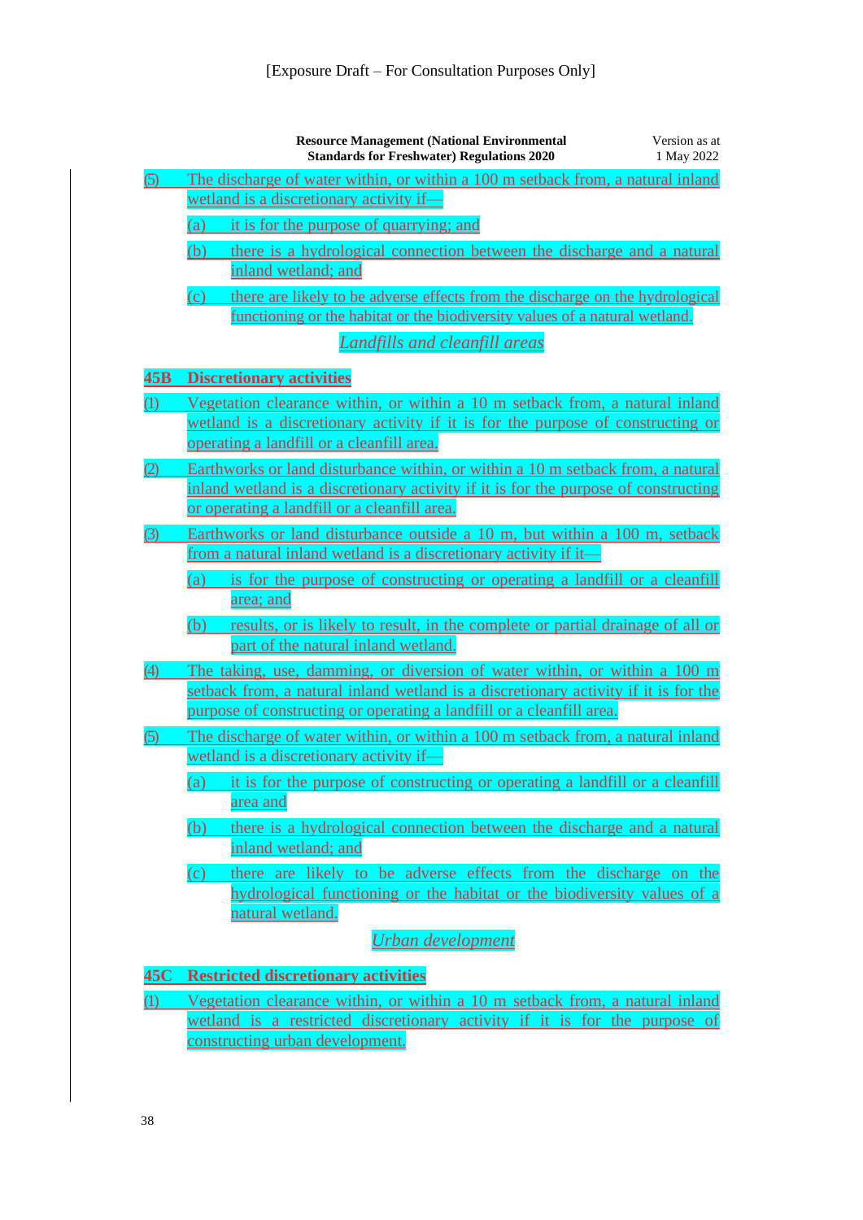(5) The discharge of water within, or within a 100 m setback from, a natural inland wetland is a discretionary activity if—

(a) it is for the purpose of quarrying; and

(b) there is a hydrological connection between the discharge and a natural inland wetland; and

(c) there are likely to be adverse effects from the discharge on the hydrological functioning or the habitat or the biodiversity values of a natural wetland.

*Landfills and cleanfill areas*

**45B Discretionary activities**

(1) Vegetation clearance within, or within a 10 m setback from, a natural inland wetland is a discretionary activity if it is for the purpose of constructing or operating a landfill or a cleanfill area.

(2) Earthworks or land disturbance within, or within a 10 m setback from, a natural inland wetland is a discretionary activity if it is for the purpose of constructing or operating a landfill or a cleanfill area.

(3) Earthworks or land disturbance outside a 10 m, but within a 100 m, setback from a natural inland wetland is a discretionary activity if it—

(a) is for the purpose of constructing or operating a landfill or a cleanfill area; and

(b) results, or is likely to result, in the complete or partial drainage of all or part of the natural inland wetland.

(4) The taking, use, damming, or diversion of water within, or within a 100 m setback from, a natural inland wetland is a discretionary activity if it is for the purpose of constructing or operating a landfill or a cleanfill area.

(5) The discharge of water within, or within a 100 m setback from, a natural inland wetland is a discretionary activity if—

(a) it is for the purpose of constructing or operating a landfill or a cleanfill area and

(b) there is a hydrological connection between the discharge and a natural inland wetland; and

(c) there are likely to be adverse effects from the discharge on the hydrological functioning or the habitat or the biodiversity values of a natural wetland.

*Urban development*

**45C Restricted discretionary activities**

(1) Vegetation clearance within, or within a 10 m setback from, a natural inland wetland is a restricted discretionary activity if it is for the purpose of constructing urban development.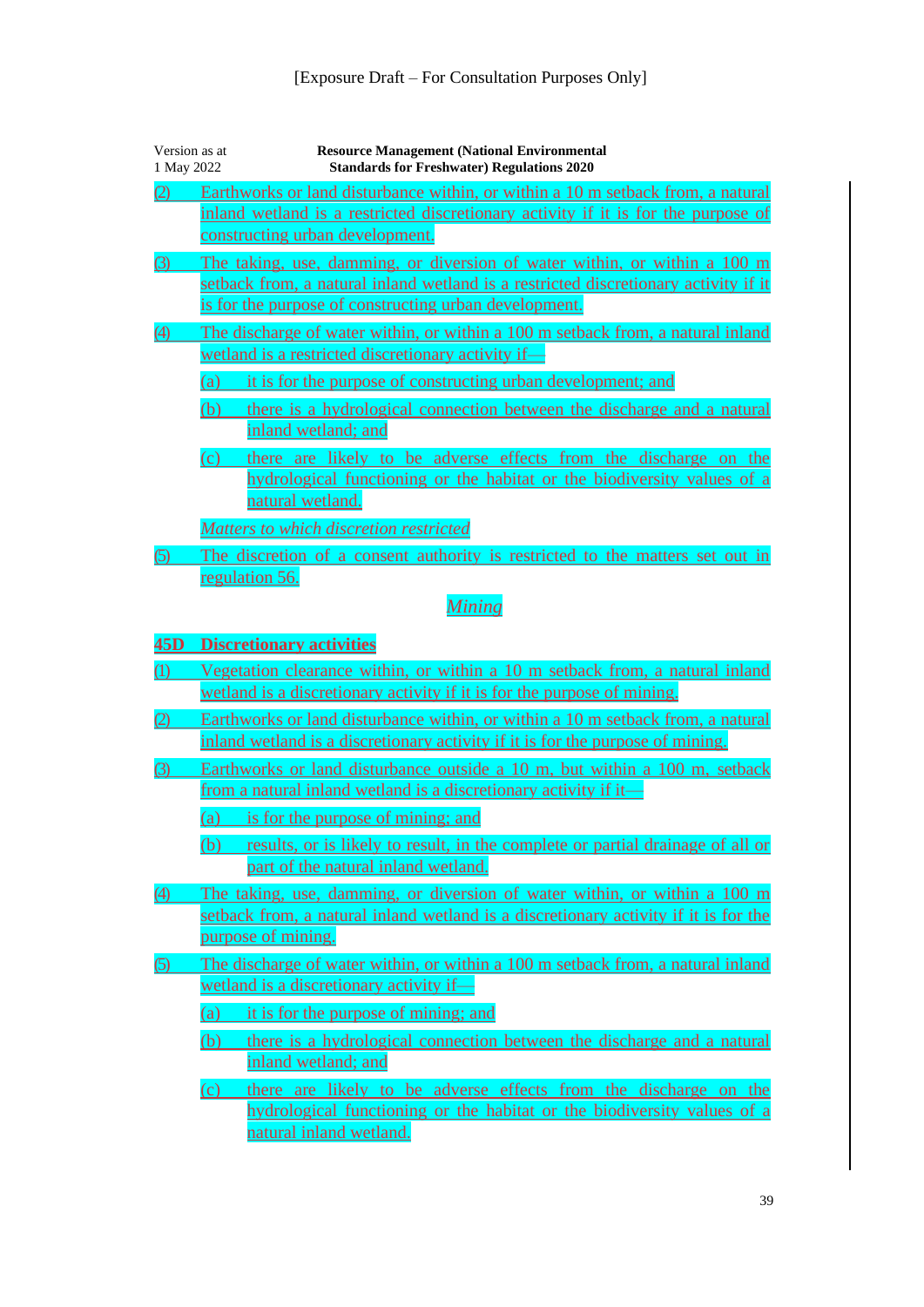[Exposure Draft – For Consultation Purposes Only]

(2) Earthworks or land disturbance within, or within a 10 m setback from, a natural inland wetland is a restricted discretionary activity if it is for the purpose of constructing urban development.

(3) The taking, use, damming, or diversion of water within, or within a 100 m setback from, a natural inland wetland is a restricted discretionary activity if it is for the purpose of constructing urban development.

(4) The discharge of water within, or within a 100 m setback from, a natural inland wetland is a restricted discretionary activity if—

- (a) it is for the purpose of constructing urban development; and
- (b) there is a hydrological connection between the discharge and a natural inland wetland; and
- (c) there are likely to be adverse effects from the discharge on the hydrological functioning or the habitat or the biodiversity values of a natural wetland.

*Matters to which discretion restricted*

(5) The discretion of a consent authority is restricted to the matters set out in regulation 56.

### *Mining*

**45D Discretionary activities**

(1) Vegetation clearance within, or within a 10 m setback from, a natural inland wetland is a discretionary activity if it is for the purpose of mining.

(2) Earthworks or land disturbance within, or within a 10 m setback from, a natural inland wetland is a discretionary activity if it is for the purpose of mining.

(3) Earthworks or land disturbance outside a 10 m, but within a 100 m, setback from a natural inland wetland is a discretionary activity if it—

- (a) is for the purpose of mining; and
- (b) results, or is likely to result, in the complete or partial drainage of all or part of the natural inland wetland.

(4) The taking, use, damming, or diversion of water within, or within a 100 m setback from, a natural inland wetland is a discretionary activity if it is for the purpose of mining.

(5) The discharge of water within, or within a 100 m setback from, a natural inland wetland is a discretionary activity if—

- (a) it is for the purpose of mining; and
- (b) there is a hydrological connection between the discharge and a natural inland wetland; and
- (c) there are likely to be adverse effects from the discharge on the hydrological functioning or the habitat or the biodiversity values of a natural inland wetland.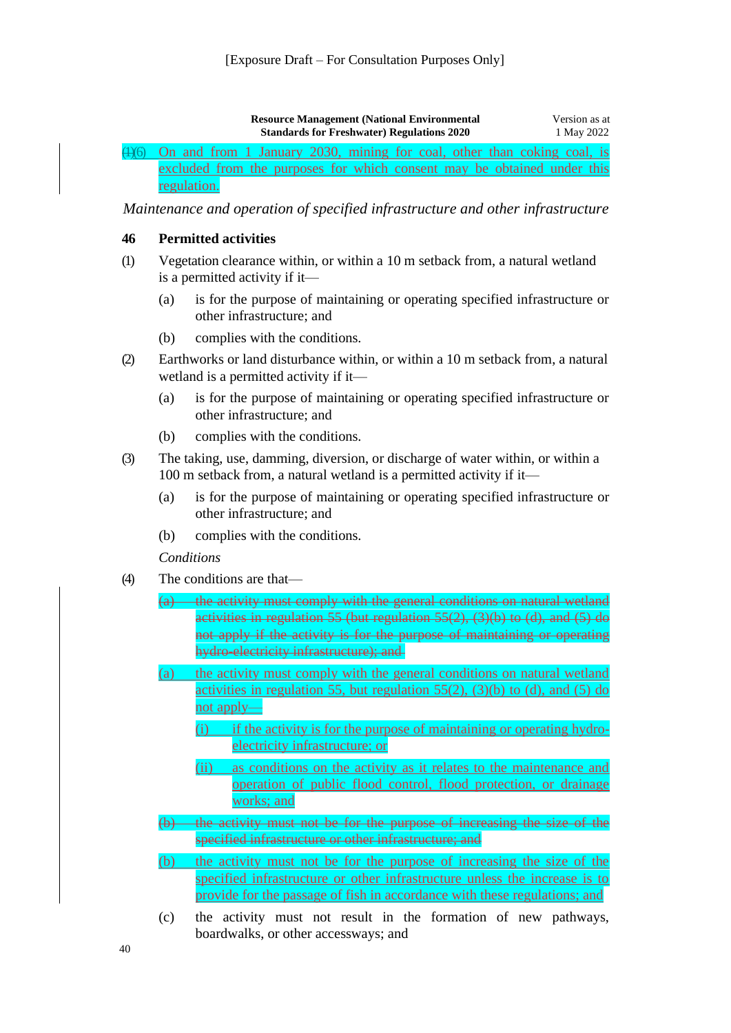[Exposure Draft – For Consultation Purposes Only]

~~(1)~~(6) On and from 1 January 2030, mining for coal, other than coking coal, is excluded from the purposes for which consent may be obtained under this regulation.

*Maintenance and operation of specified infrastructure and other infrastructure*

### 46 Permitted activities

(1) Vegetation clearance within, or within a 10 m setback from, a natural wetland is a permitted activity if it—

(a) is for the purpose of maintaining or operating specified infrastructure or other infrastructure; and

(b) complies with the conditions.

(2) Earthworks or land disturbance within, or within a 10 m setback from, a natural wetland is a permitted activity if it—

(a) is for the purpose of maintaining or operating specified infrastructure or other infrastructure; and

(b) complies with the conditions.

(3) The taking, use, damming, diversion, or discharge of water within, or within a 100 m setback from, a natural wetland is a permitted activity if it—

(a) is for the purpose of maintaining or operating specified infrastructure or other infrastructure; and

(b) complies with the conditions.

*Conditions*

(4) The conditions are that—

~~(a) the activity must comply with the general conditions on natural wetland activities in regulation 55 (but regulation 55(2), (3)(b) to (d), and (5) do not apply if the activity is for the purpose of maintaining or operating hydro-electricity infrastructure); and~~

(a) the activity must comply with the general conditions on natural wetland activities in regulation 55, but regulation 55(2), (3)(b) to (d), and (5) do not apply—

(i) if the activity is for the purpose of maintaining or operating hydro-electricity infrastructure; or

(ii) as conditions on the activity as it relates to the maintenance and operation of public flood control, flood protection, or drainage works; and

~~(b) the activity must not be for the purpose of increasing the size of the specified infrastructure or other infrastructure; and~~

(b) the activity must not be for the purpose of increasing the size of the specified infrastructure or other infrastructure unless the increase is to provide for the passage of fish in accordance with these regulations; and

(c) the activity must not result in the formation of new pathways, boardwalks, or other accessways; and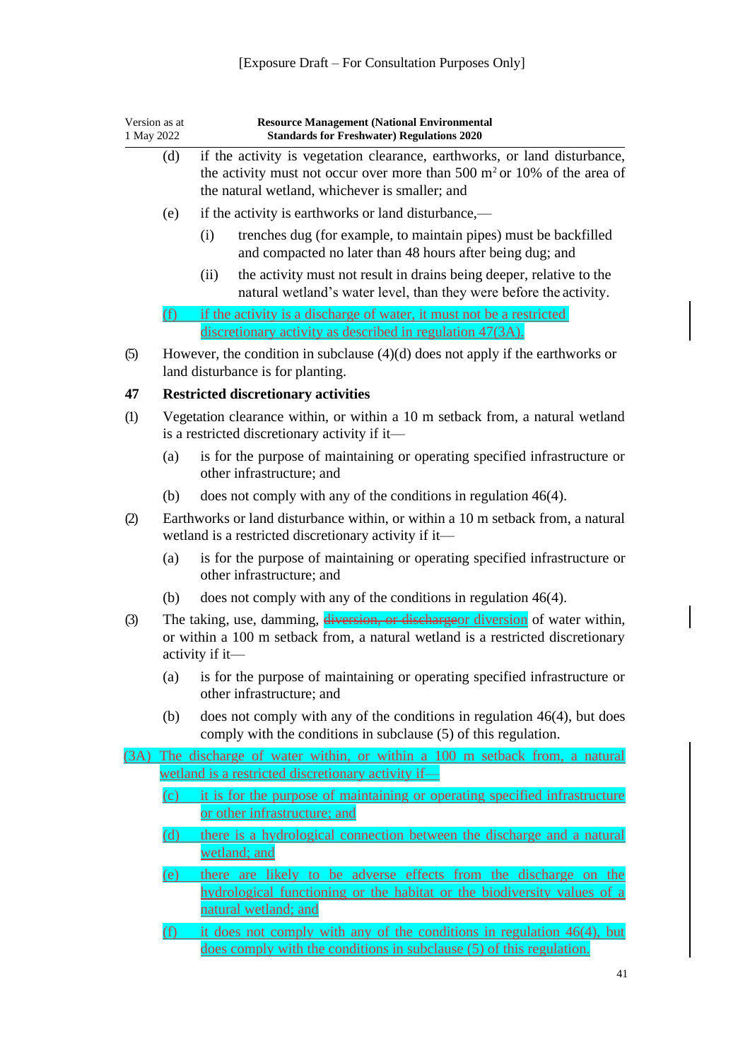(d) if the activity is vegetation clearance, earthworks, or land disturbance, the activity must not occur over more than 500 $m^2$ or 10% of the area of the natural wetland, whichever is smaller; and

(e) if the activity is earthworks or land disturbance,—

(i) trenches dug (for example, to maintain pipes) must be backfilled and compacted no later than 48 hours after being dug; and

(ii) the activity must not result in drains being deeper, relative to the natural wetland's water level, than they were before the activity.

(f) if the activity is a discharge of water, it must not be a restricted discretionary activity as described in regulation 47(3A).

(5) However, the condition in subclause (4)(d) does not apply if the earthworks or land disturbance is for planting.

### 47 Restricted discretionary activities

(1) Vegetation clearance within, or within a 10 m setback from, a natural wetland is a restricted discretionary activity if it—

(a) is for the purpose of maintaining or operating specified infrastructure or other infrastructure; and

(b) does not comply with any of the conditions in regulation 46(4).

(2) Earthworks or land disturbance within, or within a 10 m setback from, a natural wetland is a restricted discretionary activity if it—

(a) is for the purpose of maintaining or operating specified infrastructure or other infrastructure; and

(b) does not comply with any of the conditions in regulation 46(4).

(3) The taking, use, damming, ~~diversion, or discharge~~or diversion of water within, or within a 100 m setback from, a natural wetland is a restricted discretionary activity if it—

(a) is for the purpose of maintaining or operating specified infrastructure or other infrastructure; and

(b) does not comply with any of the conditions in regulation 46(4), but does comply with the conditions in subclause (5) of this regulation.

(3A) The discharge of water within, or within a 100 m setback from, a natural wetland is a restricted discretionary activity if—

(c) it is for the purpose of maintaining or operating specified infrastructure or other infrastructure; and

(d) there is a hydrological connection between the discharge and a natural wetland; and

(e) there are likely to be adverse effects from the discharge on the hydrological functioning or the habitat or the biodiversity values of a natural wetland; and

(f) it does not comply with any of the conditions in regulation 46(4), but does comply with the conditions in subclause (5) of this regulation.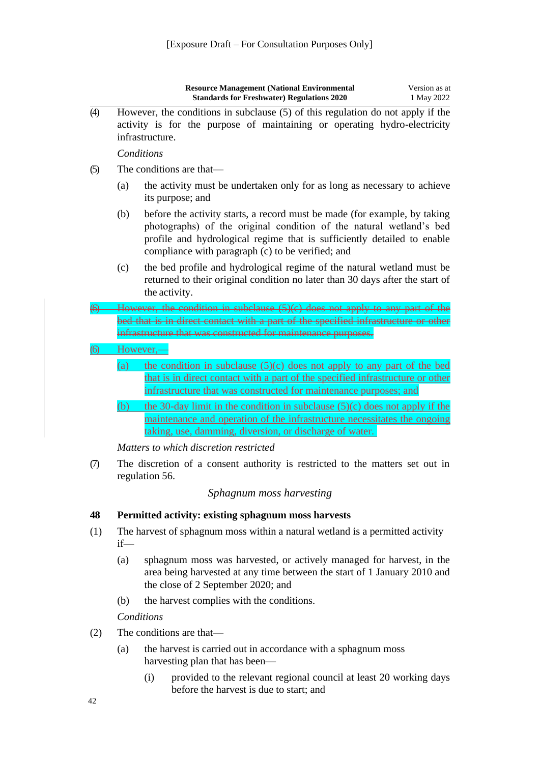(4) However, the conditions in subclause (5) of this regulation do not apply if the activity is for the purpose of maintaining or operating hydro-electricity infrastructure.

*Conditions*

(5) The conditions are that—

(a) the activity must be undertaken only for as long as necessary to achieve its purpose; and

(b) before the activity starts, a record must be made (for example, by taking photographs) of the original condition of the natural wetland's bed profile and hydrological regime that is sufficiently detailed to enable compliance with paragraph (c) to be verified; and

(c) the bed profile and hydrological regime of the natural wetland must be returned to their original condition no later than 30 days after the start of the activity.

~~(6) However, the condition in subclause (5)(c) does not apply to any part of the bed that is in direct contact with a part of the specified infrastructure or other infrastructure that was constructed for maintenance purposes.~~

(6) However,—

(a) the condition in subclause (5)(c) does not apply to any part of the bed that is in direct contact with a part of the specified infrastructure or other infrastructure that was constructed for maintenance purposes; and

(b) the 30-day limit in the condition in subclause (5)(c) does not apply if the maintenance and operation of the infrastructure necessitates the ongoing taking, use, damming, diversion, or discharge of water.

*Matters to which discretion restricted*

(7) The discretion of a consent authority is restricted to the matters set out in regulation 56.

*Sphagnum moss harvesting*

**48 Permitted activity: existing sphagnum moss harvests**

(1) The harvest of sphagnum moss within a natural wetland is a permitted activity if—

(a) sphagnum moss was harvested, or actively managed for harvest, in the area being harvested at any time between the start of 1 January 2010 and the close of 2 September 2020; and

(b) the harvest complies with the conditions.

*Conditions*

(2) The conditions are that—

(a) the harvest is carried out in accordance with a sphagnum moss harvesting plan that has been—

(i) provided to the relevant regional council at least 20 working days before the harvest is due to start; and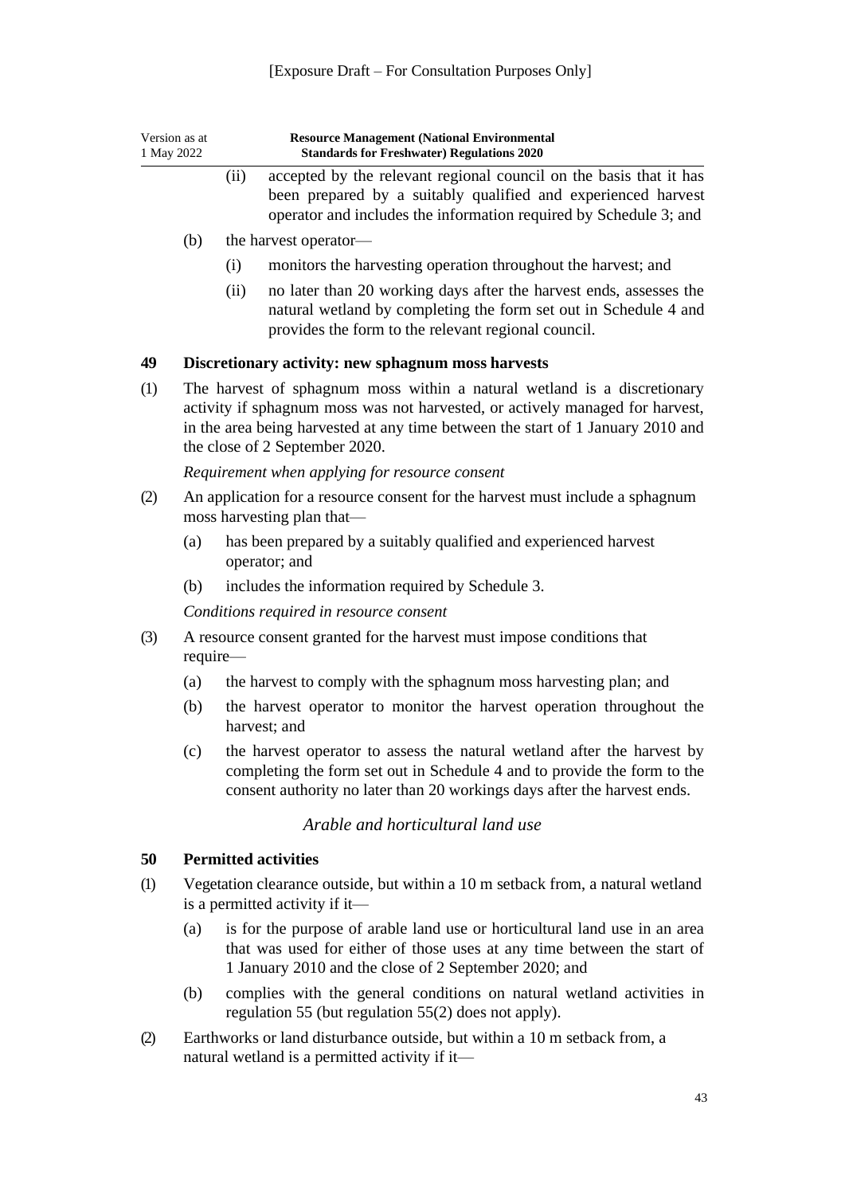(ii) accepted by the relevant regional council on the basis that it has been prepared by a suitably qualified and experienced harvest operator and includes the information required by Schedule 3; and

(b) the harvest operator—

(i) monitors the harvesting operation throughout the harvest; and

(ii) no later than 20 working days after the harvest ends, assesses the natural wetland by completing the form set out in Schedule 4 and provides the form to the relevant regional council.

### 49 Discretionary activity: new sphagnum moss harvests

(1) The harvest of sphagnum moss within a natural wetland is a discretionary activity if sphagnum moss was not harvested, or actively managed for harvest, in the area being harvested at any time between the start of 1 January 2010 and the close of 2 September 2020.

*Requirement when applying for resource consent*

(2) An application for a resource consent for the harvest must include a sphagnum moss harvesting plan that—

(a) has been prepared by a suitably qualified and experienced harvest operator; and

(b) includes the information required by Schedule 3.

*Conditions required in resource consent*

(3) A resource consent granted for the harvest must impose conditions that require—

(a) the harvest to comply with the sphagnum moss harvesting plan; and

(b) the harvest operator to monitor the harvest operation throughout the harvest; and

(c) the harvest operator to assess the natural wetland after the harvest by completing the form set out in Schedule 4 and to provide the form to the consent authority no later than 20 workings days after the harvest ends.

## *Arable and horticultural land use*

### 50 Permitted activities

(1) Vegetation clearance outside, but within a 10 m setback from, a natural wetland is a permitted activity if it—

(a) is for the purpose of arable land use or horticultural land use in an area that was used for either of those uses at any time between the start of 1 January 2010 and the close of 2 September 2020; and

(b) complies with the general conditions on natural wetland activities in regulation 55 (but regulation 55(2) does not apply).

(2) Earthworks or land disturbance outside, but within a 10 m setback from, a natural wetland is a permitted activity if it—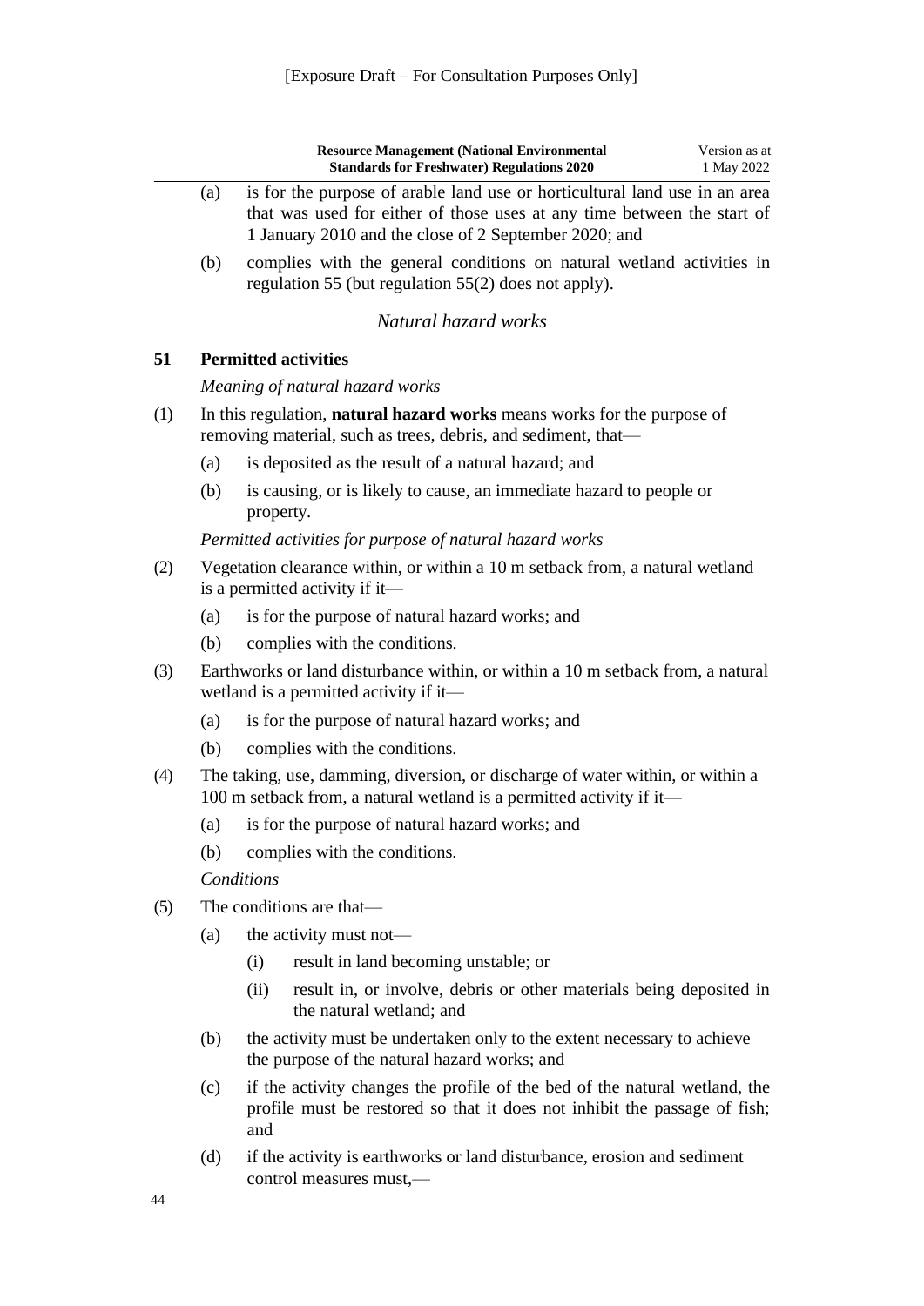[Exposure Draft – For Consultation Purposes Only]

(a) is for the purpose of arable land use or horticultural land use in an area that was used for either of those uses at any time between the start of 1 January 2010 and the close of 2 September 2020; and

(b) complies with the general conditions on natural wetland activities in regulation 55 (but regulation 55(2) does not apply).

*Natural hazard works*

### 51 Permitted activities

*Meaning of natural hazard works*

(1) In this regulation, **natural hazard works** means works for the purpose of removing material, such as trees, debris, and sediment, that—

- (a) is deposited as the result of a natural hazard; and
- (b) is causing, or is likely to cause, an immediate hazard to people or property.

*Permitted activities for purpose of natural hazard works*

(2) Vegetation clearance within, or within a 10 m setback from, a natural wetland is a permitted activity if it—

- (a) is for the purpose of natural hazard works; and
- (b) complies with the conditions.

(3) Earthworks or land disturbance within, or within a 10 m setback from, a natural wetland is a permitted activity if it—

- (a) is for the purpose of natural hazard works; and
- (b) complies with the conditions.

(4) The taking, use, damming, diversion, or discharge of water within, or within a 100 m setback from, a natural wetland is a permitted activity if it—

- (a) is for the purpose of natural hazard works; and
- (b) complies with the conditions.

*Conditions*

(5) The conditions are that—

- (a) the activity must not—
  - (i) result in land becoming unstable; or
  - (ii) result in, or involve, debris or other materials being deposited in the natural wetland; and
- (b) the activity must be undertaken only to the extent necessary to achieve the purpose of the natural hazard works; and
- (c) if the activity changes the profile of the bed of the natural wetland, the profile must be restored so that it does not inhibit the passage of fish; and
- (d) if the activity is earthworks or land disturbance, erosion and sediment control measures must,—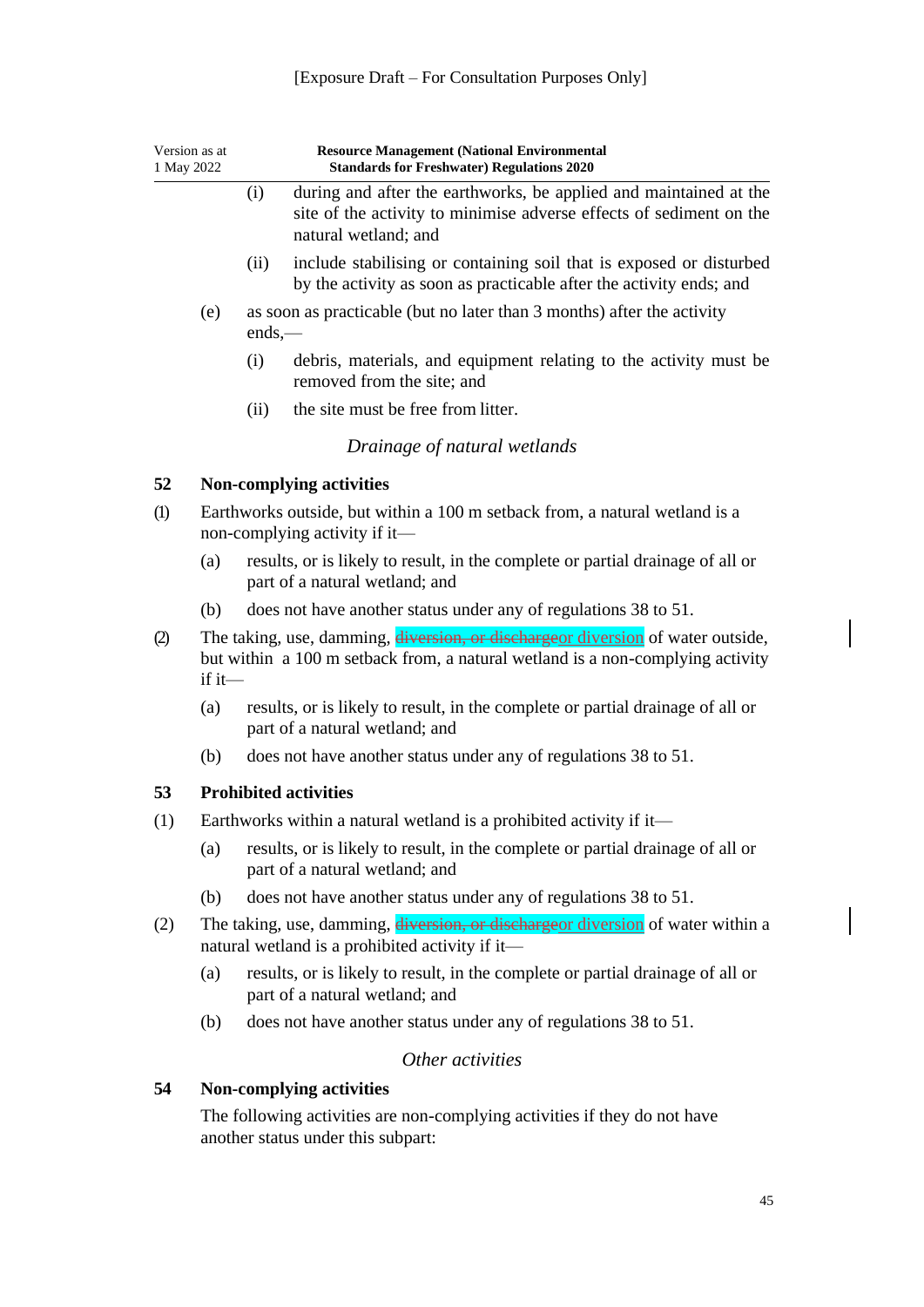(i) during and after the earthworks, be applied and maintained at the site of the activity to minimise adverse effects of sediment on the natural wetland; and

(ii) include stabilising or containing soil that is exposed or disturbed by the activity as soon as practicable after the activity ends; and

(e) as soon as practicable (but no later than 3 months) after the activity ends,—

(i) debris, materials, and equipment relating to the activity must be removed from the site; and

(ii) the site must be free from litter.

### *Drainage of natural wetlands*

### 52 Non-complying activities

(1) Earthworks outside, but within a 100 m setback from, a natural wetland is a non-complying activity if it—

(a) results, or is likely to result, in the complete or partial drainage of all or part of a natural wetland; and

(b) does not have another status under any of regulations 38 to 51.

(2) The taking, use, damming, ~~diversion, or discharge~~or diversion of water outside, but within a 100 m setback from, a natural wetland is a non-complying activity if it—

(a) results, or is likely to result, in the complete or partial drainage of all or part of a natural wetland; and

(b) does not have another status under any of regulations 38 to 51.

### 53 Prohibited activities

(1) Earthworks within a natural wetland is a prohibited activity if it—

(a) results, or is likely to result, in the complete or partial drainage of all or part of a natural wetland; and

(b) does not have another status under any of regulations 38 to 51.

(2) The taking, use, damming, ~~diversion, or discharge~~or diversion of water within a natural wetland is a prohibited activity if it—

(a) results, or is likely to result, in the complete or partial drainage of all or part of a natural wetland; and

(b) does not have another status under any of regulations 38 to 51.

### *Other activities*

### 54 Non-complying activities

The following activities are non-complying activities if they do not have another status under this subpart: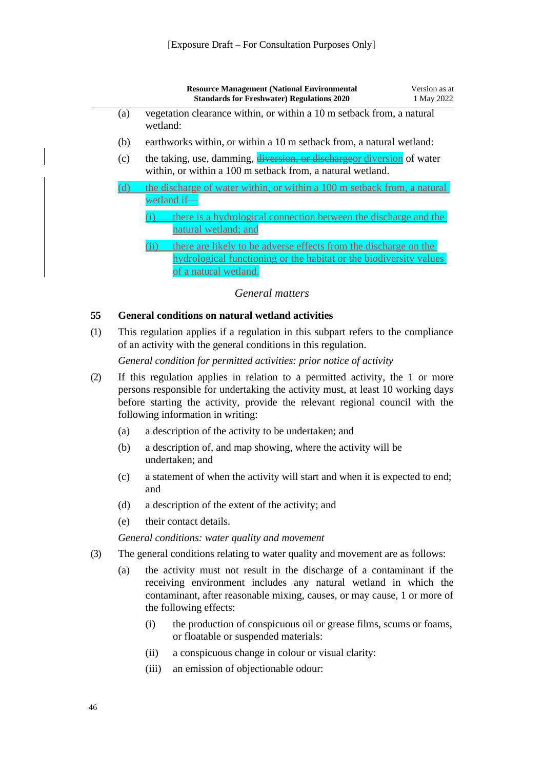[Exposure Draft – For Consultation Purposes Only]

(a) vegetation clearance within, or within a 10 m setback from, a natural wetland:

(b) earthworks within, or within a 10 m setback from, a natural wetland:

(c) the taking, use, damming, ~~diversion, or discharge~~or diversion of water within, or within a 100 m setback from, a natural wetland.

(d) the discharge of water within, or within a 100 m setback from, a natural wetland if—

  (i) there is a hydrological connection between the discharge and the natural wetland; and

  (ii) there are likely to be adverse effects from the discharge on the hydrological functioning or the habitat or the biodiversity values of a natural wetland.

*General matters*

### 55 General conditions on natural wetland activities

(1) This regulation applies if a regulation in this subpart refers to the compliance of an activity with the general conditions in this regulation.

*General condition for permitted activities: prior notice of activity*

(2) If this regulation applies in relation to a permitted activity, the 1 or more persons responsible for undertaking the activity must, at least 10 working days before starting the activity, provide the relevant regional council with the following information in writing:

  (a) a description of the activity to be undertaken; and

  (b) a description of, and map showing, where the activity will be undertaken; and

  (c) a statement of when the activity will start and when it is expected to end; and

  (d) a description of the extent of the activity; and

  (e) their contact details.

*General conditions: water quality and movement*

(3) The general conditions relating to water quality and movement are as follows:

  (a) the activity must not result in the discharge of a contaminant if the receiving environment includes any natural wetland in which the contaminant, after reasonable mixing, causes, or may cause, 1 or more of the following effects:

    (i) the production of conspicuous oil or grease films, scums or foams, or floatable or suspended materials:

    (ii) a conspicuous change in colour or visual clarity:

    (iii) an emission of objectionable odour: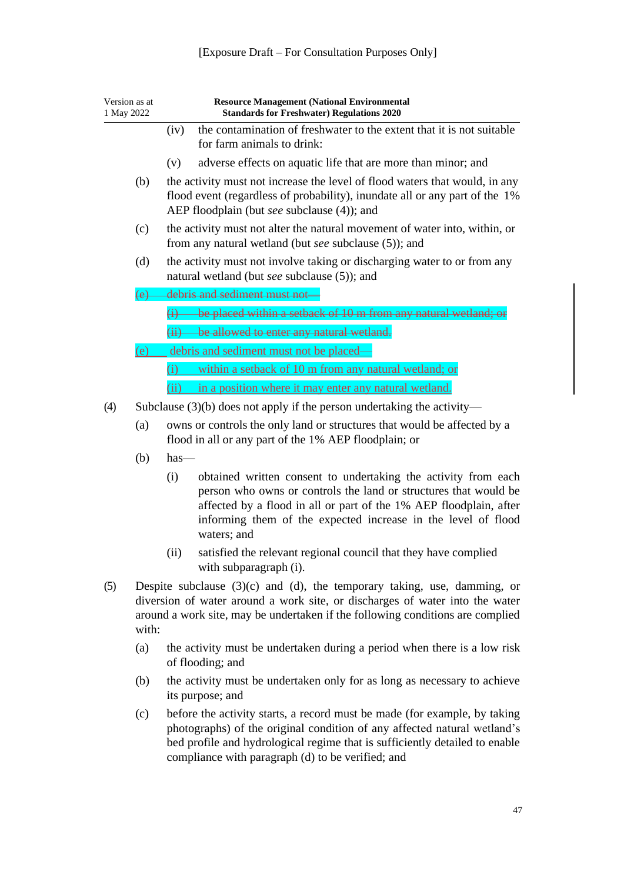(iv) the contamination of freshwater to the extent that it is not suitable for farm animals to drink:

(v) adverse effects on aquatic life that are more than minor; and

(b) the activity must not increase the level of flood waters that would, in any flood event (regardless of probability), inundate all or any part of the 1% AEP floodplain (but *see* subclause (4)); and

(c) the activity must not alter the natural movement of water into, within, or from any natural wetland (but *see* subclause (5)); and

(d) the activity must not involve taking or discharging water to or from any natural wetland (but *see* subclause (5)); and

~~(e) debris and sediment must not—~~

~~(i) be placed within a setback of 10 m from any natural wetland; or~~

~~(ii) be allowed to enter any natural wetland.~~

(e) debris and sediment must not be placed—

(i) within a setback of 10 m from any natural wetland; or

(ii) in a position where it may enter any natural wetland.

(4) Subclause (3)(b) does not apply if the person undertaking the activity—

(a) owns or controls the only land or structures that would be affected by a flood in all or any part of the 1% AEP floodplain; or

(b) has—

(i) obtained written consent to undertaking the activity from each person who owns or controls the land or structures that would be affected by a flood in all or part of the 1% AEP floodplain, after informing them of the expected increase in the level of flood waters; and

(ii) satisfied the relevant regional council that they have complied with subparagraph (i).

(5) Despite subclause (3)(c) and (d), the temporary taking, use, damming, or diversion of water around a work site, or discharges of water into the water around a work site, may be undertaken if the following conditions are complied with:

(a) the activity must be undertaken during a period when there is a low risk of flooding; and

(b) the activity must be undertaken only for as long as necessary to achieve its purpose; and

(c) before the activity starts, a record must be made (for example, by taking photographs) of the original condition of any affected natural wetland's bed profile and hydrological regime that is sufficiently detailed to enable compliance with paragraph (d) to be verified; and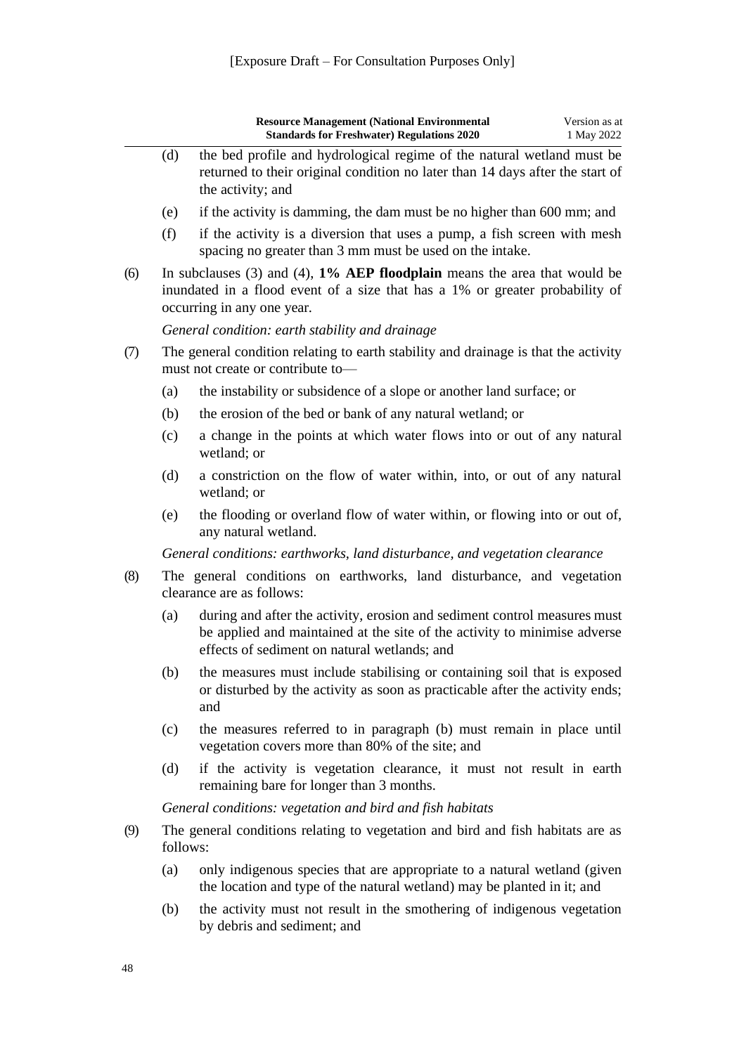(d) the bed profile and hydrological regime of the natural wetland must be returned to their original condition no later than 14 days after the start of the activity; and

(e) if the activity is damming, the dam must be no higher than 600 mm; and

(f) if the activity is a diversion that uses a pump, a fish screen with mesh spacing no greater than 3 mm must be used on the intake.

(6) In subclauses (3) and (4), **1% AEP floodplain** means the area that would be inundated in a flood event of a size that has a 1% or greater probability of occurring in any one year.

*General condition: earth stability and drainage*

(7) The general condition relating to earth stability and drainage is that the activity must not create or contribute to—

(a) the instability or subsidence of a slope or another land surface; or

(b) the erosion of the bed or bank of any natural wetland; or

(c) a change in the points at which water flows into or out of any natural wetland; or

(d) a constriction on the flow of water within, into, or out of any natural wetland; or

(e) the flooding or overland flow of water within, or flowing into or out of, any natural wetland.

*General conditions: earthworks, land disturbance, and vegetation clearance*

(8) The general conditions on earthworks, land disturbance, and vegetation clearance are as follows:

(a) during and after the activity, erosion and sediment control measures must be applied and maintained at the site of the activity to minimise adverse effects of sediment on natural wetlands; and

(b) the measures must include stabilising or containing soil that is exposed or disturbed by the activity as soon as practicable after the activity ends; and

(c) the measures referred to in paragraph (b) must remain in place until vegetation covers more than 80% of the site; and

(d) if the activity is vegetation clearance, it must not result in earth remaining bare for longer than 3 months.

*General conditions: vegetation and bird and fish habitats*

(9) The general conditions relating to vegetation and bird and fish habitats are as follows:

(a) only indigenous species that are appropriate to a natural wetland (given the location and type of the natural wetland) may be planted in it; and

(b) the activity must not result in the smothering of indigenous vegetation by debris and sediment; and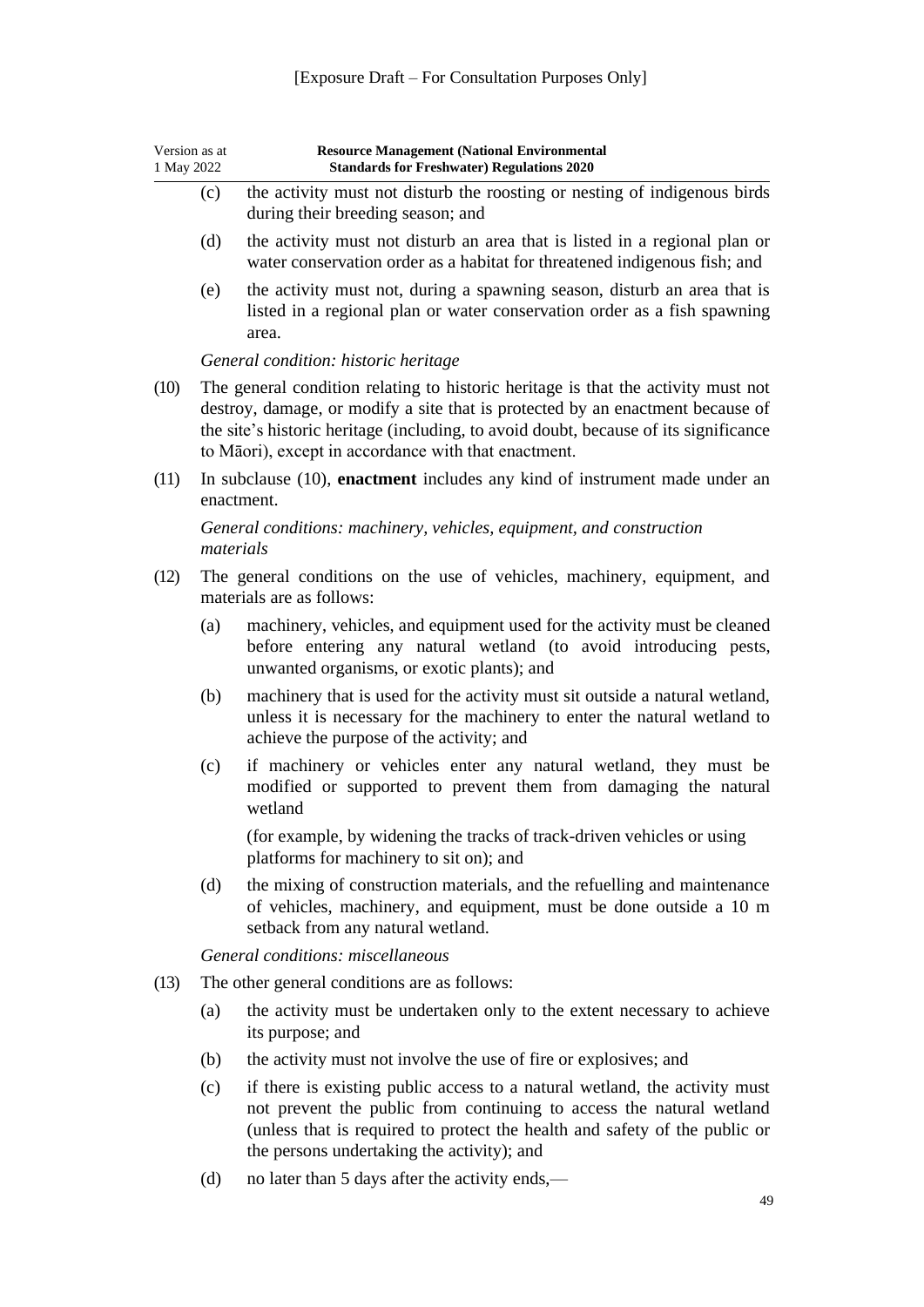(c) the activity must not disturb the roosting or nesting of indigenous birds during their breeding season; and

(d) the activity must not disturb an area that is listed in a regional plan or water conservation order as a habitat for threatened indigenous fish; and

(e) the activity must not, during a spawning season, disturb an area that is listed in a regional plan or water conservation order as a fish spawning area.

*General condition: historic heritage*

(10) The general condition relating to historic heritage is that the activity must not destroy, damage, or modify a site that is protected by an enactment because of the site's historic heritage (including, to avoid doubt, because of its significance to Māori), except in accordance with that enactment.

(11) In subclause (10), **enactment** includes any kind of instrument made under an enactment.

*General conditions: machinery, vehicles, equipment, and construction materials*

(12) The general conditions on the use of vehicles, machinery, equipment, and materials are as follows:

(a) machinery, vehicles, and equipment used for the activity must be cleaned before entering any natural wetland (to avoid introducing pests, unwanted organisms, or exotic plants); and

(b) machinery that is used for the activity must sit outside a natural wetland, unless it is necessary for the machinery to enter the natural wetland to achieve the purpose of the activity; and

(c) if machinery or vehicles enter any natural wetland, they must be modified or supported to prevent them from damaging the natural wetland

(for example, by widening the tracks of track-driven vehicles or using platforms for machinery to sit on); and

(d) the mixing of construction materials, and the refuelling and maintenance of vehicles, machinery, and equipment, must be done outside a 10 m setback from any natural wetland.

*General conditions: miscellaneous*

(13) The other general conditions are as follows:

(a) the activity must be undertaken only to the extent necessary to achieve its purpose; and

(b) the activity must not involve the use of fire or explosives; and

(c) if there is existing public access to a natural wetland, the activity must not prevent the public from continuing to access the natural wetland (unless that is required to protect the health and safety of the public or the persons undertaking the activity); and

(d) no later than 5 days after the activity ends,—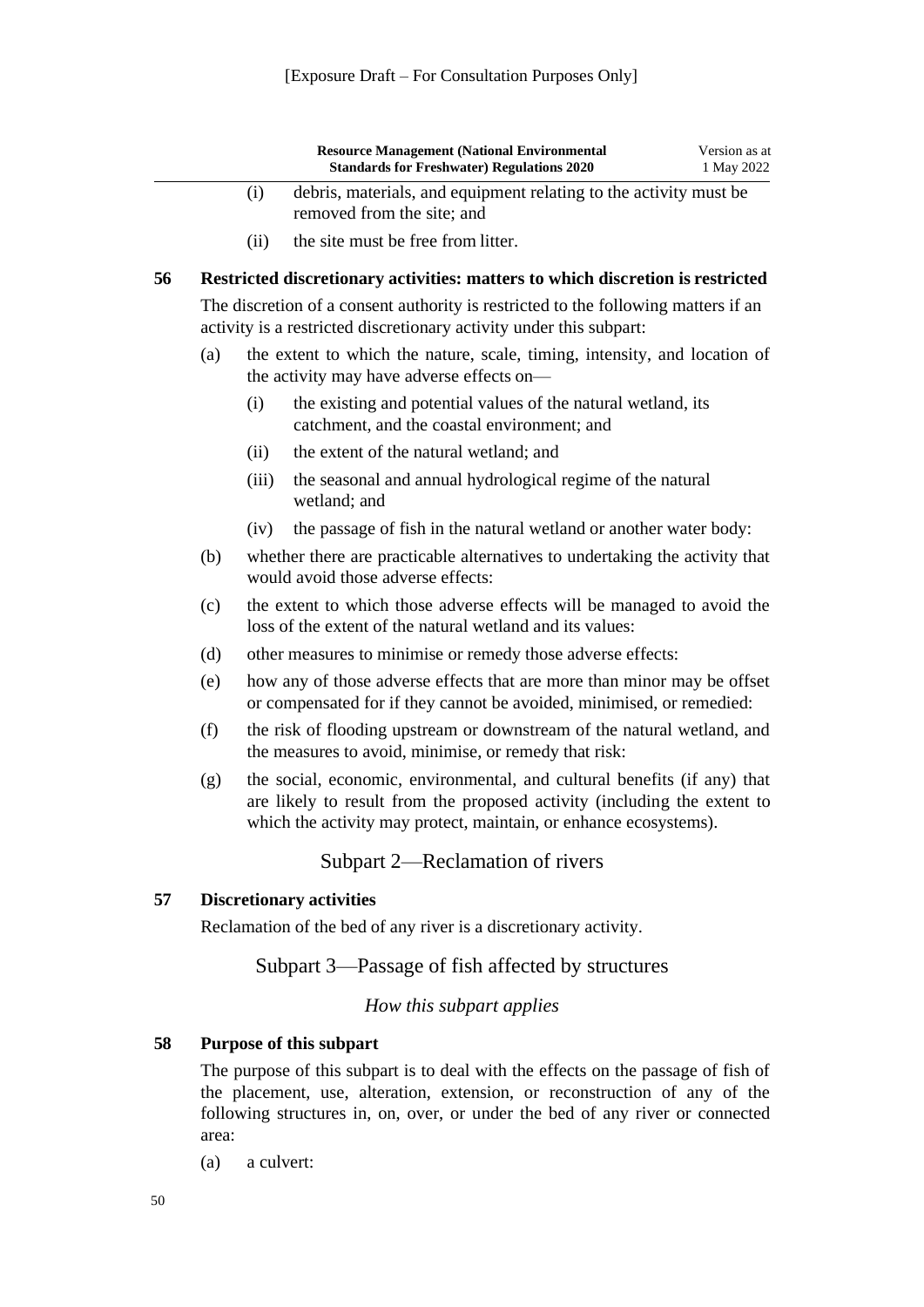(i) debris, materials, and equipment relating to the activity must be removed from the site; and

(ii) the site must be free from litter.

**56 Restricted discretionary activities: matters to which discretion is restricted**

The discretion of a consent authority is restricted to the following matters if an activity is a restricted discretionary activity under this subpart:

(a) the extent to which the nature, scale, timing, intensity, and location of the activity may have adverse effects on—

(i) the existing and potential values of the natural wetland, its catchment, and the coastal environment; and

(ii) the extent of the natural wetland; and

(iii) the seasonal and annual hydrological regime of the natural wetland; and

(iv) the passage of fish in the natural wetland or another water body:

(b) whether there are practicable alternatives to undertaking the activity that would avoid those adverse effects:

(c) the extent to which those adverse effects will be managed to avoid the loss of the extent of the natural wetland and its values:

(d) other measures to minimise or remedy those adverse effects:

(e) how any of those adverse effects that are more than minor may be offset or compensated for if they cannot be avoided, minimised, or remedied:

(f) the risk of flooding upstream or downstream of the natural wetland, and the measures to avoid, minimise, or remedy that risk:

(g) the social, economic, environmental, and cultural benefits (if any) that are likely to result from the proposed activity (including the extent to which the activity may protect, maintain, or enhance ecosystems).

## Subpart 2—Reclamation of rivers

**57 Discretionary activities**

Reclamation of the bed of any river is a discretionary activity.

## Subpart 3—Passage of fish affected by structures

*How this subpart applies*

**58 Purpose of this subpart**

The purpose of this subpart is to deal with the effects on the passage of fish of the placement, use, alteration, extension, or reconstruction of any of the following structures in, on, over, or under the bed of any river or connected area:

(a) a culvert: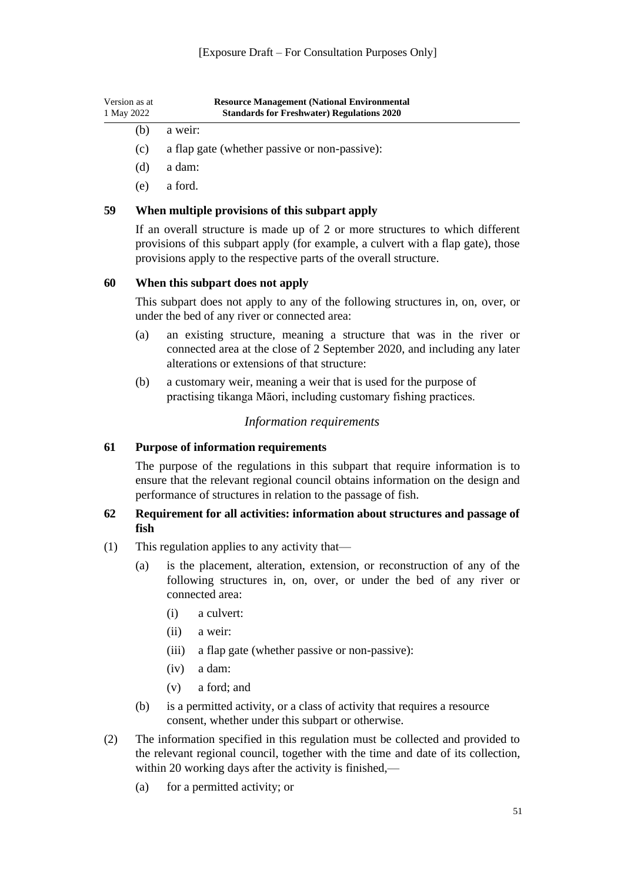(b) a weir:

(c) a flap gate (whether passive or non-passive):

(d) a dam:

(e) a ford.

### 59 When multiple provisions of this subpart apply

If an overall structure is made up of 2 or more structures to which different provisions of this subpart apply (for example, a culvert with a flap gate), those provisions apply to the respective parts of the overall structure.

### 60 When this subpart does not apply

This subpart does not apply to any of the following structures in, on, over, or under the bed of any river or connected area:

(a) an existing structure, meaning a structure that was in the river or connected area at the close of 2 September 2020, and including any later alterations or extensions of that structure:

(b) a customary weir, meaning a weir that is used for the purpose of practising tikanga Māori, including customary fishing practices.

*Information requirements*

### 61 Purpose of information requirements

The purpose of the regulations in this subpart that require information is to ensure that the relevant regional council obtains information on the design and performance of structures in relation to the passage of fish.

### 62 Requirement for all activities: information about structures and passage of fish

(1) This regulation applies to any activity that—

(a) is the placement, alteration, extension, or reconstruction of any of the following structures in, on, over, or under the bed of any river or connected area:

(i) a culvert:

(ii) a weir:

(iii) a flap gate (whether passive or non-passive):

(iv) a dam:

(v) a ford; and

(b) is a permitted activity, or a class of activity that requires a resource consent, whether under this subpart or otherwise.

(2) The information specified in this regulation must be collected and provided to the relevant regional council, together with the time and date of its collection, within 20 working days after the activity is finished,—

(a) for a permitted activity; or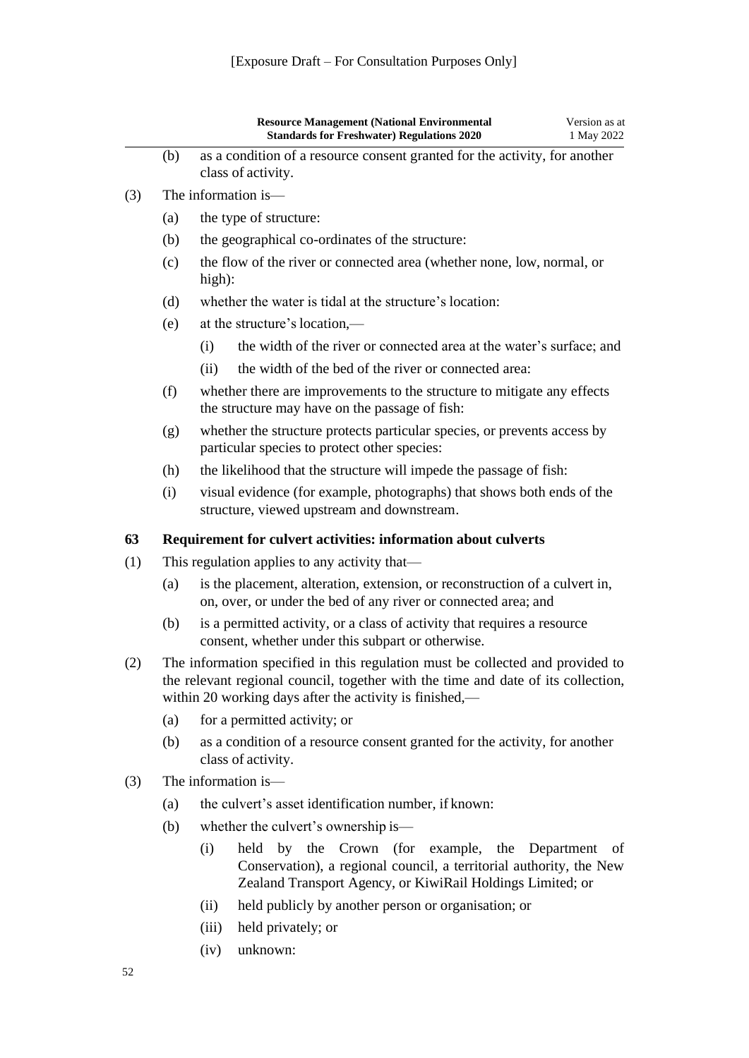[Exposure Draft – For Consultation Purposes Only]

(b) as a condition of a resource consent granted for the activity, for another class of activity.

(3) The information is—

(a) the type of structure:

(b) the geographical co-ordinates of the structure:

(c) the flow of the river or connected area (whether none, low, normal, or high):

(d) whether the water is tidal at the structure's location:

(e) at the structure's location,—

(i) the width of the river or connected area at the water's surface; and

(ii) the width of the bed of the river or connected area:

(f) whether there are improvements to the structure to mitigate any effects the structure may have on the passage of fish:

(g) whether the structure protects particular species, or prevents access by particular species to protect other species:

(h) the likelihood that the structure will impede the passage of fish:

(i) visual evidence (for example, photographs) that shows both ends of the structure, viewed upstream and downstream.

### 63 Requirement for culvert activities: information about culverts

(1) This regulation applies to any activity that—

(a) is the placement, alteration, extension, or reconstruction of a culvert in, on, over, or under the bed of any river or connected area; and

(b) is a permitted activity, or a class of activity that requires a resource consent, whether under this subpart or otherwise.

(2) The information specified in this regulation must be collected and provided to the relevant regional council, together with the time and date of its collection, within 20 working days after the activity is finished,—

(a) for a permitted activity; or

(b) as a condition of a resource consent granted for the activity, for another class of activity.

(3) The information is—

(a) the culvert's asset identification number, if known:

(b) whether the culvert's ownership is—

(i) held by the Crown (for example, the Department of Conservation), a regional council, a territorial authority, the New Zealand Transport Agency, or KiwiRail Holdings Limited; or

(ii) held publicly by another person or organisation; or

(iii) held privately; or

(iv) unknown: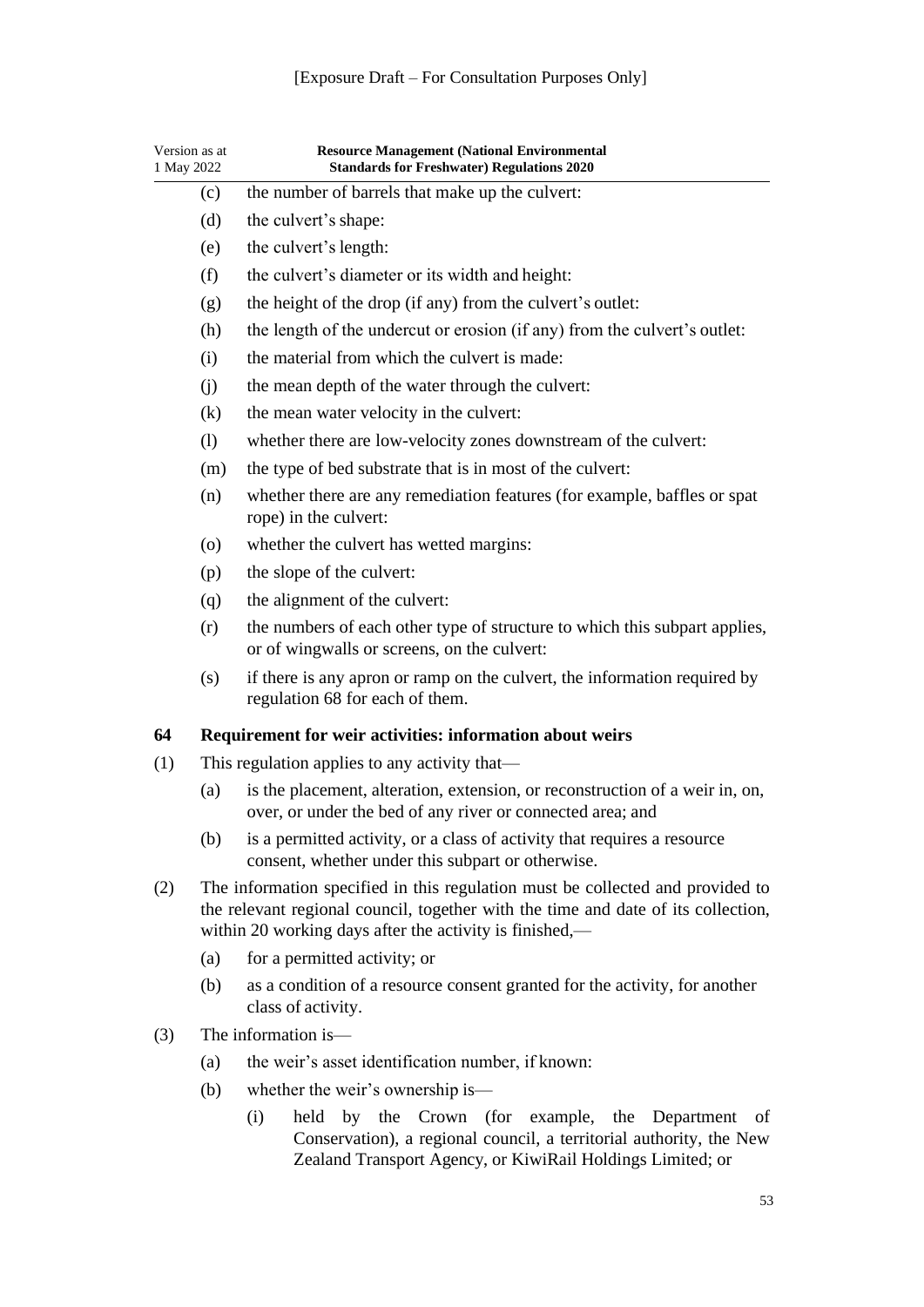[Exposure Draft – For Consultation Purposes Only]

(c) the number of barrels that make up the culvert:

(d) the culvert's shape:

(e) the culvert's length:

(f) the culvert's diameter or its width and height:

(g) the height of the drop (if any) from the culvert's outlet:

(h) the length of the undercut or erosion (if any) from the culvert's outlet:

(i) the material from which the culvert is made:

(j) the mean depth of the water through the culvert:

(k) the mean water velocity in the culvert:

(l) whether there are low-velocity zones downstream of the culvert:

(m) the type of bed substrate that is in most of the culvert:

(n) whether there are any remediation features (for example, baffles or spat rope) in the culvert:

(o) whether the culvert has wetted margins:

(p) the slope of the culvert:

(q) the alignment of the culvert:

(r) the numbers of each other type of structure to which this subpart applies, or of wingwalls or screens, on the culvert:

(s) if there is any apron or ramp on the culvert, the information required by regulation 68 for each of them.

### 64 Requirement for weir activities: information about weirs

(1) This regulation applies to any activity that—

(a) is the placement, alteration, extension, or reconstruction of a weir in, on, over, or under the bed of any river or connected area; and

(b) is a permitted activity, or a class of activity that requires a resource consent, whether under this subpart or otherwise.

(2) The information specified in this regulation must be collected and provided to the relevant regional council, together with the time and date of its collection, within 20 working days after the activity is finished,—

(a) for a permitted activity; or

(b) as a condition of a resource consent granted for the activity, for another class of activity.

(3) The information is—

(a) the weir's asset identification number, if known:

(b) whether the weir's ownership is—

(i) held by the Crown (for example, the Department of Conservation), a regional council, a territorial authority, the New Zealand Transport Agency, or KiwiRail Holdings Limited; or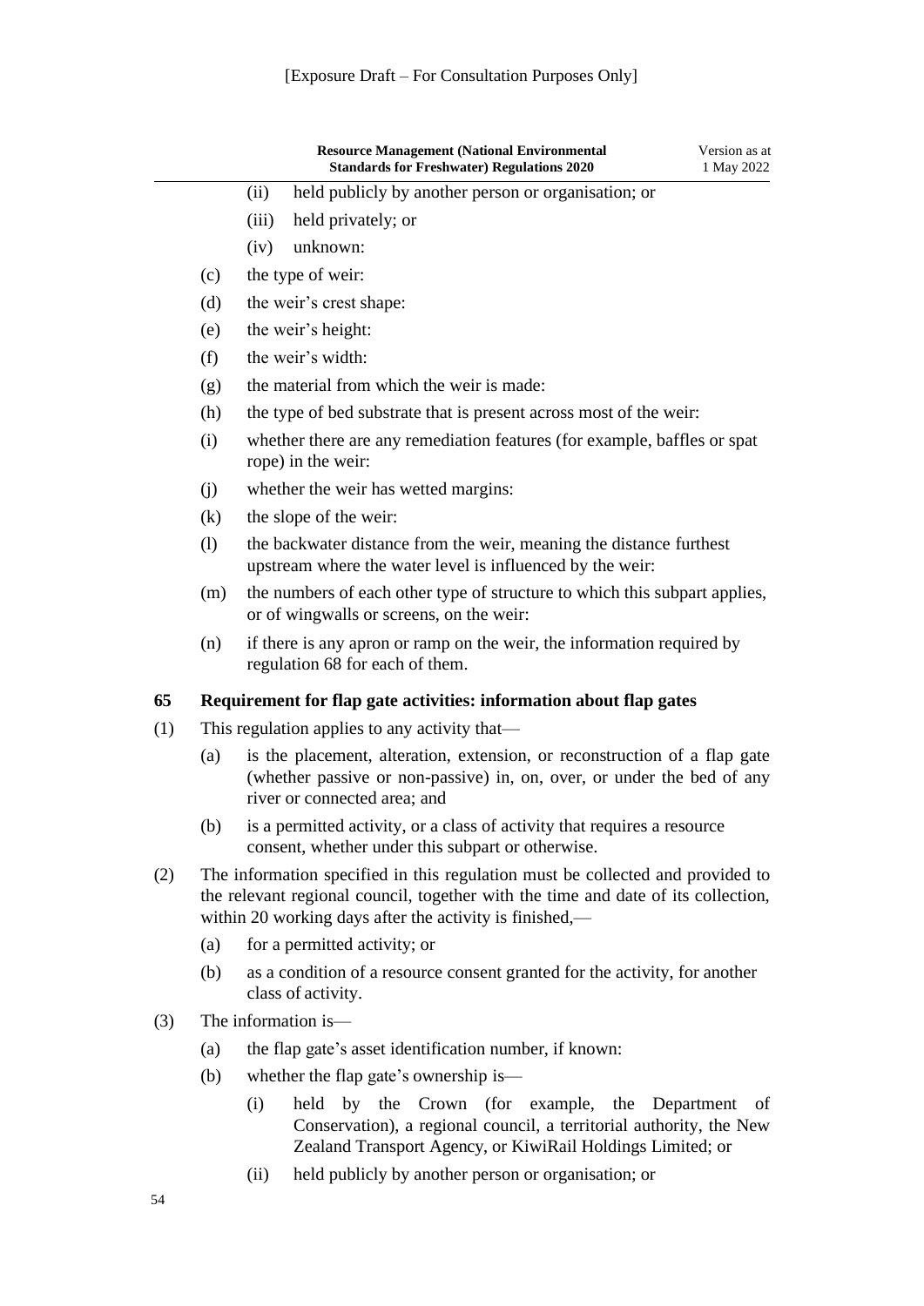[Exposure Draft – For Consultation Purposes Only]

(ii) held publicly by another person or organisation; or

(iii) held privately; or

(iv) unknown:

(c) the type of weir:

(d) the weir's crest shape:

(e) the weir's height:

(f) the weir's width:

(g) the material from which the weir is made:

(h) the type of bed substrate that is present across most of the weir:

(i) whether there are any remediation features (for example, baffles or spat rope) in the weir:

(j) whether the weir has wetted margins:

(k) the slope of the weir:

(l) the backwater distance from the weir, meaning the distance furthest upstream where the water level is influenced by the weir:

(m) the numbers of each other type of structure to which this subpart applies, or of wingwalls or screens, on the weir:

(n) if there is any apron or ramp on the weir, the information required by regulation 68 for each of them.

**65 Requirement for flap gate activities: information about flap gates**

(1) This regulation applies to any activity that—

(a) is the placement, alteration, extension, or reconstruction of a flap gate (whether passive or non-passive) in, on, over, or under the bed of any river or connected area; and

(b) is a permitted activity, or a class of activity that requires a resource consent, whether under this subpart or otherwise.

(2) The information specified in this regulation must be collected and provided to the relevant regional council, together with the time and date of its collection, within 20 working days after the activity is finished,—

(a) for a permitted activity; or

(b) as a condition of a resource consent granted for the activity, for another class of activity.

(3) The information is—

(a) the flap gate's asset identification number, if known:

(b) whether the flap gate's ownership is—

(i) held by the Crown (for example, the Department of Conservation), a regional council, a territorial authority, the New Zealand Transport Agency, or KiwiRail Holdings Limited; or

(ii) held publicly by another person or organisation; or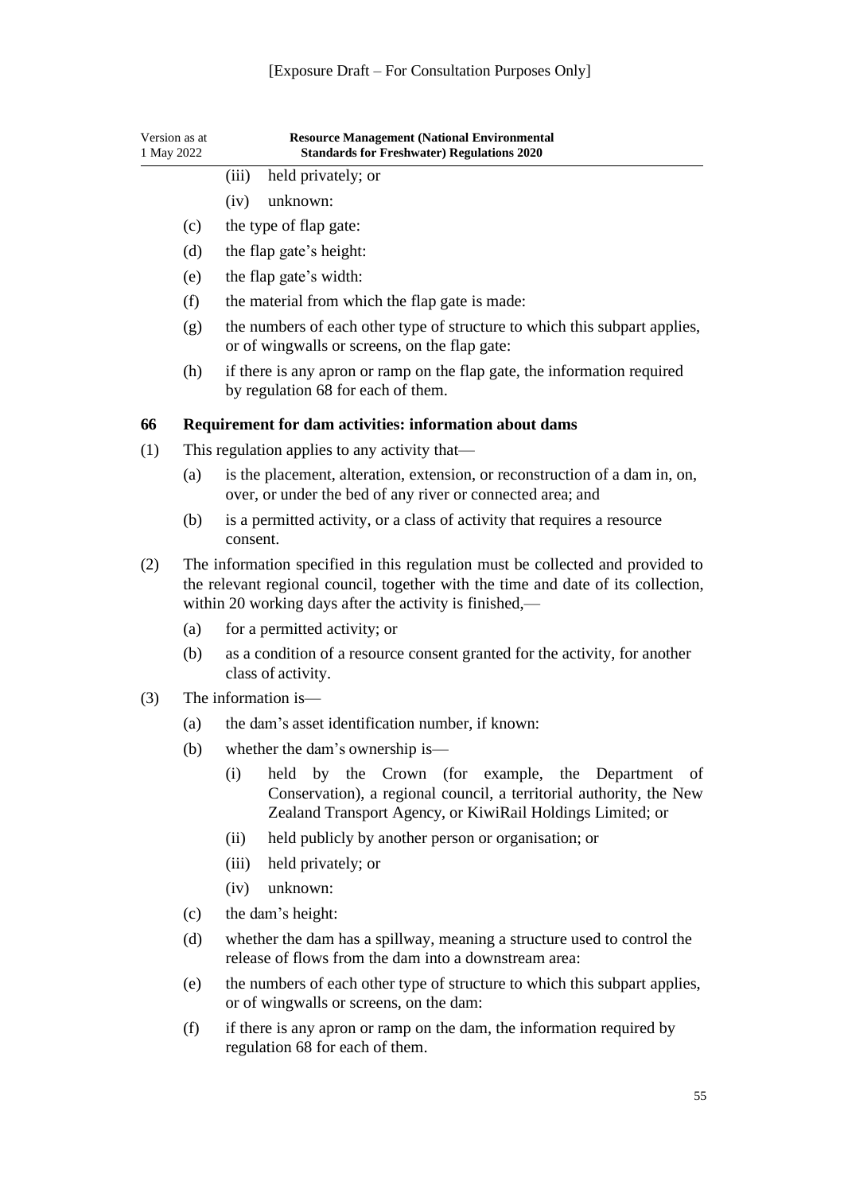(iii) held privately; or

(iv) unknown:

(c) the type of flap gate:

(d) the flap gate's height:

(e) the flap gate's width:

(f) the material from which the flap gate is made:

(g) the numbers of each other type of structure to which this subpart applies, or of wingwalls or screens, on the flap gate:

(h) if there is any apron or ramp on the flap gate, the information required by regulation 68 for each of them.

### 66 Requirement for dam activities: information about dams

(1) This regulation applies to any activity that—

(a) is the placement, alteration, extension, or reconstruction of a dam in, on, over, or under the bed of any river or connected area; and

(b) is a permitted activity, or a class of activity that requires a resource consent.

(2) The information specified in this regulation must be collected and provided to the relevant regional council, together with the time and date of its collection, within 20 working days after the activity is finished,—

(a) for a permitted activity; or

(b) as a condition of a resource consent granted for the activity, for another class of activity.

(3) The information is—

(a) the dam's asset identification number, if known:

(b) whether the dam's ownership is—

(i) held by the Crown (for example, the Department of Conservation), a regional council, a territorial authority, the New Zealand Transport Agency, or KiwiRail Holdings Limited; or

(ii) held publicly by another person or organisation; or

(iii) held privately; or

(iv) unknown:

(c) the dam's height:

(d) whether the dam has a spillway, meaning a structure used to control the release of flows from the dam into a downstream area:

(e) the numbers of each other type of structure to which this subpart applies, or of wingwalls or screens, on the dam:

(f) if there is any apron or ramp on the dam, the information required by regulation 68 for each of them.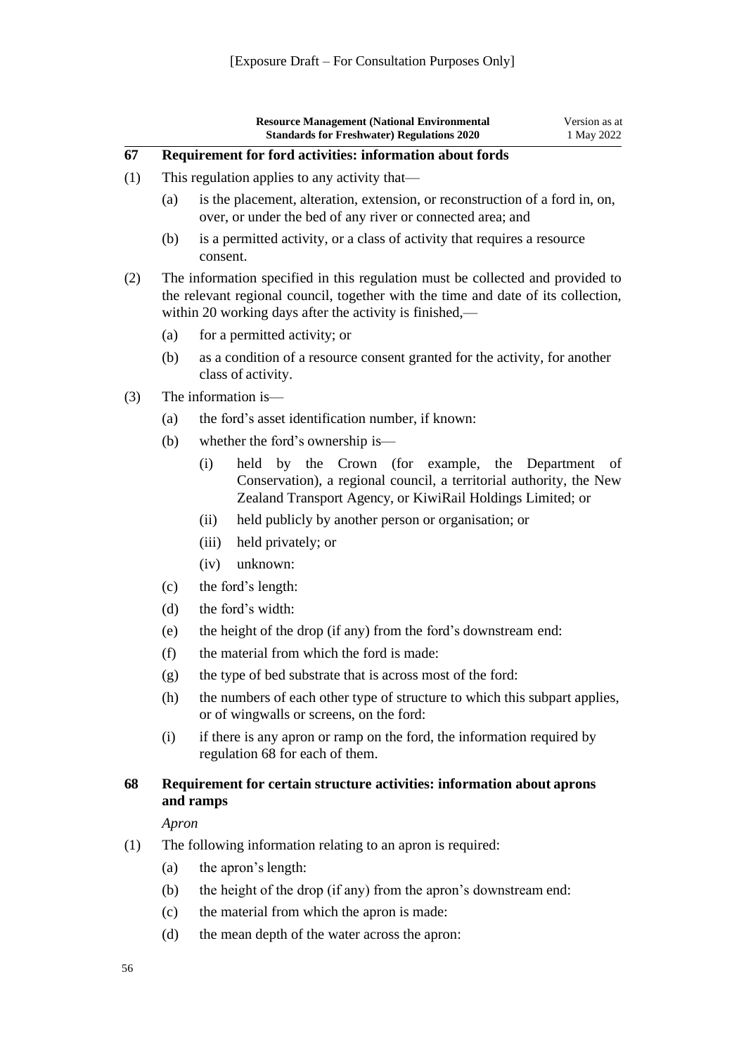[Exposure Draft – For Consultation Purposes Only]

## 67 Requirement for ford activities: information about fords

(1) This regulation applies to any activity that—

(a) is the placement, alteration, extension, or reconstruction of a ford in, on, over, or under the bed of any river or connected area; and

(b) is a permitted activity, or a class of activity that requires a resource consent.

(2) The information specified in this regulation must be collected and provided to the relevant regional council, together with the time and date of its collection, within 20 working days after the activity is finished,—

(a) for a permitted activity; or

(b) as a condition of a resource consent granted for the activity, for another class of activity.

(3) The information is—

(a) the ford's asset identification number, if known:

(b) whether the ford's ownership is—

(i) held by the Crown (for example, the Department of Conservation), a regional council, a territorial authority, the New Zealand Transport Agency, or KiwiRail Holdings Limited; or

(ii) held publicly by another person or organisation; or

(iii) held privately; or

(iv) unknown:

(c) the ford's length:

(d) the ford's width:

(e) the height of the drop (if any) from the ford's downstream end:

(f) the material from which the ford is made:

(g) the type of bed substrate that is across most of the ford:

(h) the numbers of each other type of structure to which this subpart applies, or of wingwalls or screens, on the ford:

(i) if there is any apron or ramp on the ford, the information required by regulation 68 for each of them.

## 68 Requirement for certain structure activities: information about aprons and ramps

*Apron*

(1) The following information relating to an apron is required:

(a) the apron's length:

(b) the height of the drop (if any) from the apron's downstream end:

(c) the material from which the apron is made:

(d) the mean depth of the water across the apron: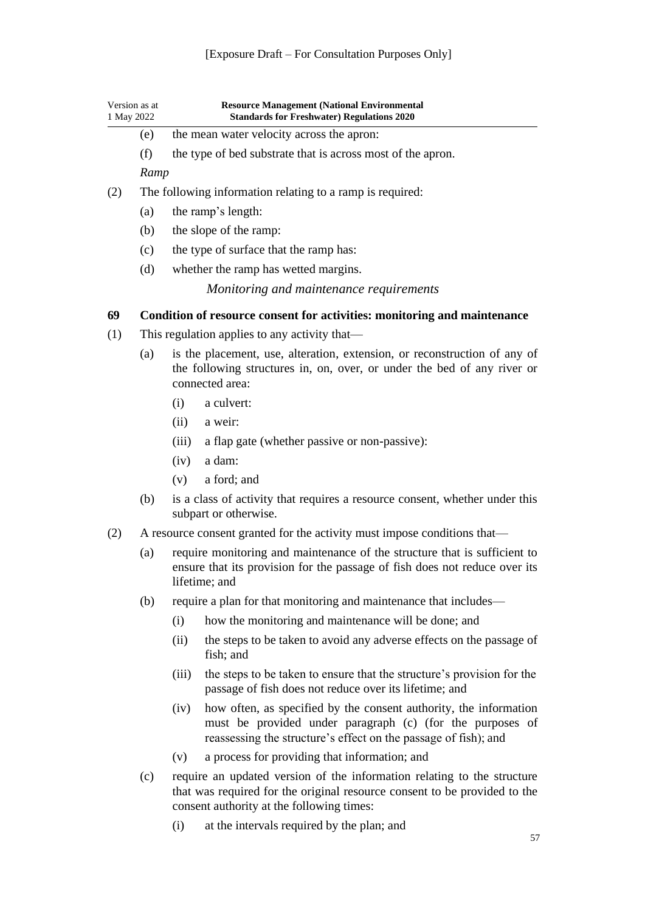[Exposure Draft – For Consultation Purposes Only]

(e) the mean water velocity across the apron:

(f) the type of bed substrate that is across most of the apron.

*Ramp*

(2) The following information relating to a ramp is required:

(a) the ramp's length:

(b) the slope of the ramp:

(c) the type of surface that the ramp has:

(d) whether the ramp has wetted margins.

### *Monitoring and maintenance requirements*

**69 Condition of resource consent for activities: monitoring and maintenance**

(1) This regulation applies to any activity that—

(a) is the placement, use, alteration, extension, or reconstruction of any of the following structures in, on, over, or under the bed of any river or connected area:

(i) a culvert:

(ii) a weir:

(iii) a flap gate (whether passive or non-passive):

(iv) a dam:

(v) a ford; and

(b) is a class of activity that requires a resource consent, whether under this subpart or otherwise.

(2) A resource consent granted for the activity must impose conditions that—

(a) require monitoring and maintenance of the structure that is sufficient to ensure that its provision for the passage of fish does not reduce over its lifetime; and

(b) require a plan for that monitoring and maintenance that includes—

(i) how the monitoring and maintenance will be done; and

(ii) the steps to be taken to avoid any adverse effects on the passage of fish; and

(iii) the steps to be taken to ensure that the structure's provision for the passage of fish does not reduce over its lifetime; and

(iv) how often, as specified by the consent authority, the information must be provided under paragraph (c) (for the purposes of reassessing the structure's effect on the passage of fish); and

(v) a process for providing that information; and

(c) require an updated version of the information relating to the structure that was required for the original resource consent to be provided to the consent authority at the following times:

(i) at the intervals required by the plan; and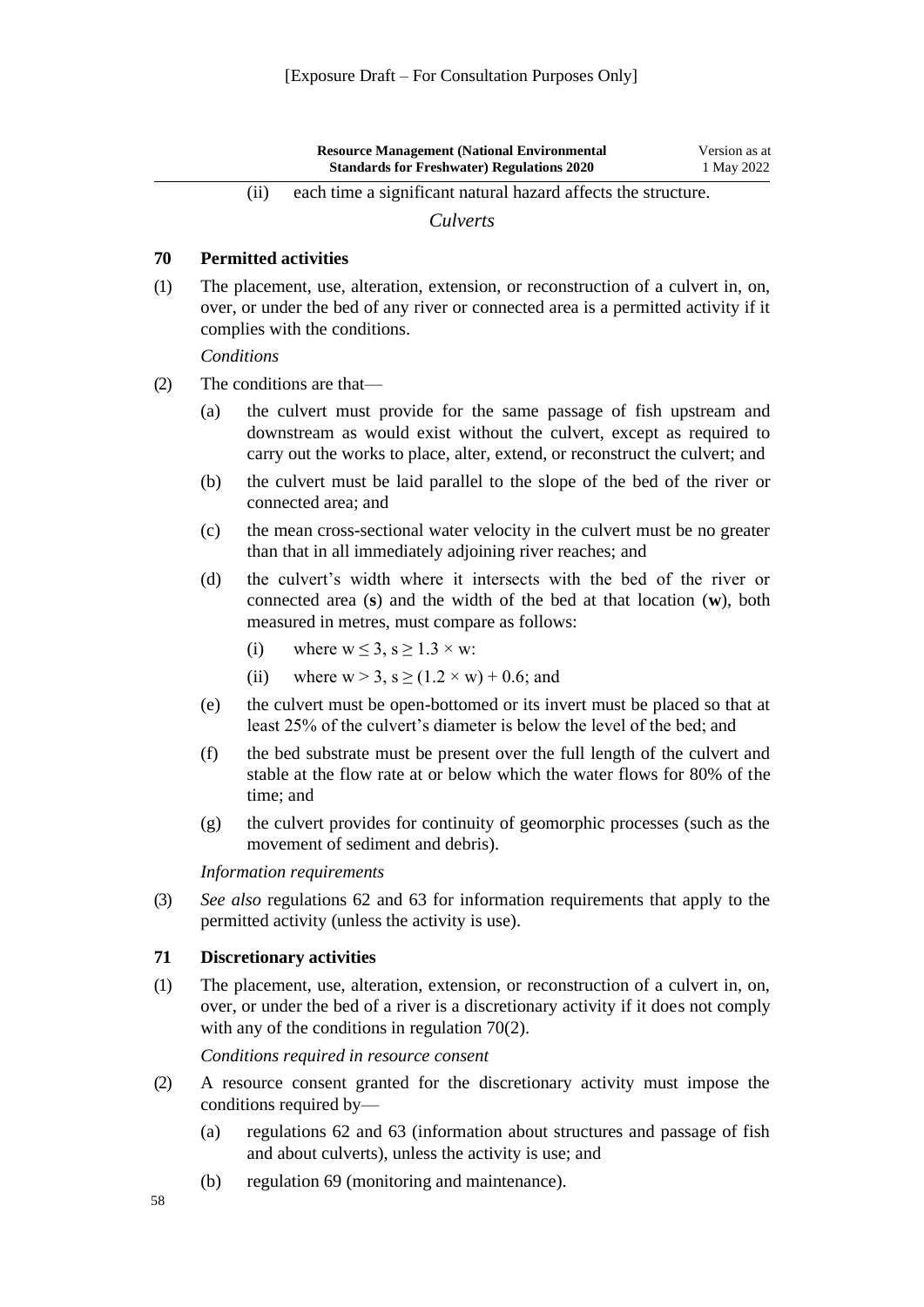[Exposure Draft – For Consultation Purposes Only]

(ii) each time a significant natural hazard affects the structure.

### *Culverts*

#### 70 Permitted activities

(1) The placement, use, alteration, extension, or reconstruction of a culvert in, on, over, or under the bed of any river or connected area is a permitted activity if it complies with the conditions.

*Conditions*

(2) The conditions are that—

- (a) the culvert must provide for the same passage of fish upstream and downstream as would exist without the culvert, except as required to carry out the works to place, alter, extend, or reconstruct the culvert; and
- (b) the culvert must be laid parallel to the slope of the bed of the river or connected area; and
- (c) the mean cross-sectional water velocity in the culvert must be no greater than that in all immediately adjoining river reaches; and
- (d) the culvert's width where it intersects with the bed of the river or connected area (**s**) and the width of the bed at that location (**w**), both measured in metres, must compare as follows:
  - (i) where $w \leq 3$, $s \geq 1.3 \times w$:
  - (ii) where $w > 3$, $s \geq (1.2 \times w) + 0.6$; and
- (e) the culvert must be open-bottomed or its invert must be placed so that at least 25% of the culvert's diameter is below the level of the bed; and
- (f) the bed substrate must be present over the full length of the culvert and stable at the flow rate at or below which the water flows for 80% of the time; and
- (g) the culvert provides for continuity of geomorphic processes (such as the movement of sediment and debris).

*Information requirements*

(3) *See also* regulations 62 and 63 for information requirements that apply to the permitted activity (unless the activity is use).

#### 71 Discretionary activities

(1) The placement, use, alteration, extension, or reconstruction of a culvert in, on, over, or under the bed of a river is a discretionary activity if it does not comply with any of the conditions in regulation 70(2).

*Conditions required in resource consent*

(2) A resource consent granted for the discretionary activity must impose the conditions required by—

- (a) regulations 62 and 63 (information about structures and passage of fish and about culverts), unless the activity is use; and
- (b) regulation 69 (monitoring and maintenance).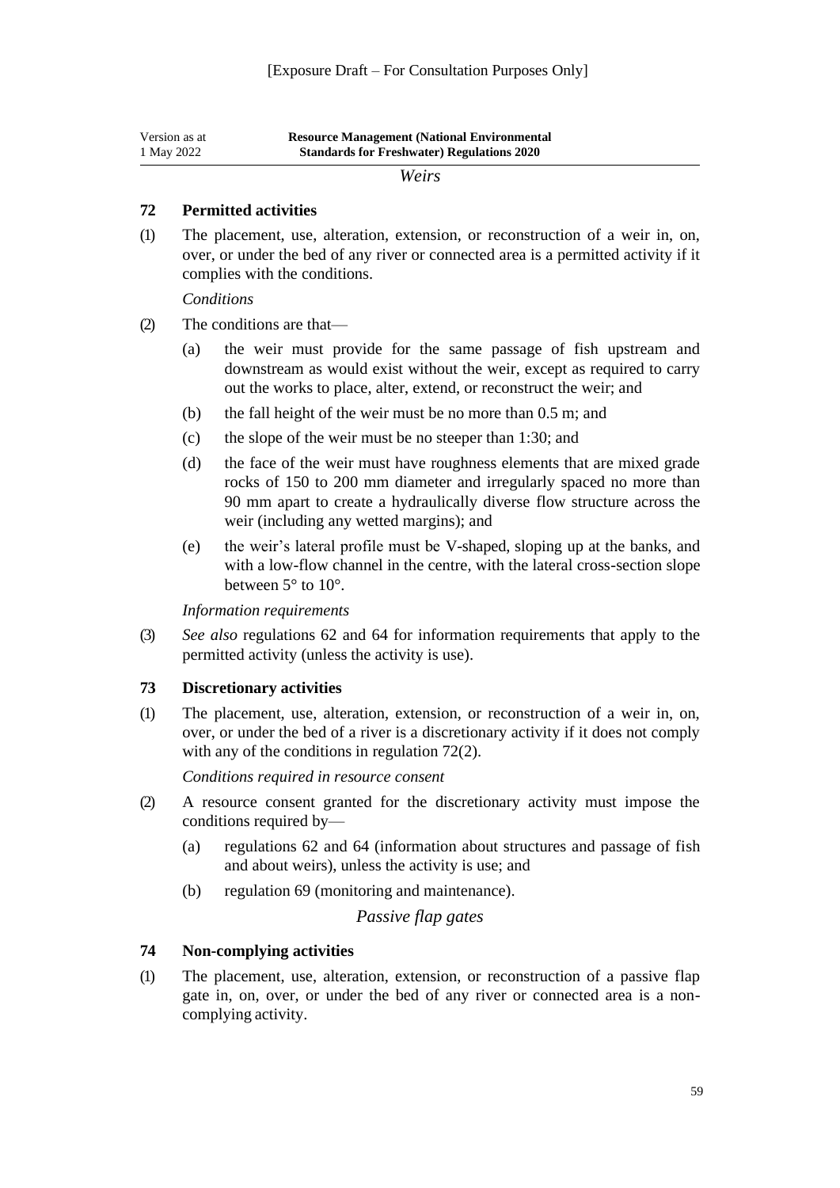[Exposure Draft – For Consultation Purposes Only]

*Weirs*

### 72 Permitted activities

(1) The placement, use, alteration, extension, or reconstruction of a weir in, on, over, or under the bed of any river or connected area is a permitted activity if it complies with the conditions.

*Conditions*

(2) The conditions are that—

- (a) the weir must provide for the same passage of fish upstream and downstream as would exist without the weir, except as required to carry out the works to place, alter, extend, or reconstruct the weir; and
- (b) the fall height of the weir must be no more than 0.5 m; and
- (c) the slope of the weir must be no steeper than 1:30; and
- (d) the face of the weir must have roughness elements that are mixed grade rocks of 150 to 200 mm diameter and irregularly spaced no more than 90 mm apart to create a hydraulically diverse flow structure across the weir (including any wetted margins); and
- (e) the weir's lateral profile must be V-shaped, sloping up at the banks, and with a low-flow channel in the centre, with the lateral cross-section slope between 5° to 10°.

*Information requirements*

(3) *See also* regulations 62 and 64 for information requirements that apply to the permitted activity (unless the activity is use).

### 73 Discretionary activities

(1) The placement, use, alteration, extension, or reconstruction of a weir in, on, over, or under the bed of a river is a discretionary activity if it does not comply with any of the conditions in regulation 72(2).

*Conditions required in resource consent*

(2) A resource consent granted for the discretionary activity must impose the conditions required by—

- (a) regulations 62 and 64 (information about structures and passage of fish and about weirs), unless the activity is use; and
- (b) regulation 69 (monitoring and maintenance).

*Passive flap gates*

### 74 Non-complying activities

(1) The placement, use, alteration, extension, or reconstruction of a passive flap gate in, on, over, or under the bed of any river or connected area is a non-complying activity.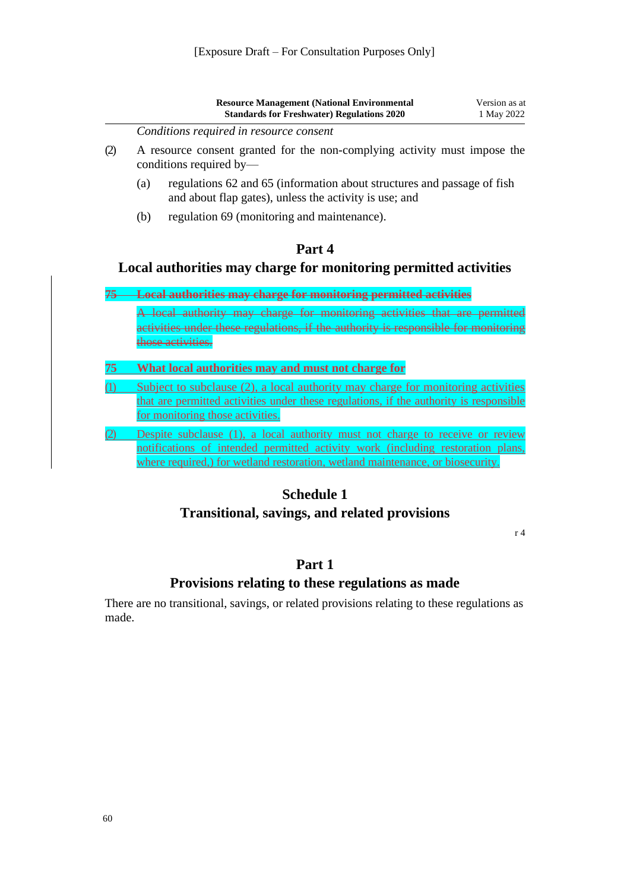[Exposure Draft – For Consultation Purposes Only]

*Conditions required in resource consent*

(2) A resource consent granted for the non-complying activity must impose the conditions required by—

(a) regulations 62 and 65 (information about structures and passage of fish and about flap gates), unless the activity is use; and

(b) regulation 69 (monitoring and maintenance).

# Part 4
## Local authorities may charge for monitoring permitted activities

~~**75 Local authorities may charge for monitoring permitted activities**~~

~~A local authority may charge for monitoring activities that are permitted activities under these regulations, if the authority is responsible for monitoring those activities.~~

**75 What local authorities may and must not charge for**

(1) Subject to subclause (2), a local authority may charge for monitoring activities that are permitted activities under these regulations, if the authority is responsible for monitoring those activities.

(2) Despite subclause (1), a local authority must not charge to receive or review notifications of intended permitted activity work (including restoration plans, where required,) for wetland restoration, wetland maintenance, or biosecurity.

# Schedule 1
## Transitional, savings, and related provisions

r 4

# Part 1
## Provisions relating to these regulations as made

There are no transitional, savings, or related provisions relating to these regulations as made.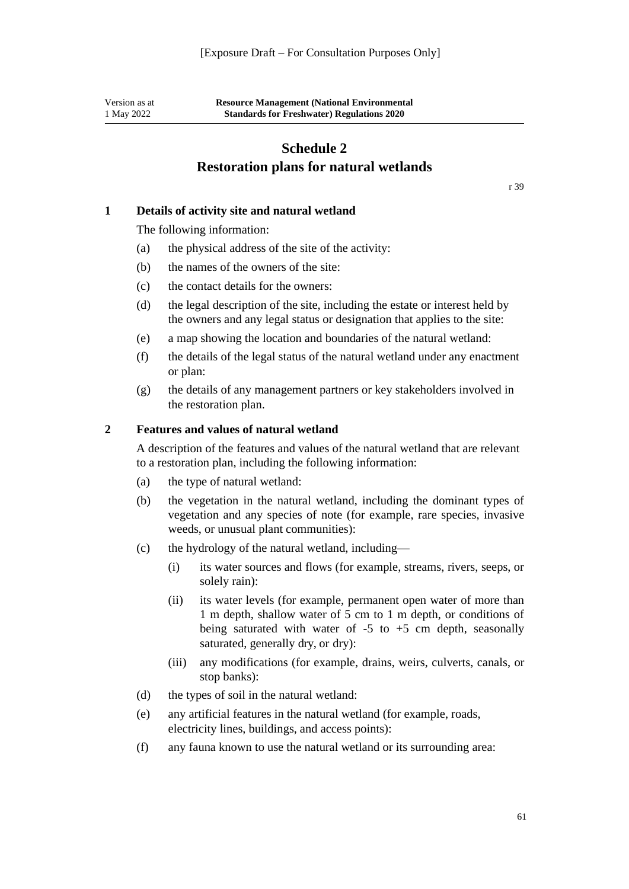[Exposure Draft – For Consultation Purposes Only]

# Schedule 2
## Restoration plans for natural wetlands

r 39

### 1 Details of activity site and natural wetland

The following information:

(a) the physical address of the site of the activity:

(b) the names of the owners of the site:

(c) the contact details for the owners:

(d) the legal description of the site, including the estate or interest held by the owners and any legal status or designation that applies to the site:

(e) a map showing the location and boundaries of the natural wetland:

(f) the details of the legal status of the natural wetland under any enactment or plan:

(g) the details of any management partners or key stakeholders involved in the restoration plan.

### 2 Features and values of natural wetland

A description of the features and values of the natural wetland that are relevant to a restoration plan, including the following information:

(a) the type of natural wetland:

(b) the vegetation in the natural wetland, including the dominant types of vegetation and any species of note (for example, rare species, invasive weeds, or unusual plant communities):

(c) the hydrology of the natural wetland, including—

  (i) its water sources and flows (for example, streams, rivers, seeps, or solely rain):

  (ii) its water levels (for example, permanent open water of more than 1 m depth, shallow water of 5 cm to 1 m depth, or conditions of being saturated with water of -5 to +5 cm depth, seasonally saturated, generally dry, or dry):

  (iii) any modifications (for example, drains, weirs, culverts, canals, or stop banks):

(d) the types of soil in the natural wetland:

(e) any artificial features in the natural wetland (for example, roads, electricity lines, buildings, and access points):

(f) any fauna known to use the natural wetland or its surrounding area: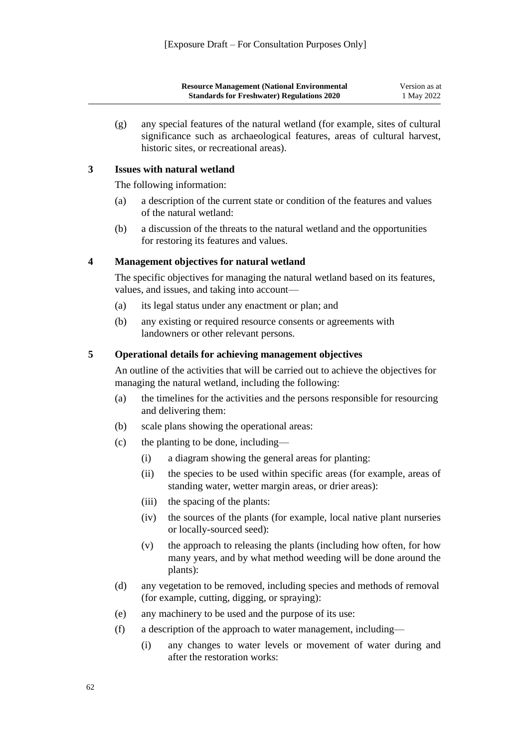(g) any special features of the natural wetland (for example, sites of cultural significance such as archaeological features, areas of cultural harvest, historic sites, or recreational areas).

### 3 Issues with natural wetland

The following information:

(a) a description of the current state or condition of the features and values of the natural wetland:

(b) a discussion of the threats to the natural wetland and the opportunities for restoring its features and values.

### 4 Management objectives for natural wetland

The specific objectives for managing the natural wetland based on its features, values, and issues, and taking into account—

(a) its legal status under any enactment or plan; and

(b) any existing or required resource consents or agreements with landowners or other relevant persons.

### 5 Operational details for achieving management objectives

An outline of the activities that will be carried out to achieve the objectives for managing the natural wetland, including the following:

(a) the timelines for the activities and the persons responsible for resourcing and delivering them:

(b) scale plans showing the operational areas:

(c) the planting to be done, including—

- (i) a diagram showing the general areas for planting:
- (ii) the species to be used within specific areas (for example, areas of standing water, wetter margin areas, or drier areas):
- (iii) the spacing of the plants:
- (iv) the sources of the plants (for example, local native plant nurseries or locally-sourced seed):
- (v) the approach to releasing the plants (including how often, for how many years, and by what method weeding will be done around the plants):

(d) any vegetation to be removed, including species and methods of removal (for example, cutting, digging, or spraying):

(e) any machinery to be used and the purpose of its use:

(f) a description of the approach to water management, including—

- (i) any changes to water levels or movement of water during and after the restoration works: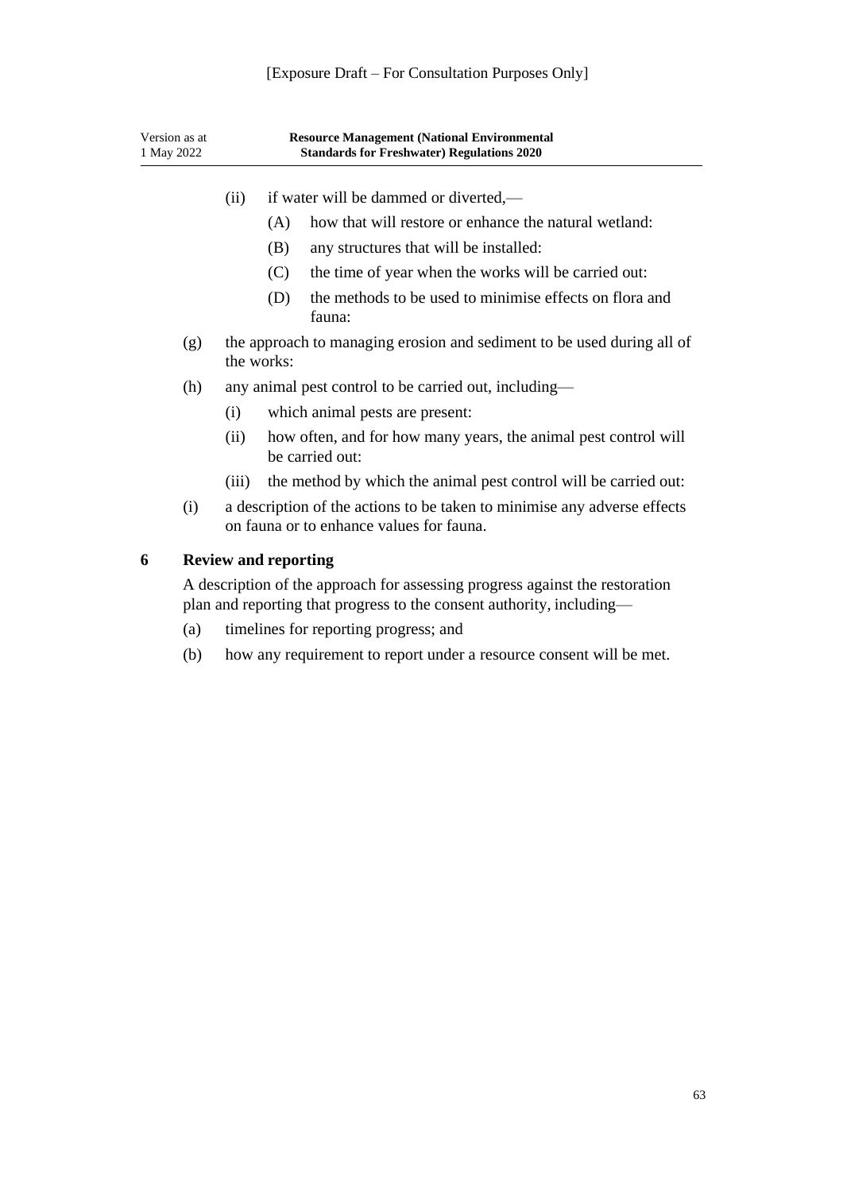(ii) if water will be dammed or diverted,—

(A) how that will restore or enhance the natural wetland:

(B) any structures that will be installed:

(C) the time of year when the works will be carried out:

(D) the methods to be used to minimise effects on flora and fauna:

(g) the approach to managing erosion and sediment to be used during all of the works:

(h) any animal pest control to be carried out, including—

(i) which animal pests are present:

(ii) how often, and for how many years, the animal pest control will be carried out:

(iii) the method by which the animal pest control will be carried out:

(i) a description of the actions to be taken to minimise any adverse effects on fauna or to enhance values for fauna.

## 6 Review and reporting

A description of the approach for assessing progress against the restoration plan and reporting that progress to the consent authority, including—

(a) timelines for reporting progress; and

(b) how any requirement to report under a resource consent will be met.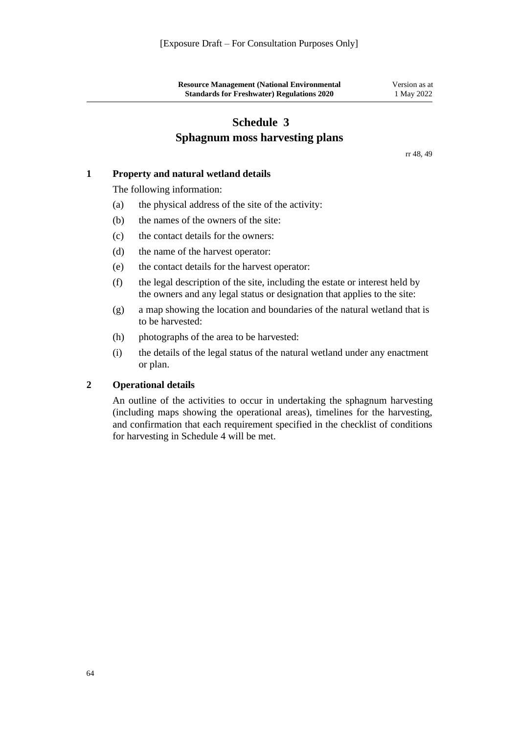# Schedule 3
## Sphagnum moss harvesting plans

rr 48, 49

### 1 Property and natural wetland details

The following information:

(a) the physical address of the site of the activity:

(b) the names of the owners of the site:

(c) the contact details for the owners:

(d) the name of the harvest operator:

(e) the contact details for the harvest operator:

(f) the legal description of the site, including the estate or interest held by the owners and any legal status or designation that applies to the site:

(g) a map showing the location and boundaries of the natural wetland that is to be harvested:

(h) photographs of the area to be harvested:

(i) the details of the legal status of the natural wetland under any enactment or plan.

### 2 Operational details

An outline of the activities to occur in undertaking the sphagnum harvesting (including maps showing the operational areas), timelines for the harvesting, and confirmation that each requirement specified in the checklist of conditions for harvesting in Schedule 4 will be met.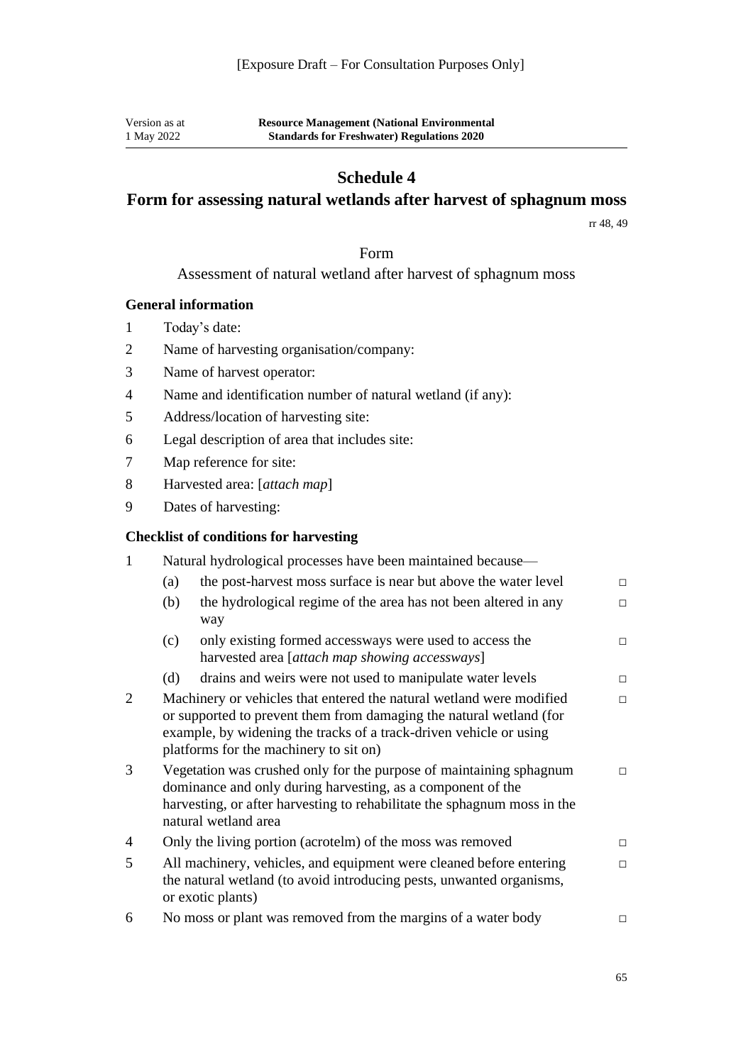# Schedule 4

## Form for assessing natural wetlands after harvest of sphagnum moss

rr 48, 49

Form

Assessment of natural wetland after harvest of sphagnum moss

### General information

1 Today's date:

2 Name of harvesting organisation/company:

3 Name of harvest operator:

4 Name and identification number of natural wetland (if any):

5 Address/location of harvesting site:

6 Legal description of area that includes site:

7 Map reference for site:

8 Harvested area: [*attach map*]

9 Dates of harvesting:

### Checklist of conditions for harvesting

1 Natural hydrological processes have been maintained because—

(a) the post-harvest moss surface is near but above the water level □

(b) the hydrological regime of the area has not been altered in any way □

(c) only existing formed accessways were used to access the harvested area [*attach map showing accessways*] □

(d) drains and weirs were not used to manipulate water levels □

2 Machinery or vehicles that entered the natural wetland were modified or supported to prevent them from damaging the natural wetland (for example, by widening the tracks of a track-driven vehicle or using platforms for the machinery to sit on) □

3 Vegetation was crushed only for the purpose of maintaining sphagnum dominance and only during harvesting, as a component of the harvesting, or after harvesting to rehabilitate the sphagnum moss in the natural wetland area □

4 Only the living portion (acrotelm) of the moss was removed □

5 All machinery, vehicles, and equipment were cleaned before entering the natural wetland (to avoid introducing pests, unwanted organisms, or exotic plants) □

6 No moss or plant was removed from the margins of a water body □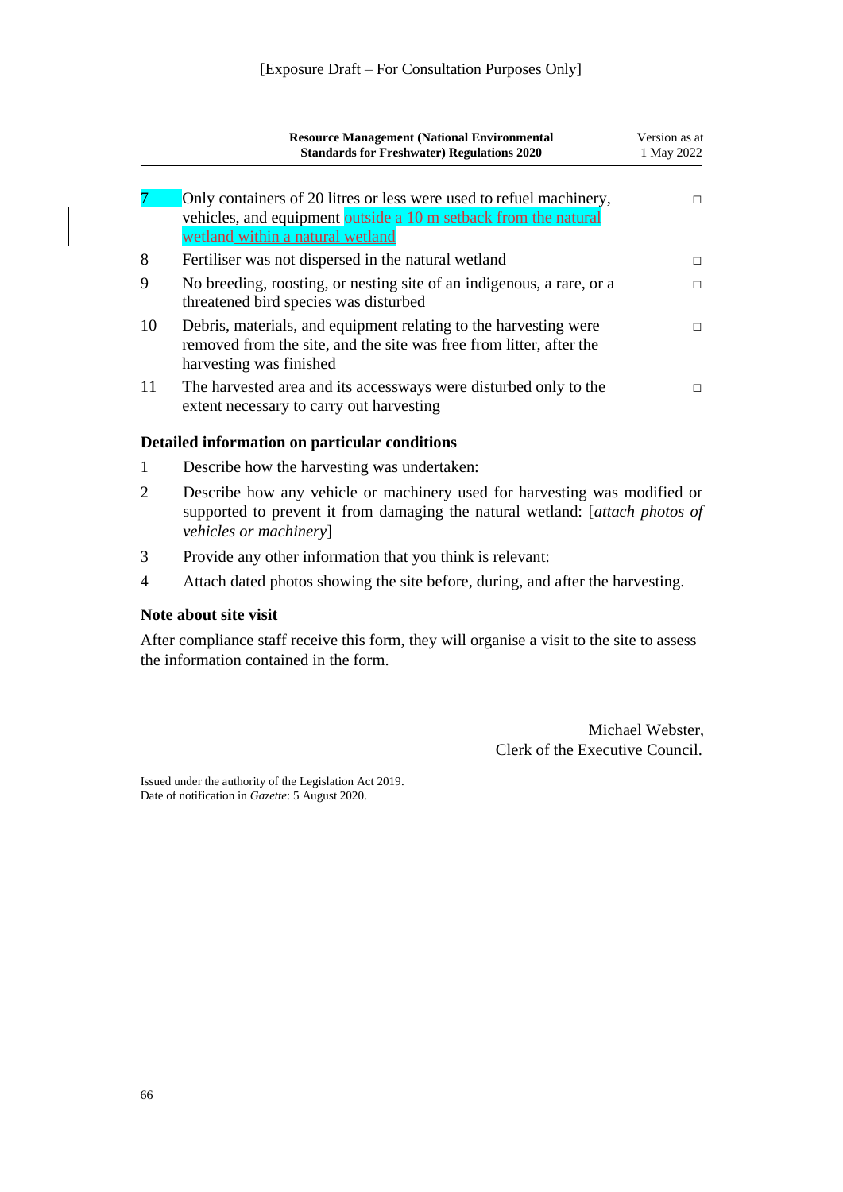[Exposure Draft – For Consultation Purposes Only]

| | | |
|---|---|---|
| 7 | Only containers of 20 litres or less were used to refuel machinery, vehicles, and equipment ~~outside a 10 m setback from the natural wetland~~ within a natural wetland | □ |
| 8 | Fertiliser was not dispersed in the natural wetland | □ |
| 9 | No breeding, roosting, or nesting site of an indigenous, a rare, or a threatened bird species was disturbed | □ |
| 10 | Debris, materials, and equipment relating to the harvesting were removed from the site, and the site was free from litter, after the harvesting was finished | □ |
| 11 | The harvested area and its accessways were disturbed only to the extent necessary to carry out harvesting | □ |

### Detailed information on particular conditions

1. Describe how the harvesting was undertaken:
2. Describe how any vehicle or machinery used for harvesting was modified or supported to prevent it from damaging the natural wetland: [*attach photos of vehicles or machinery*]
3. Provide any other information that you think is relevant:
4. Attach dated photos showing the site before, during, and after the harvesting.

### Note about site visit

After compliance staff receive this form, they will organise a visit to the site to assess the information contained in the form.

Michael Webster,
Clerk of the Executive Council.

Issued under the authority of the Legislation Act 2019.
Date of notification in *Gazette*: 5 August 2020.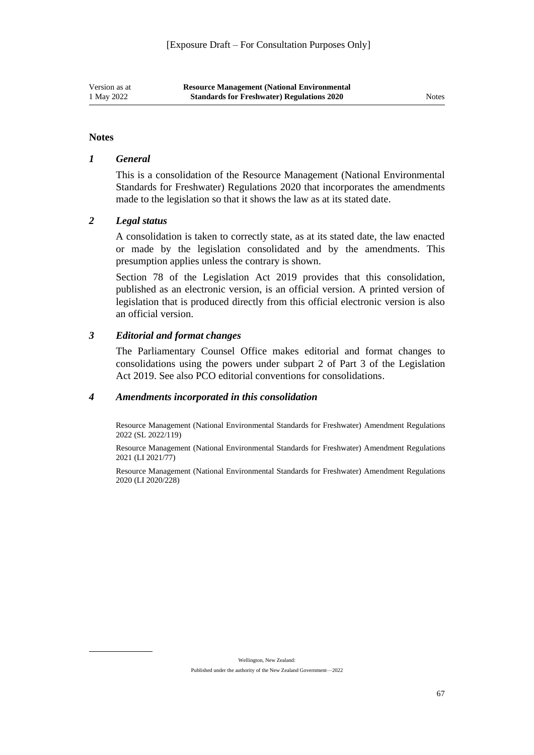## Notes

### *1 General*

This is a consolidation of the Resource Management (National Environmental Standards for Freshwater) Regulations 2020 that incorporates the amendments made to the legislation so that it shows the law as at its stated date.

### *2 Legal status*

A consolidation is taken to correctly state, as at its stated date, the law enacted or made by the legislation consolidated and by the amendments. This presumption applies unless the contrary is shown.

Section 78 of the Legislation Act 2019 provides that this consolidation, published as an electronic version, is an official version. A printed version of legislation that is produced directly from this official electronic version is also an official version.

### *3 Editorial and format changes*

The Parliamentary Counsel Office makes editorial and format changes to consolidations using the powers under subpart 2 of Part 3 of the Legislation Act 2019. See also PCO editorial conventions for consolidations.

### *4 Amendments incorporated in this consolidation*

Resource Management (National Environmental Standards for Freshwater) Amendment Regulations 2022 (SL 2022/119)

Resource Management (National Environmental Standards for Freshwater) Amendment Regulations 2021 (LI 2021/77)

Resource Management (National Environmental Standards for Freshwater) Amendment Regulations 2020 (LI 2020/228)

Wellington, New Zealand:

Published under the authority of the New Zealand Government—2022